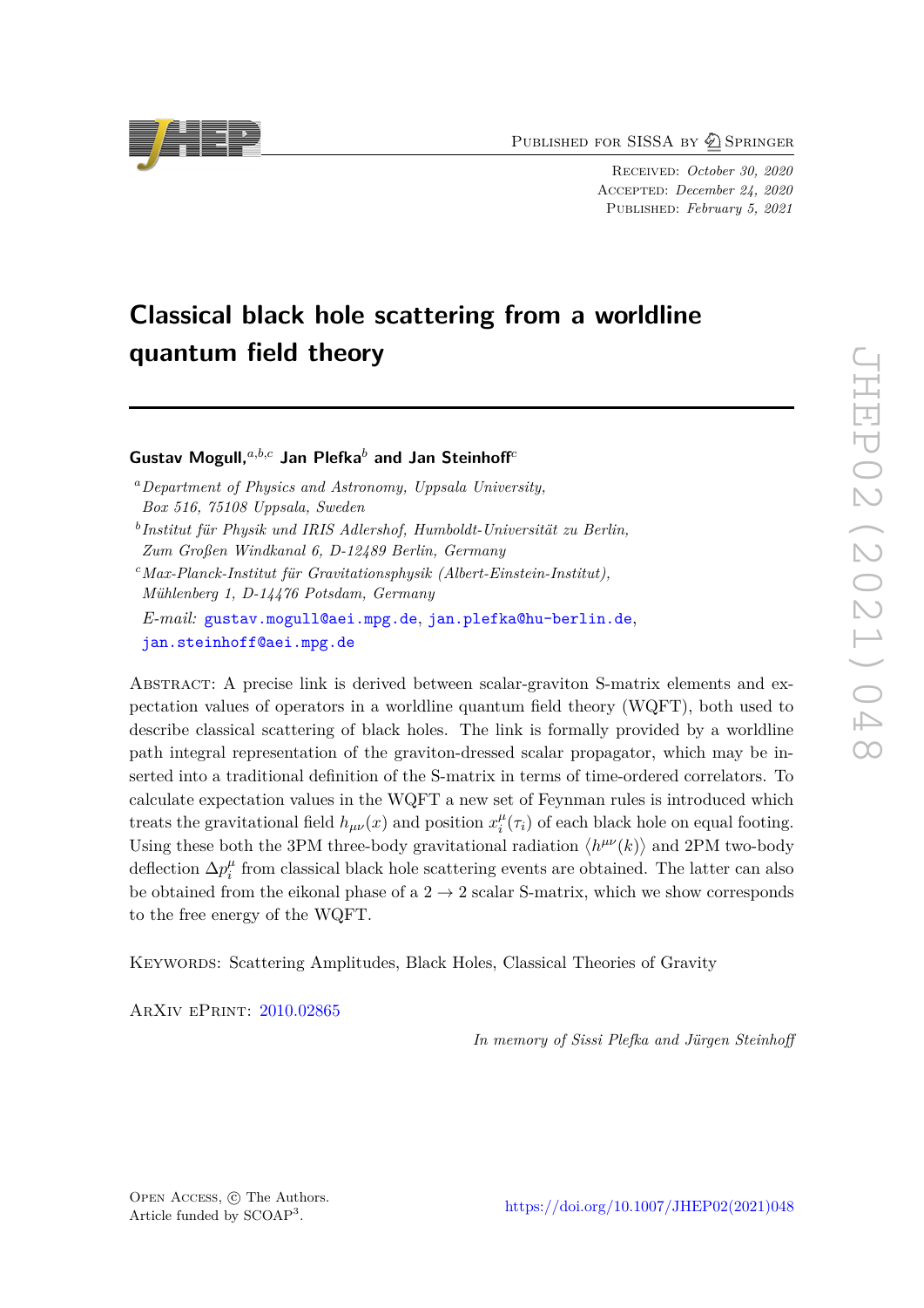Published for SISSA by Springer

Received: *October 30, 2020*
Accepted: *December 24, 2020*
Published: *February 5, 2021*

# Classical black hole scattering from a worldline quantum field theory

**Gustav Mogull,**[a,b,c] **Jan Plefka**[b] **and Jan Steinhoff**[c]

[a] *Department of Physics and Astronomy, Uppsala University, Box 516, 75108 Uppsala, Sweden*

[b] *Institut für Physik und IRIS Adlershof, Humboldt-Universität zu Berlin, Zum Großen Windkanal 6, D-12489 Berlin, Germany*

[c] *Max-Planck-Institut für Gravitationsphysik (Albert-Einstein-Institut), Mühlenberg 1, D-14476 Potsdam, Germany*

*E-mail:* gustav.mogull@aei.mpg.de, jan.plefka@hu-berlin.de, jan.steinhoff@aei.mpg.de

Abstract: A precise link is derived between scalar-graviton S-matrix elements and expectation values of operators in a worldline quantum field theory (WQFT), both used to describe classical scattering of black holes. The link is formally provided by a worldline path integral representation of the graviton-dressed scalar propagator, which may be inserted into a traditional definition of the S-matrix in terms of time-ordered correlators. To calculate expectation values in the WQFT a new set of Feynman rules is introduced which treats the gravitational field $h_{\mu\nu}(x)$ and position $x_i^\mu(\tau_i)$ of each black hole on equal footing. Using these both the 3PM three-body gravitational radiation $\langle h^{\mu\nu}(k)\rangle$ and 2PM two-body deflection $\Delta p_i^\mu$ from classical black hole scattering events are obtained. The latter can also be obtained from the eikonal phase of a $2\to 2$ scalar S-matrix, which we show corresponds to the free energy of the WQFT.

Keywords: Scattering Amplitudes, Black Holes, Classical Theories of Gravity

ArXiv ePrint: 2010.02865

*In memory of Sissi Plefka and Jürgen Steinhoff*

Open Access, © The Authors.
Article funded by SCOAP[3].

https://doi.org/10.1007/JHEP02(2021)048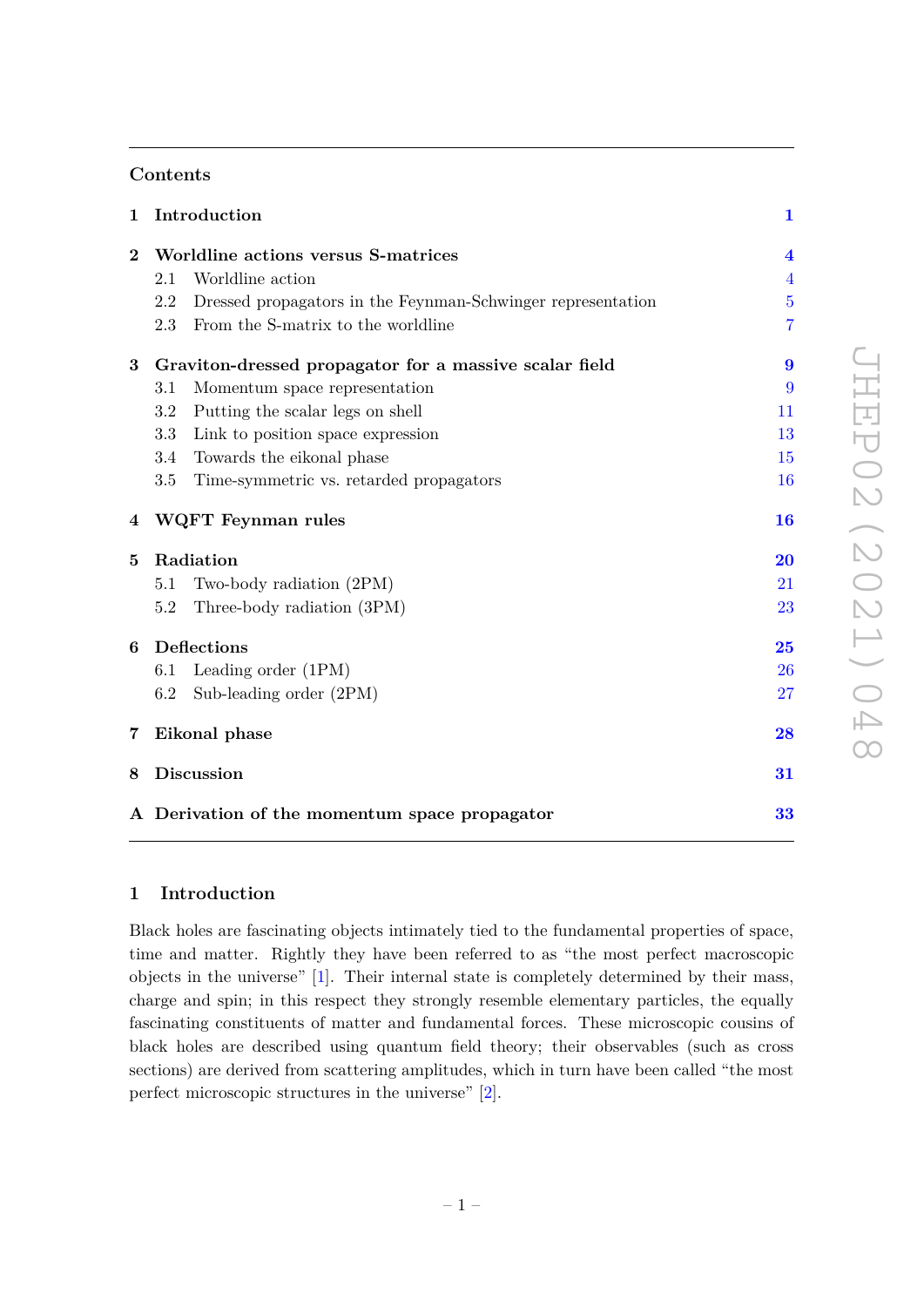## Contents

| | | |
|---|---|---|
| **1** | **Introduction** | **1** |
| **2** | **Worldline actions versus S-matrices** | **4** |
| | 2.1 Worldline action | 4 |
| | 2.2 Dressed propagators in the Feynman-Schwinger representation | 5 |
| | 2.3 From the S-matrix to the worldline | 7 |
| **3** | **Graviton-dressed propagator for a massive scalar field** | **9** |
| | 3.1 Momentum space representation | 9 |
| | 3.2 Putting the scalar legs on shell | 11 |
| | 3.3 Link to position space expression | 13 |
| | 3.4 Towards the eikonal phase | 15 |
| | 3.5 Time-symmetric vs. retarded propagators | 16 |
| **4** | **WQFT Feynman rules** | **16** |
| **5** | **Radiation** | **20** |
| | 5.1 Two-body radiation (2PM) | 21 |
| | 5.2 Three-body radiation (3PM) | 23 |
| **6** | **Deflections** | **25** |
| | 6.1 Leading order (1PM) | 26 |
| | 6.2 Sub-leading order (2PM) | 27 |
| **7** | **Eikonal phase** | **28** |
| **8** | **Discussion** | **31** |
| **A** | **Derivation of the momentum space propagator** | **33** |

## 1 Introduction

Black holes are fascinating objects intimately tied to the fundamental properties of space, time and matter. Rightly they have been referred to as "the most perfect macroscopic objects in the universe" [1]. Their internal state is completely determined by their mass, charge and spin; in this respect they strongly resemble elementary particles, the equally fascinating constituents of matter and fundamental forces. These microscopic cousins of black holes are described using quantum field theory; their observables (such as cross sections) are derived from scattering amplitudes, which in turn have been called "the most perfect microscopic structures in the universe" [2].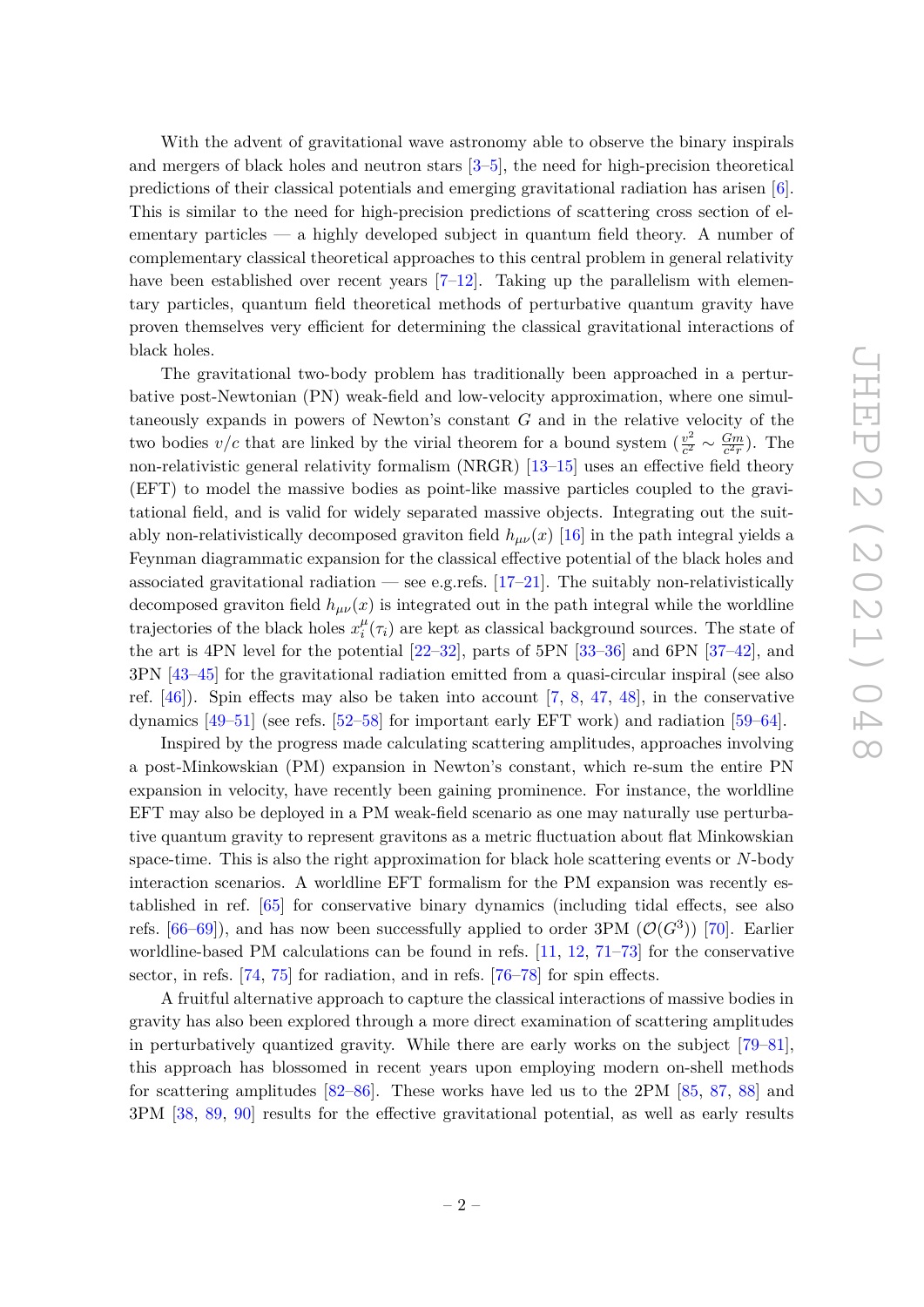With the advent of gravitational wave astronomy able to observe the binary inspirals and mergers of black holes and neutron stars [3–5], the need for high-precision theoretical predictions of their classical potentials and emerging gravitational radiation has arisen [6]. This is similar to the need for high-precision predictions of scattering cross section of elementary particles — a highly developed subject in quantum field theory. A number of complementary classical theoretical approaches to this central problem in general relativity have been established over recent years [7–12]. Taking up the parallelism with elementary particles, quantum field theoretical methods of perturbative quantum gravity have proven themselves very efficient for determining the classical gravitational interactions of black holes.

The gravitational two-body problem has traditionally been approached in a perturbative post-Newtonian (PN) weak-field and low-velocity approximation, where one simultaneously expands in powers of Newton's constant $G$ and in the relative velocity of the two bodies $v/c$ that are linked by the virial theorem for a bound system ($\frac{v^2}{c^2} \sim \frac{Gm}{c^2 r}$). The non-relativistic general relativity formalism (NRGR) [13–15] uses an effective field theory (EFT) to model the massive bodies as point-like massive particles coupled to the gravitational field, and is valid for widely separated massive objects. Integrating out the suitably non-relativistically decomposed graviton field $h_{\mu\nu}(x)$ [16] in the path integral yields a Feynman diagrammatic expansion for the classical effective potential of the black holes and associated gravitational radiation — see e.g.refs. [17–21]. The suitably non-relativistically decomposed graviton field $h_{\mu\nu}(x)$ is integrated out in the path integral while the worldline trajectories of the black holes $x_i^\mu(\tau_i)$ are kept as classical background sources. The state of the art is 4PN level for the potential [22–32], parts of 5PN [33–36] and 6PN [37–42], and 3PN [43–45] for the gravitational radiation emitted from a quasi-circular inspiral (see also ref. [46]). Spin effects may also be taken into account [7, 8, 47, 48], in the conservative dynamics [49–51] (see refs. [52–58] for important early EFT work) and radiation [59–64].

Inspired by the progress made calculating scattering amplitudes, approaches involving a post-Minkowskian (PM) expansion in Newton's constant, which re-sum the entire PN expansion in velocity, have recently been gaining prominence. For instance, the worldline EFT may also be deployed in a PM weak-field scenario as one may naturally use perturbative quantum gravity to represent gravitons as a metric fluctuation about flat Minkowskian space-time. This is also the right approximation for black hole scattering events or $N$-body interaction scenarios. A worldline EFT formalism for the PM expansion was recently established in ref. [65] for conservative binary dynamics (including tidal effects, see also refs. [66–69]), and has now been successfully applied to order 3PM ($\mathcal{O}(G^3)$) [70]. Earlier worldline-based PM calculations can be found in refs. [11, 12, 71–73] for the conservative sector, in refs. [74, 75] for radiation, and in refs. [76–78] for spin effects.

A fruitful alternative approach to capture the classical interactions of massive bodies in gravity has also been explored through a more direct examination of scattering amplitudes in perturbatively quantized gravity. While there are early works on the subject [79–81], this approach has blossomed in recent years upon employing modern on-shell methods for scattering amplitudes [82–86]. These works have led us to the 2PM [85, 87, 88] and 3PM [38, 89, 90] results for the effective gravitational potential, as well as early results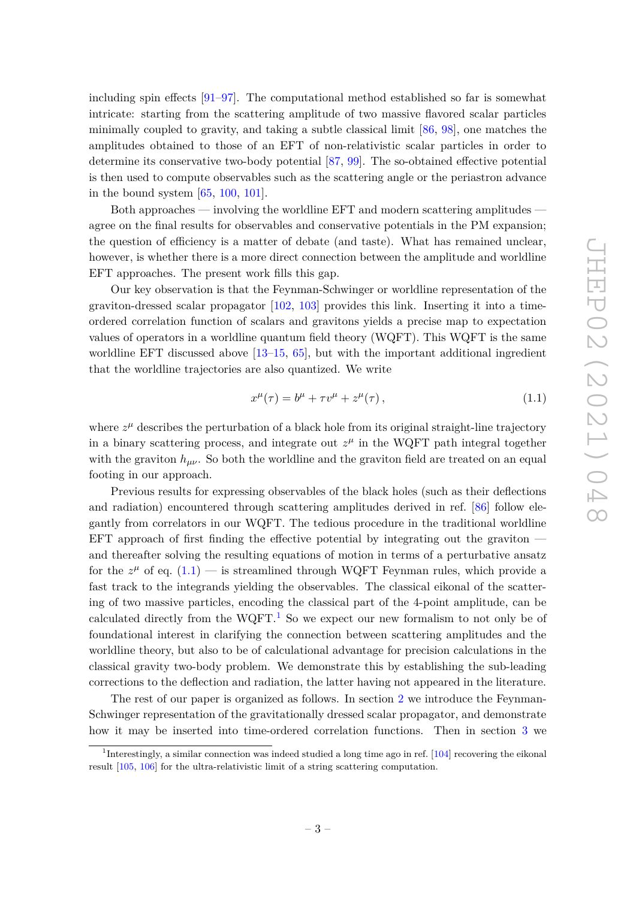including spin effects [91–97]. The computational method established so far is somewhat intricate: starting from the scattering amplitude of two massive flavored scalar particles minimally coupled to gravity, and taking a subtle classical limit [86, 98], one matches the amplitudes obtained to those of an EFT of non-relativistic scalar particles in order to determine its conservative two-body potential [87, 99]. The so-obtained effective potential is then used to compute observables such as the scattering angle or the periastron advance in the bound system [65, 100, 101].

Both approaches — involving the worldline EFT and modern scattering amplitudes — agree on the final results for observables and conservative potentials in the PM expansion; the question of efficiency is a matter of debate (and taste). What has remained unclear, however, is whether there is a more direct connection between the amplitude and worldline EFT approaches. The present work fills this gap.

Our key observation is that the Feynman-Schwinger or worldline representation of the graviton-dressed scalar propagator [102, 103] provides this link. Inserting it into a time-ordered correlation function of scalars and gravitons yields a precise map to expectation values of operators in a worldline quantum field theory (WQFT). This WQFT is the same worldline EFT discussed above [13–15, 65], but with the important additional ingredient that the worldline trajectories are also quantized. We write

$$x^\mu(\tau) = b^\mu + \tau v^\mu + z^\mu(\tau)\,, \tag{1.1}$$

where $z^\mu$ describes the perturbation of a black hole from its original straight-line trajectory in a binary scattering process, and integrate out $z^\mu$ in the WQFT path integral together with the graviton $h_{\mu\nu}$. So both the worldline and the graviton field are treated on an equal footing in our approach.

Previous results for expressing observables of the black holes (such as their deflections and radiation) encountered through scattering amplitudes derived in ref. [86] follow elegantly from correlators in our WQFT. The tedious procedure in the traditional worldline EFT approach of first finding the effective potential by integrating out the graviton — and thereafter solving the resulting equations of motion in terms of a perturbative ansatz for the $z^\mu$ of eq. (1.1) — is streamlined through WQFT Feynman rules, which provide a fast track to the integrands yielding the observables. The classical eikonal of the scattering of two massive particles, encoding the classical part of the 4-point amplitude, can be calculated directly from the WQFT.[1] So we expect our new formalism to not only be of foundational interest in clarifying the connection between scattering amplitudes and the worldline theory, but also to be of calculational advantage for precision calculations in the classical gravity two-body problem. We demonstrate this by establishing the sub-leading corrections to the deflection and radiation, the latter having not appeared in the literature.

The rest of our paper is organized as follows. In section 2 we introduce the Feynman-Schwinger representation of the gravitationally dressed scalar propagator, and demonstrate how it may be inserted into time-ordered correlation functions. Then in section 3 we

[1] Interestingly, a similar connection was indeed studied a long time ago in ref. [104] recovering the eikonal result [105, 106] for the ultra-relativistic limit of a string scattering computation.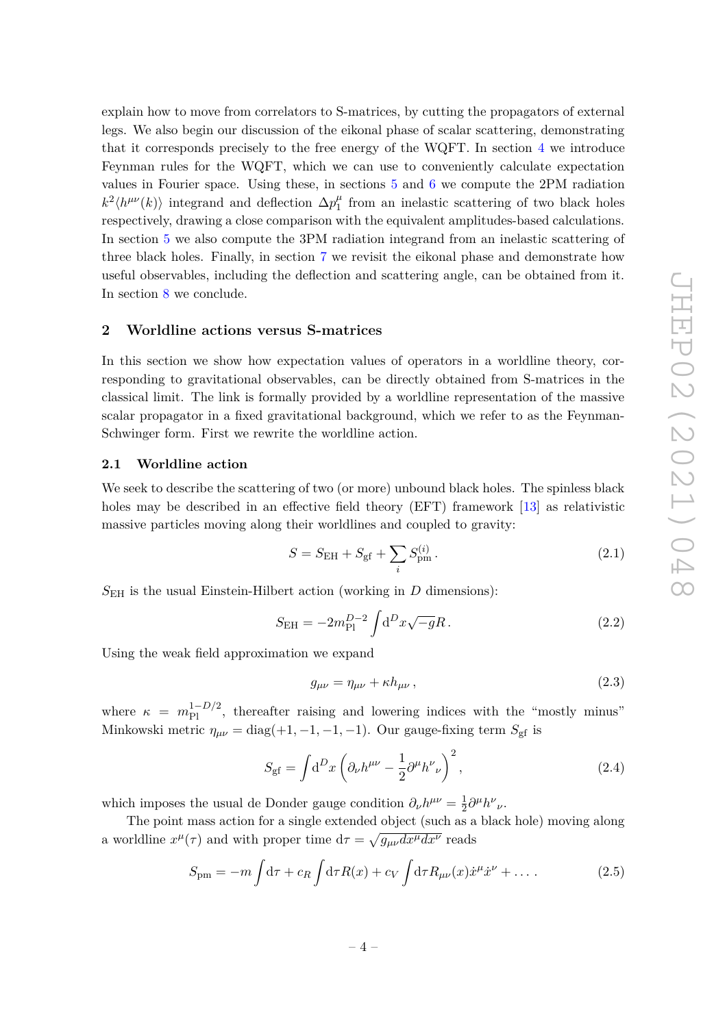explain how to move from correlators to S-matrices, by cutting the propagators of external legs. We also begin our discussion of the eikonal phase of scalar scattering, demonstrating that it corresponds precisely to the free energy of the WQFT. In section 4 we introduce Feynman rules for the WQFT, which we can use to conveniently calculate expectation values in Fourier space. Using these, in sections 5 and 6 we compute the 2PM radiation $k^2\langle h^{\mu\nu}(k)\rangle$ integrand and deflection $\Delta p_1^\mu$ from an inelastic scattering of two black holes respectively, drawing a close comparison with the equivalent amplitudes-based calculations. In section 5 we also compute the 3PM radiation integrand from an inelastic scattering of three black holes. Finally, in section 7 we revisit the eikonal phase and demonstrate how useful observables, including the deflection and scattering angle, can be obtained from it. In section 8 we conclude.

## 2 Worldline actions versus S-matrices

In this section we show how expectation values of operators in a worldline theory, corresponding to gravitational observables, can be directly obtained from S-matrices in the classical limit. The link is formally provided by a worldline representation of the massive scalar propagator in a fixed gravitational background, which we refer to as the Feynman-Schwinger form. First we rewrite the worldline action.

### 2.1 Worldline action

We seek to describe the scattering of two (or more) unbound black holes. The spinless black holes may be described in an effective field theory (EFT) framework [13] as relativistic massive particles moving along their worldlines and coupled to gravity:

$$S = S_{\rm EH} + S_{\rm gf} + \sum_i S_{\rm pm}^{(i)} \,. \tag{2.1}$$

$S_{\rm EH}$ is the usual Einstein-Hilbert action (working in $D$ dimensions):

$$S_{\rm EH} = -2m_{\rm Pl}^{D-2}\int {\rm d}^D x\sqrt{-g}R\,. \tag{2.2}$$

Using the weak field approximation we expand

$$g_{\mu\nu} = \eta_{\mu\nu} + \kappa h_{\mu\nu}\,, \tag{2.3}$$

where $\kappa = m_{\rm Pl}^{1-D/2}$, thereafter raising and lowering indices with the "mostly minus" Minkowski metric $\eta_{\mu\nu} = {\rm diag}(+1,-1,-1,-1)$. Our gauge-fixing term $S_{\rm gf}$ is

$$S_{\rm gf} = \int {\rm d}^D x\left(\partial_\nu h^{\mu\nu} - \frac{1}{2}\partial^\mu h^\nu{}_\nu\right)^2, \tag{2.4}$$

which imposes the usual de Donder gauge condition $\partial_\nu h^{\mu\nu} = \frac{1}{2}\partial^\mu h^\nu{}_\nu$.

The point mass action for a single extended object (such as a black hole) moving along a worldline $x^\mu(\tau)$ and with proper time ${\rm d}\tau = \sqrt{g_{\mu\nu}dx^\mu dx^\nu}$ reads

$$S_{\rm pm} = -m\int {\rm d}\tau + c_R\int {\rm d}\tau R(x) + c_V\int {\rm d}\tau R_{\mu\nu}(x)\dot{x}^\mu\dot{x}^\nu + \ldots\,. \tag{2.5}$$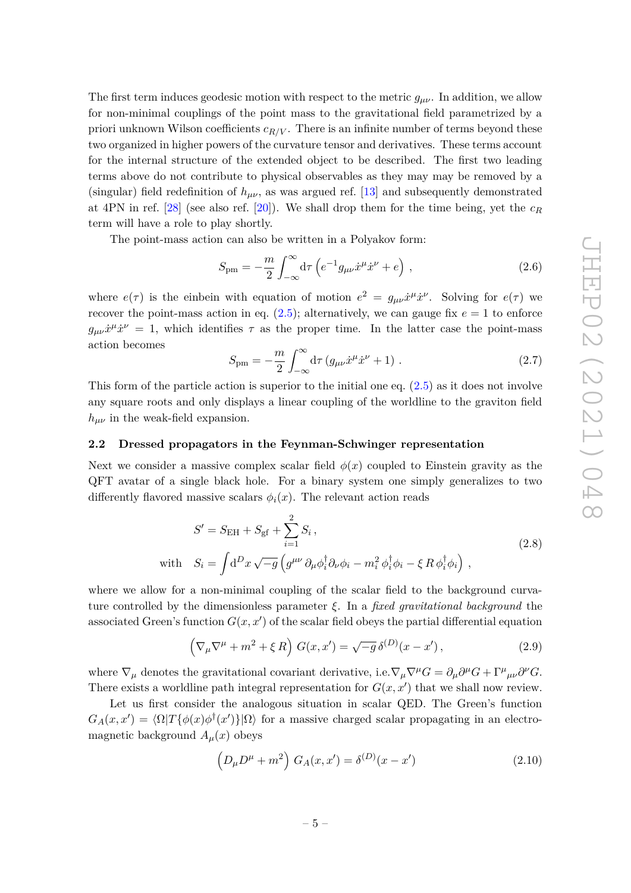The first term induces geodesic motion with respect to the metric $g_{\mu\nu}$. In addition, we allow for non-minimal couplings of the point mass to the gravitational field parametrized by a priori unknown Wilson coefficients $c_{R/V}$. There is an infinite number of terms beyond these two organized in higher powers of the curvature tensor and derivatives. These terms account for the internal structure of the extended object to be described. The first two leading terms above do not contribute to physical observables as they may may be removed by a (singular) field redefinition of $h_{\mu\nu}$, as was argued ref. [13] and subsequently demonstrated at 4PN in ref. [28] (see also ref. [20]). We shall drop them for the time being, yet the $c_R$ term will have a role to play shortly.

The point-mass action can also be written in a Polyakov form:

$$S_{\rm pm} = -\frac{m}{2}\int_{-\infty}^{\infty} {\rm d}\tau \left( e^{-1} g_{\mu\nu}\dot{x}^\mu \dot{x}^\nu + e \right) , \tag{2.6}$$

where $e(\tau)$ is the einbein with equation of motion $e^2 = g_{\mu\nu}\dot{x}^\mu\dot{x}^\nu$. Solving for $e(\tau)$ we recover the point-mass action in eq. (2.5); alternatively, we can gauge fix $e = 1$ to enforce $g_{\mu\nu}\dot{x}^\mu\dot{x}^\nu = 1$, which identifies $\tau$ as the proper time. In the latter case the point-mass action becomes

$$S_{\rm pm} = -\frac{m}{2}\int_{-\infty}^{\infty} {\rm d}\tau \left( g_{\mu\nu}\dot{x}^\mu \dot{x}^\nu + 1 \right) . \tag{2.7}$$

This form of the particle action is superior to the initial one eq. (2.5) as it does not involve any square roots and only displays a linear coupling of the worldline to the graviton field $h_{\mu\nu}$ in the weak-field expansion.

### 2.2 Dressed propagators in the Feynman-Schwinger representation

Next we consider a massive complex scalar field $\phi(x)$ coupled to Einstein gravity as the QFT avatar of a single black hole. For a binary system one simply generalizes to two differently flavored massive scalars $\phi_i(x)$. The relevant action reads

$$\begin{aligned} S' &= S_{\rm EH} + S_{\rm gf} + \sum_{i=1}^{2} S_i \,, \\ \text{with} \quad S_i &= \int {\rm d}^D x \sqrt{-g}\left( g^{\mu\nu}\,\partial_\mu \phi_i^\dagger \partial_\nu \phi_i - m_i^2\, \phi_i^\dagger \phi_i - \xi\, R\, \phi_i^\dagger \phi_i \right) , \end{aligned} \tag{2.8}$$

where we allow for a non-minimal coupling of the scalar field to the background curvature controlled by the dimensionless parameter $\xi$. In a *fixed gravitational background* the associated Green's function $G(x,x')$ of the scalar field obeys the partial differential equation

$$\left( \nabla_\mu \nabla^\mu + m^2 + \xi\, R \right) G(x,x') = \sqrt{-g}\, \delta^{(D)}(x - x') \,, \tag{2.9}$$

where $\nabla_\mu$ denotes the gravitational covariant derivative, i.e. $\nabla_\mu\nabla^\mu G = \partial_\mu\partial^\mu G + \Gamma^\mu{}_{\mu\nu}\partial^\nu G$. There exists a worldline path integral representation for $G(x,x')$ that we shall now review.

Let us first consider the analogous situation in scalar QED. The Green's function $G_A(x,x') = \langle\Omega|T\{\phi(x)\phi^\dagger(x')\}|\Omega\rangle$ for a massive charged scalar propagating in an electromagnetic background $A_\mu(x)$ obeys

$$\left( D_\mu D^\mu + m^2 \right) G_A(x,x') = \delta^{(D)}(x - x') \tag{2.10}$$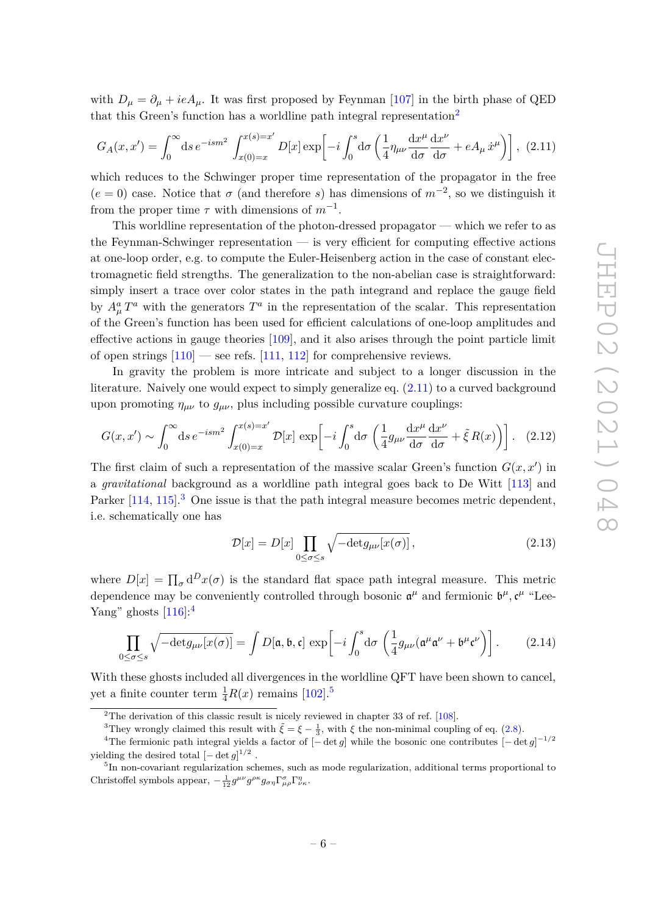with $D_\mu = \partial_\mu + ieA_\mu$. It was first proposed by Feynman [107] in the birth phase of QED that this Green's function has a worldline path integral representation[2]

$$G_A(x,x') = \int_0^\infty \mathrm{d}s\, e^{-ism^2} \int_{x(0)=x}^{x(s)=x'} D[x] \exp\left[-i\int_0^s \mathrm{d}\sigma \left(\frac{1}{4}\eta_{\mu\nu}\frac{\mathrm{d}x^\mu}{\mathrm{d}\sigma}\frac{\mathrm{d}x^\nu}{\mathrm{d}\sigma} + eA_\mu\, \dot{x}^\mu\right)\right], \quad (2.11)$$

which reduces to the Schwinger proper time representation of the propagator in the free ($e = 0$) case. Notice that $\sigma$ (and therefore $s$) has dimensions of $m^{-2}$, so we distinguish it from the proper time $\tau$ with dimensions of $m^{-1}$.

This worldline representation of the photon-dressed propagator — which we refer to as the Feynman-Schwinger representation — is very efficient for computing effective actions at one-loop order, e.g. to compute the Euler-Heisenberg action in the case of constant electromagnetic field strengths. The generalization to the non-abelian case is straightforward: simply insert a trace over color states in the path integrand and replace the gauge field by $A_\mu^a T^a$ with the generators $T^a$ in the representation of the scalar. This representation of the Green's function has been used for efficient calculations of one-loop amplitudes and effective actions in gauge theories [109], and it also arises through the point particle limit of open strings [110] — see refs. [111, 112] for comprehensive reviews.

In gravity the problem is more intricate and subject to a longer discussion in the literature. Naively one would expect to simply generalize eq. (2.11) to a curved background upon promoting $\eta_{\mu\nu}$ to $g_{\mu\nu}$, plus including possible curvature couplings:

$$G(x,x') \sim \int_0^\infty \mathrm{d}s\, e^{-ism^2} \int_{x(0)=x}^{x(s)=x'} \mathcal{D}[x] \exp\left[-i\int_0^s \mathrm{d}\sigma \left(\frac{1}{4}g_{\mu\nu}\frac{\mathrm{d}x^\mu}{\mathrm{d}\sigma}\frac{\mathrm{d}x^\nu}{\mathrm{d}\sigma} + \tilde{\xi}\, R(x)\right)\right]. \quad (2.12)$$

The first claim of such a representation of the massive scalar Green's function $G(x,x')$ in a *gravitational* background as a worldline path integral goes back to De Witt [113] and Parker [114, 115].[3] One issue is that the path integral measure becomes metric dependent, i.e. schematically one has

$$\mathcal{D}[x] = D[x] \prod_{0\leq\sigma\leq s} \sqrt{-\det g_{\mu\nu}[x(\sigma)]}\,, \quad (2.13)$$

where $D[x] = \prod_\sigma \mathrm{d}^D x(\sigma)$ is the standard flat space path integral measure. This metric dependence may be conveniently controlled through bosonic $\mathfrak{a}^\mu$ and fermionic $\mathfrak{b}^\mu, \mathfrak{c}^\mu$ "Lee-Yang" ghosts [116]:[4]

$$\prod_{0\leq\sigma\leq s} \sqrt{-\det g_{\mu\nu}[x(\sigma)]} = \int D[\mathfrak{a},\mathfrak{b},\mathfrak{c}] \exp\left[-i\int_0^s \mathrm{d}\sigma \left(\frac{1}{4}g_{\mu\nu}(\mathfrak{a}^\mu\mathfrak{a}^\nu + \mathfrak{b}^\mu\mathfrak{c}^\nu\right)\right]. \quad (2.14)$$

With these ghosts included all divergences in the worldline QFT have been shown to cancel, yet a finite counter term $\frac{1}{4}R(x)$ remains [102].[5]

---

[2] The derivation of this classic result is nicely reviewed in chapter 33 of ref. [108].

[3] They wrongly claimed this result with $\tilde{\xi} = \xi - \frac{1}{3}$, with $\xi$ the non-minimal coupling of eq. (2.8).

[4] The fermionic path integral yields a factor of $[-\det g]$ while the bosonic one contributes $[-\det g]^{-1/2}$ yielding the desired total $[-\det g]^{1/2}$ .

[5] In non-covariant regularization schemes, such as mode regularization, additional terms proportional to Christoffel symbols appear, $-\frac{1}{12}g^{\mu\nu}g^{\rho\kappa}g_{\sigma\eta}\Gamma^\sigma_{\mu\rho}\Gamma^\eta_{\nu\kappa}$.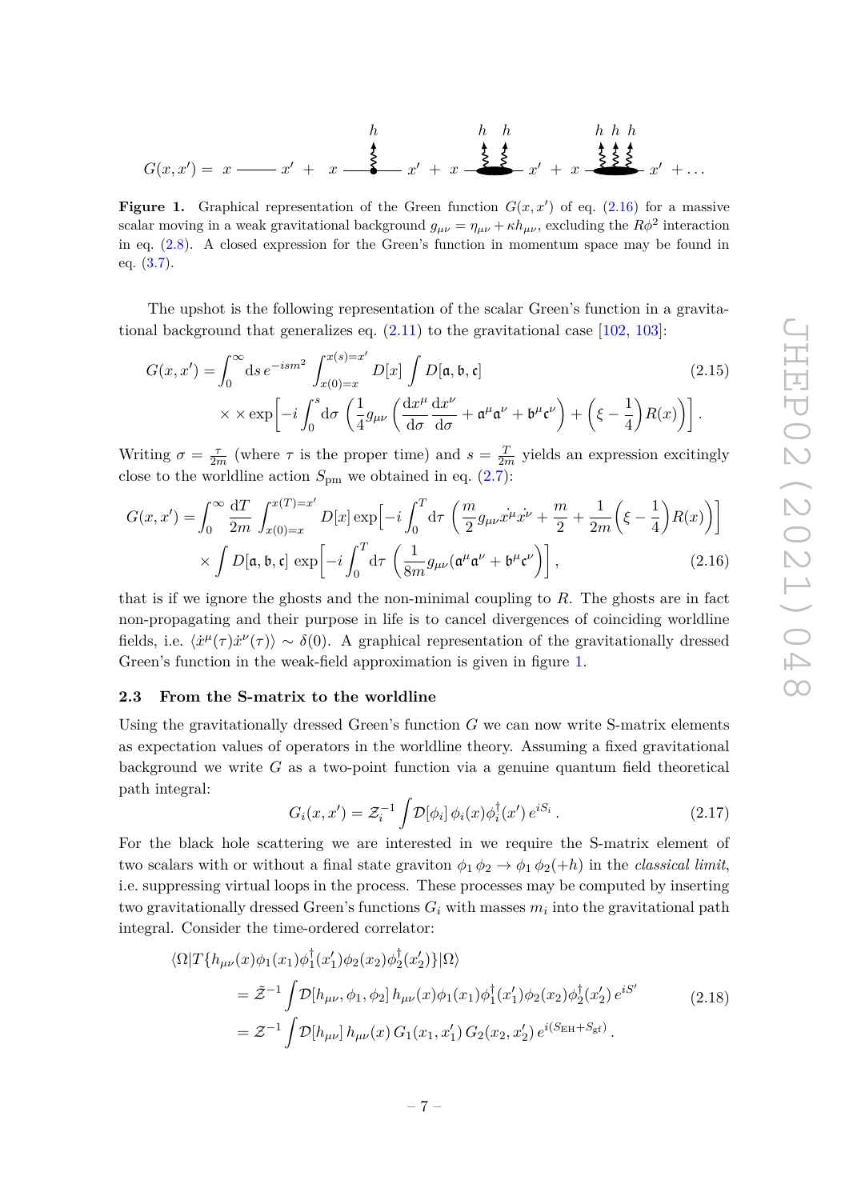$$G(x,x') = x \text{ ——— } x' + x \text{ —}\overset{h}{\bullet}\text{— } x' + \ldots$$

**Figure 1.** Graphical representation of the Green function $G(x, x')$ of eq. (2.16) for a massive scalar moving in a weak gravitational background $g_{\mu\nu} = \eta_{\mu\nu} + \kappa h_{\mu\nu}$, excluding the $R\phi^2$ interaction in eq. (2.8). A closed expression for the Green's function in momentum space may be found in eq. (3.7).

The upshot is the following representation of the scalar Green's function in a gravitational background that generalizes eq. (2.11) to the gravitational case [102, 103]:

$$G(x,x') = \int_0^\infty \mathrm{d}s\, e^{-ism^2} \int_{x(0)=x}^{x(s)=x'} D[x] \int D[\mathfrak{a},\mathfrak{b},\mathfrak{c}] \tag{2.15}$$
$$\times \times \exp\left[-i\int_0^s \mathrm{d}\sigma \left(\frac{1}{4}g_{\mu\nu}\left(\frac{\mathrm{d}x^\mu}{\mathrm{d}\sigma}\frac{\mathrm{d}x^\nu}{\mathrm{d}\sigma} + \mathfrak{a}^\mu\mathfrak{a}^\nu + \mathfrak{b}^\mu\mathfrak{c}^\nu\right) + \left(\xi - \frac{1}{4}\right)R(x)\right)\right].$$

Writing $\sigma = \frac{\tau}{2m}$ (where $\tau$ is the proper time) and $s = \frac{T}{2m}$ yields an expression excitingly close to the worldline action $S_{\rm pm}$ we obtained in eq. (2.7):

$$G(x,x') = \int_0^\infty \frac{\mathrm{d}T}{2m} \int_{x(0)=x}^{x(T)=x'} D[x] \exp\left[-i\int_0^T \mathrm{d}\tau \left(\frac{m}{2}g_{\mu\nu}\dot{x}^\mu\dot{x}^\nu + \frac{m}{2} + \frac{1}{2m}\left(\xi - \frac{1}{4}\right)R(x)\right)\right]$$
$$\times \int D[\mathfrak{a},\mathfrak{b},\mathfrak{c}] \exp\left[-i\int_0^T \mathrm{d}\tau \left(\frac{1}{8m}g_{\mu\nu}(\mathfrak{a}^\mu\mathfrak{a}^\nu + \mathfrak{b}^\mu\mathfrak{c}^\nu)\right)\right], \tag{2.16}$$

that is if we ignore the ghosts and the non-minimal coupling to $R$. The ghosts are in fact non-propagating and their purpose in life is to cancel divergences of coinciding worldline fields, i.e. $\langle \dot{x}^\mu(\tau)\dot{x}^\nu(\tau)\rangle \sim \delta(0)$. A graphical representation of the gravitationally dressed Green's function in the weak-field approximation is given in figure 1.

### 2.3 From the S-matrix to the worldline

Using the gravitationally dressed Green's function $G$ we can now write S-matrix elements as expectation values of operators in the worldline theory. Assuming a fixed gravitational background we write $G$ as a two-point function via a genuine quantum field theoretical path integral:

$$G_i(x,x') = \mathcal{Z}_i^{-1}\int \mathcal{D}[\phi_i]\, \phi_i(x)\phi_i^\dagger(x')\, e^{iS_i}. \tag{2.17}$$

For the black hole scattering we are interested in we require the S-matrix element of two scalars with or without a final state graviton $\phi_1\,\phi_2 \to \phi_1\,\phi_2(+h)$ in the *classical limit*, i.e. suppressing virtual loops in the process. These processes may be computed by inserting two gravitationally dressed Green's functions $G_i$ with masses $m_i$ into the gravitational path integral. Consider the time-ordered correlator:

$$\begin{aligned}\langle\Omega|T\{h_{\mu\nu}(x)\phi_1(x_1)\phi_1^\dagger(x_1')\phi_2(x_2)\phi_2^\dagger(x_2')\}|\Omega\rangle \\ = \tilde{\mathcal{Z}}^{-1}\int \mathcal{D}[h_{\mu\nu},\phi_1,\phi_2]\, h_{\mu\nu}(x)\phi_1(x_1)\phi_1^\dagger(x_1')\phi_2(x_2)\phi_2^\dagger(x_2')\, e^{iS'} \\ = \mathcal{Z}^{-1}\int \mathcal{D}[h_{\mu\nu}]\, h_{\mu\nu}(x)\, G_1(x_1,x_1')\, G_2(x_2,x_2')\, e^{i(S_{\rm EH}+S_{\rm gf})}.\end{aligned} \tag{2.18}$$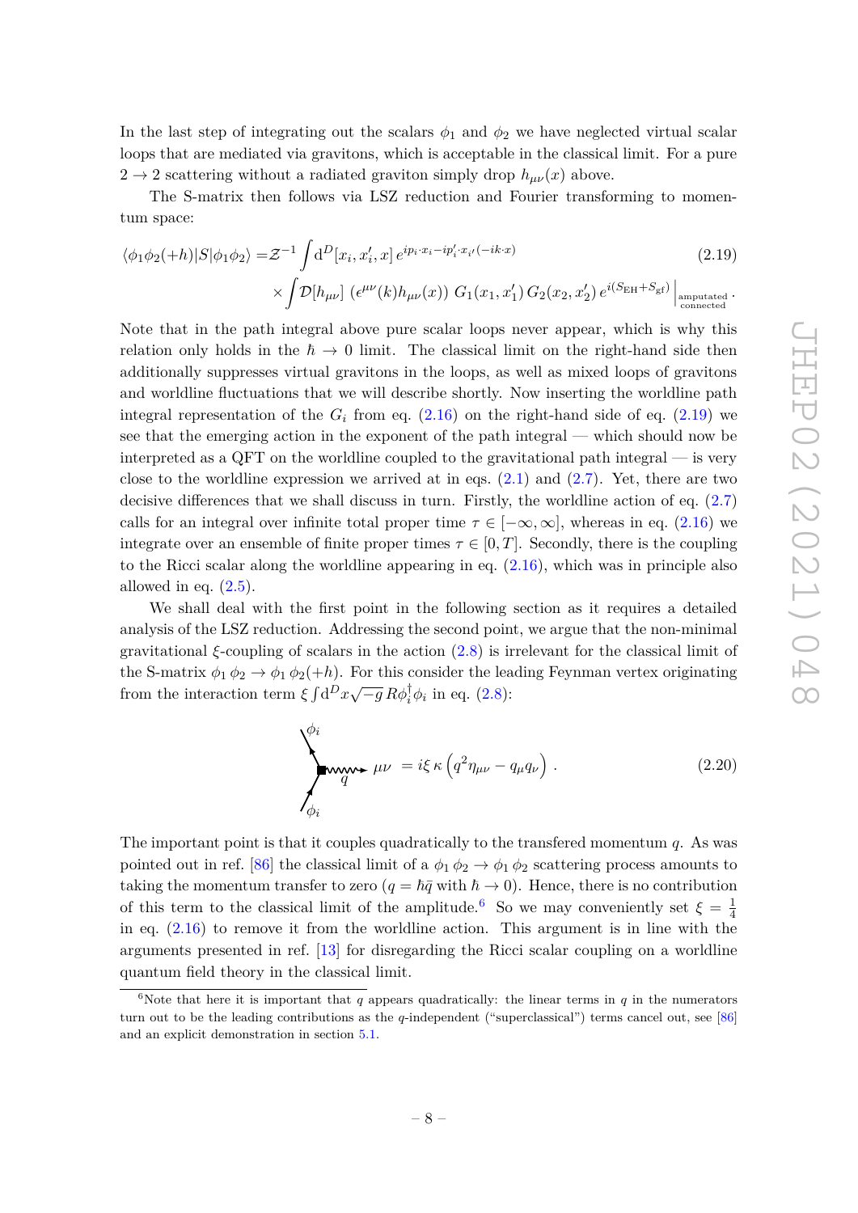In the last step of integrating out the scalars $\phi_1$ and $\phi_2$ we have neglected virtual scalar loops that are mediated via gravitons, which is acceptable in the classical limit. For a pure $2 \to 2$ scattering without a radiated graviton simply drop $h_{\mu\nu}(x)$ above.

The S-matrix then follows via LSZ reduction and Fourier transforming to momentum space:

$$
\begin{aligned}
\langle \phi_1\phi_2(+h)|S|\phi_1\phi_2\rangle =& \mathcal{Z}^{-1}\int \mathrm{d}^D[x_i,x_i',x]\, e^{ip_i\cdot x_i - ip_i'\cdot x_{i'}(-ik\cdot x)} \\
&\times \int \mathcal{D}[h_{\mu\nu}]\;(\epsilon^{\mu\nu}(k)h_{\mu\nu}(x))\; G_1(x_1,x_1')\, G_2(x_2,x_2')\, e^{i(S_{\rm EH}+S_{\rm gf})}\Big|_{\substack{\text{amputated}\\ \text{connected}}}.
\end{aligned}
\tag{2.19}
$$

Note that in the path integral above pure scalar loops never appear, which is why this relation only holds in the $\hbar \to 0$ limit. The classical limit on the right-hand side then additionally suppresses virtual gravitons in the loops, as well as mixed loops of gravitons and worldline fluctuations that we will describe shortly. Now inserting the worldline path integral representation of the $G_i$ from eq. (2.16) on the right-hand side of eq. (2.19) we see that the emerging action in the exponent of the path integral — which should now be interpreted as a QFT on the worldline coupled to the gravitational path integral — is very close to the worldline expression we arrived at in eqs. (2.1) and (2.7). Yet, there are two decisive differences that we shall discuss in turn. Firstly, the worldline action of eq. (2.7) calls for an integral over infinite total proper time $\tau \in [-\infty,\infty]$, whereas in eq. (2.16) we integrate over an ensemble of finite proper times $\tau \in [0,T]$. Secondly, there is the coupling to the Ricci scalar along the worldline appearing in eq. (2.16), which was in principle also allowed in eq. (2.5).

We shall deal with the first point in the following section as it requires a detailed analysis of the LSZ reduction. Addressing the second point, we argue that the non-minimal gravitational $\xi$-coupling of scalars in the action (2.8) is irrelevant for the classical limit of the S-matrix $\phi_1\,\phi_2 \to \phi_1\,\phi_2(+h)$. For this consider the leading Feynman vertex originating from the interaction term $\xi\int \mathrm{d}^Dx\sqrt{-g}\,R\phi_i^\dagger\phi_i$ in eq. (2.8):

$$
[\text{vertex: } \phi_i,\ \phi_i,\ q,\ \mu\nu] \;=\; i\xi\,\kappa\left(q^2\eta_{\mu\nu} - q_\mu q_\nu\right). \tag{2.20}
$$

The important point is that it couples quadratically to the transfered momentum $q$. As was pointed out in ref. [86] the classical limit of a $\phi_1\,\phi_2 \to \phi_1\,\phi_2$ scattering process amounts to taking the momentum transfer to zero ($q = \hbar\bar{q}$ with $\hbar \to 0$). Hence, there is no contribution of this term to the classical limit of the amplitude.[6] So we may conveniently set $\xi = \frac{1}{4}$ in eq. (2.16) to remove it from the worldline action. This argument is in line with the arguments presented in ref. [13] for disregarding the Ricci scalar coupling on a worldline quantum field theory in the classical limit.

[6]Note that here it is important that $q$ appears quadratically: the linear terms in $q$ in the numerators turn out to be the leading contributions as the $q$-independent ("superclassical") terms cancel out, see [86] and an explicit demonstration in section 5.1.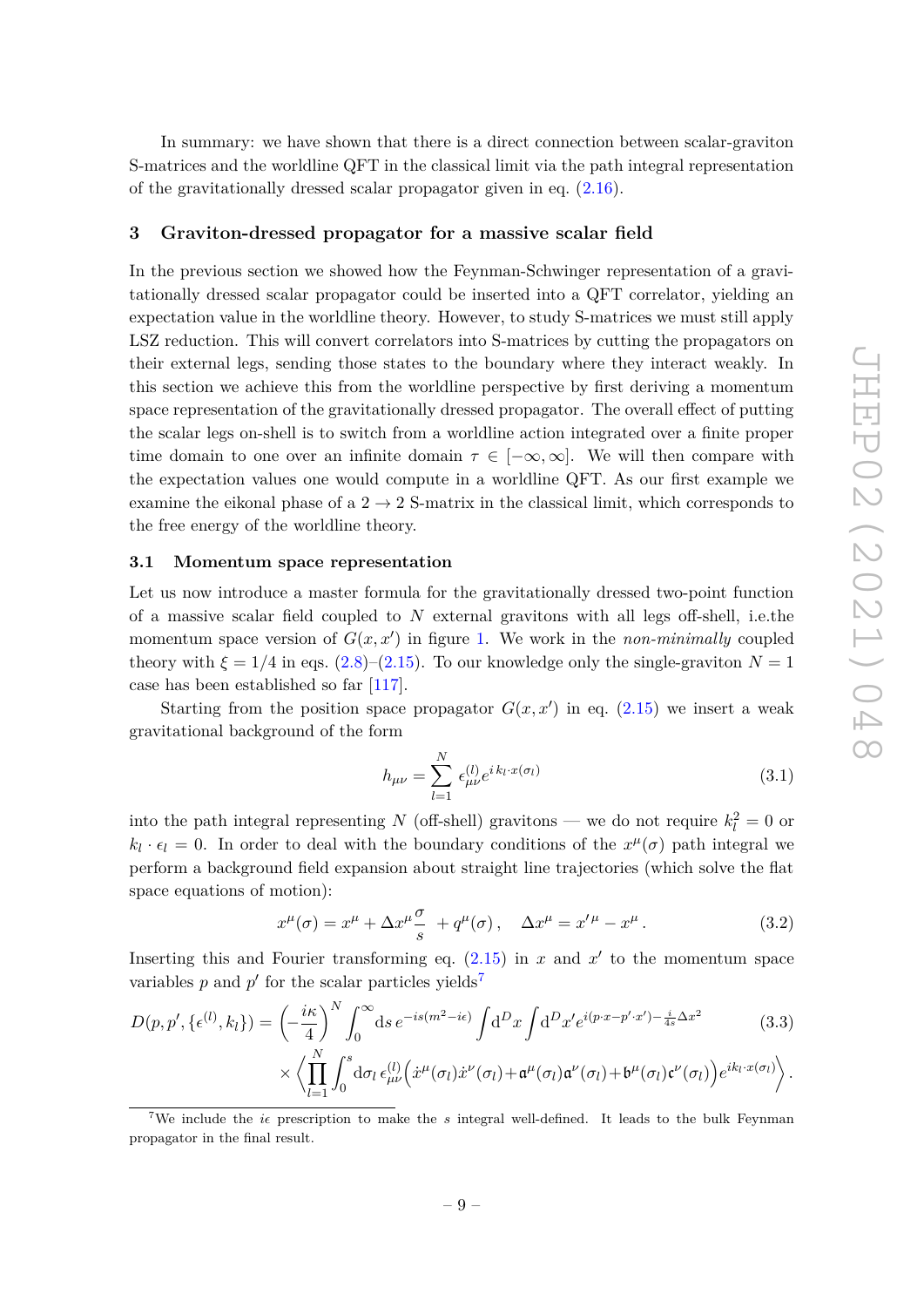In summary: we have shown that there is a direct connection between scalar-graviton S-matrices and the worldline QFT in the classical limit via the path integral representation of the gravitationally dressed scalar propagator given in eq. (2.16).

## 3 Graviton-dressed propagator for a massive scalar field

In the previous section we showed how the Feynman-Schwinger representation of a gravitationally dressed scalar propagator could be inserted into a QFT correlator, yielding an expectation value in the worldline theory. However, to study S-matrices we must still apply LSZ reduction. This will convert correlators into S-matrices by cutting the propagators on their external legs, sending those states to the boundary where they interact weakly. In this section we achieve this from the worldline perspective by first deriving a momentum space representation of the gravitationally dressed propagator. The overall effect of putting the scalar legs on-shell is to switch from a worldline action integrated over a finite proper time domain to one over an infinite domain $\tau \in [-\infty, \infty]$. We will then compare with the expectation values one would compute in a worldline QFT. As our first example we examine the eikonal phase of a $2 \to 2$ S-matrix in the classical limit, which corresponds to the free energy of the worldline theory.

### 3.1 Momentum space representation

Let us now introduce a master formula for the gravitationally dressed two-point function of a massive scalar field coupled to $N$ external gravitons with all legs off-shell, i.e.the momentum space version of $G(x,x')$ in figure 1. We work in the *non-minimally* coupled theory with $\xi = 1/4$ in eqs. (2.8)–(2.15). To our knowledge only the single-graviton $N = 1$ case has been established so far [117].

Starting from the position space propagator $G(x,x')$ in eq. (2.15) we insert a weak gravitational background of the form

$$
h_{\mu\nu} = \sum_{l=1}^{N} \epsilon^{(l)}_{\mu\nu} e^{i\, k_l \cdot x(\sigma_l)} \tag{3.1}
$$

into the path integral representing $N$ (off-shell) gravitons — we do not require $k_l^2 = 0$ or $k_l \cdot \epsilon_l = 0$. In order to deal with the boundary conditions of the $x^\mu(\sigma)$ path integral we perform a background field expansion about straight line trajectories (which solve the flat space equations of motion):

$$
x^\mu(\sigma) = x^\mu + \Delta x^\mu \frac{\sigma}{s} \;+ q^\mu(\sigma)\,, \quad \Delta x^\mu = x'^\mu - x^\mu\,. \tag{3.2}
$$

Inserting this and Fourier transforming eq. (2.15) in $x$ and $x'$ to the momentum space variables $p$ and $p'$ for the scalar particles yields[7]

$$
\begin{aligned}
D(p,p',\{\epsilon^{(l)},k_l\}) = {}& \left(-\frac{i\kappa}{4}\right)^N \int_0^\infty \mathrm{d}s\, e^{-is(m^2-i\epsilon)} \int \mathrm{d}^D x \int \mathrm{d}^D x' e^{i(p\cdot x - p'\cdot x') - \frac{i}{4s}\Delta x^2} \\
&\times \left\langle \prod_{l=1}^{N} \int_0^s \mathrm{d}\sigma_l\, \epsilon^{(l)}_{\mu\nu} \Big( \dot{x}^\mu(\sigma_l)\dot{x}^\nu(\sigma_l) + \mathfrak{a}^\mu(\sigma_l)\mathfrak{a}^\nu(\sigma_l) + \mathfrak{b}^\mu(\sigma_l)\mathfrak{c}^\nu(\sigma_l) \Big) e^{ik_l\cdot x(\sigma_l)} \right\rangle.
\end{aligned} \tag{3.3}
$$

[7] We include the $i\epsilon$ prescription to make the $s$ integral well-defined. It leads to the bulk Feynman propagator in the final result.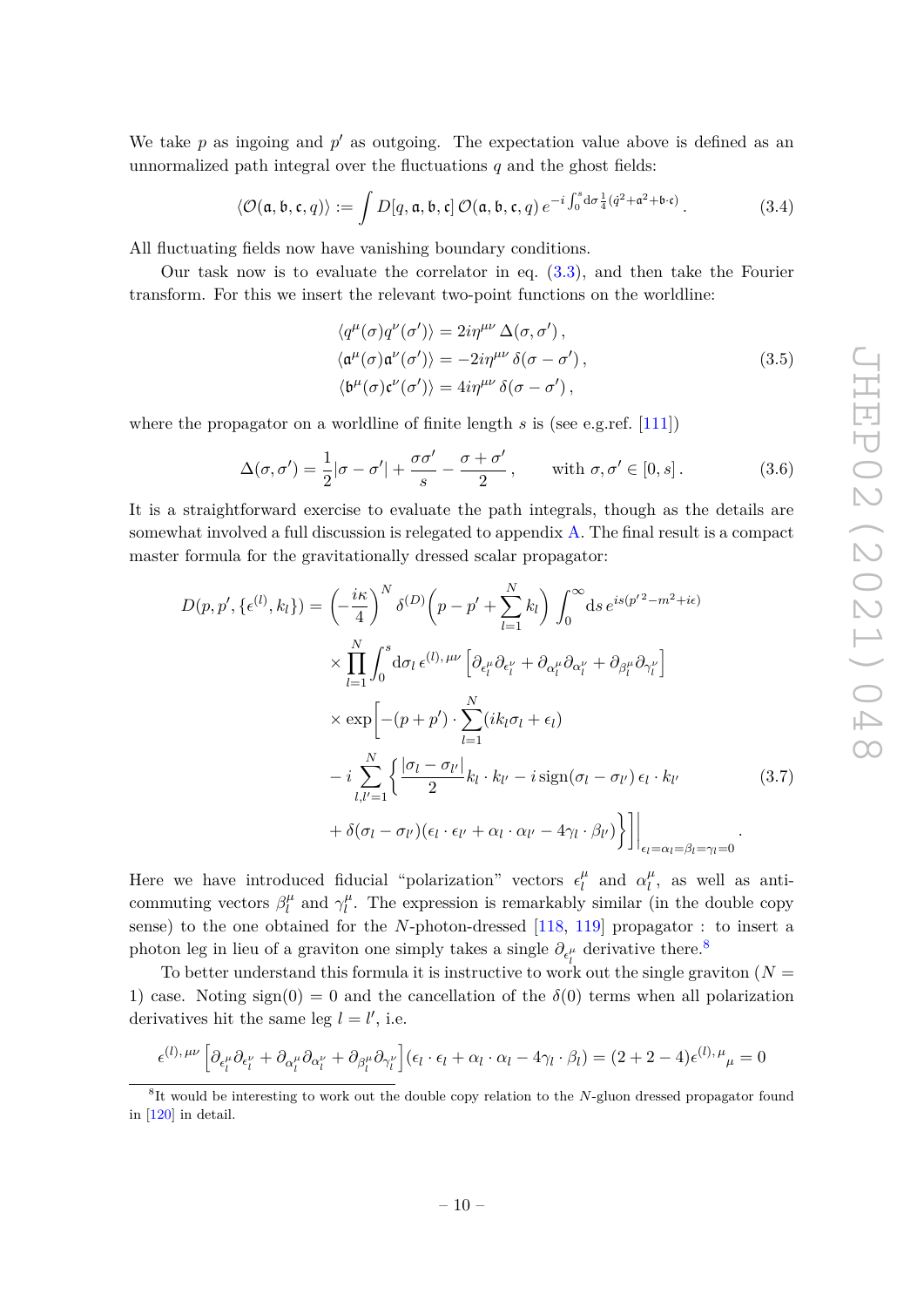We take $p$ as ingoing and $p'$ as outgoing. The expectation value above is defined as an unnormalized path integral over the fluctuations $q$ and the ghost fields:

$$\langle \mathcal{O}(\mathfrak{a},\mathfrak{b},\mathfrak{c},q)\rangle := \int D[q,\mathfrak{a},\mathfrak{b},\mathfrak{c}]\, \mathcal{O}(\mathfrak{a},\mathfrak{b},\mathfrak{c},q)\, e^{-i\int_0^s \mathrm{d}\sigma \frac{1}{4}(\dot{q}^2+\mathfrak{a}^2+\mathfrak{b}\cdot\mathfrak{c})}\,. \tag{3.4}$$

All fluctuating fields now have vanishing boundary conditions.

Our task now is to evaluate the correlator in eq. (3.3), and then take the Fourier transform. For this we insert the relevant two-point functions on the worldline:

$$\begin{aligned}
\langle q^\mu(\sigma) q^\nu(\sigma')\rangle &= 2i\eta^{\mu\nu}\,\Delta(\sigma,\sigma')\,,\\
\langle \mathfrak{a}^\mu(\sigma)\mathfrak{a}^\nu(\sigma')\rangle &= -2i\eta^{\mu\nu}\,\delta(\sigma-\sigma')\,,\\
\langle \mathfrak{b}^\mu(\sigma)\mathfrak{c}^\nu(\sigma')\rangle &= 4i\eta^{\mu\nu}\,\delta(\sigma-\sigma')\,,
\end{aligned} \tag{3.5}$$

where the propagator on a worldline of finite length $s$ is (see e.g.ref. [111])

$$\Delta(\sigma,\sigma') = \frac{1}{2}|\sigma-\sigma'| + \frac{\sigma\sigma'}{s} - \frac{\sigma+\sigma'}{2}\,, \qquad \text{with } \sigma,\sigma'\in[0,s]\,. \tag{3.6}$$

It is a straightforward exercise to evaluate the path integrals, though as the details are somewhat involved a full discussion is relegated to appendix A. The final result is a compact master formula for the gravitationally dressed scalar propagator:

$$\begin{aligned}
D(p,p',\{\epsilon^{(l)},k_l\}) = {} & \left(-\frac{i\kappa}{4}\right)^N \delta^{(D)}\Big(p-p'+\sum_{l=1}^N k_l\Big)\int_0^\infty \mathrm{d}s\, e^{is(p'^2-m^2+i\epsilon)}\\
& \times \prod_{l=1}^N \int_0^s \mathrm{d}\sigma_l\, \epsilon^{(l),\mu\nu}\Big[\partial_{\epsilon_l^\mu}\partial_{\epsilon_l^\nu}+\partial_{\alpha_l^\mu}\partial_{\alpha_l^\nu}+\partial_{\beta_l^\mu}\partial_{\gamma_l^\nu}\Big]\\
& \times \exp\Big[-(p+p')\cdot\sum_{l=1}^N(ik_l\sigma_l+\epsilon_l)\\
& - i\sum_{l,l'=1}^N\Big\{\frac{|\sigma_l-\sigma_{l'}|}{2}k_l\cdot k_{l'} - i\,\mathrm{sign}(\sigma_l-\sigma_{l'})\,\epsilon_l\cdot k_{l'}\\
& + \delta(\sigma_l-\sigma_{l'})(\epsilon_l\cdot\epsilon_{l'}+\alpha_l\cdot\alpha_{l'}-4\gamma_l\cdot\beta_{l'})\Big\}\Big]\Big|_{\epsilon_l=\alpha_l=\beta_l=\gamma_l=0}\,.
\end{aligned} \tag{3.7}$$

Here we have introduced fiducial "polarization" vectors $\epsilon_l^\mu$ and $\alpha_l^\mu$, as well as anti-commuting vectors $\beta_l^\mu$ and $\gamma_l^\mu$. The expression is remarkably similar (in the double copy sense) to the one obtained for the $N$-photon-dressed [118, 119] propagator : to insert a photon leg in lieu of a graviton one simply takes a single $\partial_{\epsilon_l^\mu}$ derivative there.[8]

To better understand this formula it is instructive to work out the single graviton ($N=1$) case. Noting $\mathrm{sign}(0)=0$ and the cancellation of the $\delta(0)$ terms when all polarization derivatives hit the same leg $l=l'$, i.e.

$$\epsilon^{(l),\mu\nu}\Big[\partial_{\epsilon_l^\mu}\partial_{\epsilon_l^\nu}+\partial_{\alpha_l^\mu}\partial_{\alpha_l^\nu}+\partial_{\beta_l^\mu}\partial_{\gamma_l^\nu}\Big](\epsilon_l\cdot\epsilon_l+\alpha_l\cdot\alpha_l-4\gamma_l\cdot\beta_l) = (2+2-4)\epsilon^{(l),\mu}{}_\mu = 0$$

[8] It would be interesting to work out the double copy relation to the $N$-gluon dressed propagator found in [120] in detail.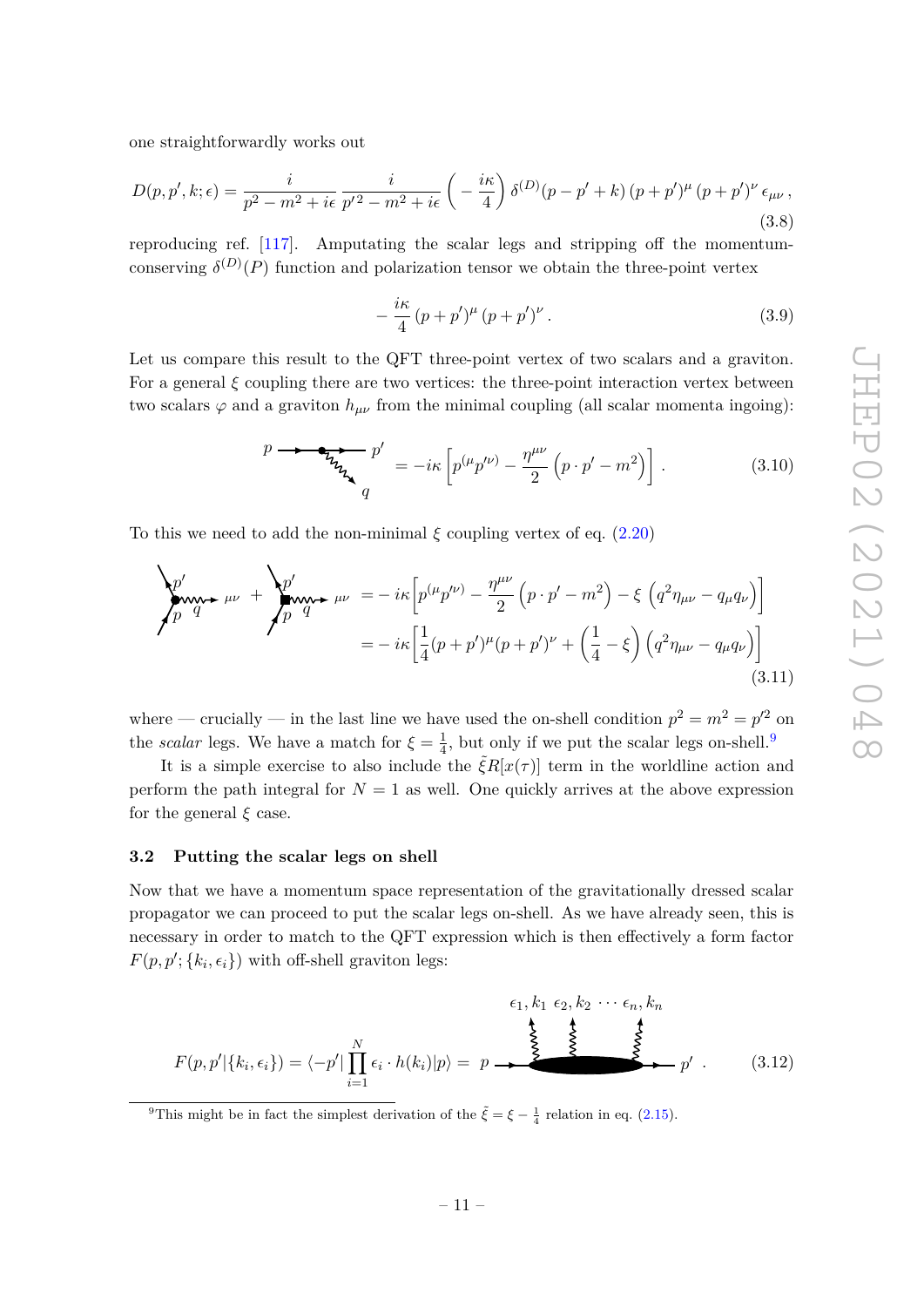one straightforwardly works out

$$D(p,p',k;\epsilon) = \frac{i}{p^2 - m^2 + i\epsilon}\,\frac{i}{p'^2 - m^2 + i\epsilon}\left(-\frac{i\kappa}{4}\right)\delta^{(D)}(p-p'+k)\,(p+p')^\mu\,(p+p')^\nu\,\epsilon_{\mu\nu}\,, \tag{3.8}$$

reproducing ref. [117]. Amputating the scalar legs and stripping off the momentum-conserving $\delta^{(D)}(P)$ function and polarization tensor we obtain the three-point vertex

$$-\frac{i\kappa}{4}\,(p+p')^\mu\,(p+p')^\nu\,. \tag{3.9}$$

Let us compare this result to the QFT three-point vertex of two scalars and a graviton. For a general $\xi$ coupling there are two vertices: the three-point interaction vertex between two scalars $\varphi$ and a graviton $h_{\mu\nu}$ from the minimal coupling (all scalar momenta ingoing):

$$= -i\kappa\left[p^{(\mu}p'^{\nu)} - \frac{\eta^{\mu\nu}}{2}\left(p\cdot p' - m^2\right)\right]. \tag{3.10}$$

To this we need to add the non-minimal $\xi$ coupling vertex of eq. (2.20)

$$\begin{aligned} &= -\,i\kappa\left[p^{(\mu}p'^{\nu)} - \frac{\eta^{\mu\nu}}{2}\left(p\cdot p' - m^2\right) - \xi\,\left(q^2\eta_{\mu\nu} - q_\mu q_\nu\right)\right] \\ &= -\,i\kappa\left[\frac{1}{4}(p+p')^\mu(p+p')^\nu + \left(\frac{1}{4} - \xi\right)\left(q^2\eta_{\mu\nu} - q_\mu q_\nu\right)\right] \end{aligned} \tag{3.11}$$

where — crucially — in the last line we have used the on-shell condition $p^2 = m^2 = p'^2$ on the *scalar* legs. We have a match for $\xi = \frac{1}{4}$, but only if we put the scalar legs on-shell.[9]

It is a simple exercise to also include the $\tilde{\xi}R[x(\tau)]$ term in the worldline action and perform the path integral for $N = 1$ as well. One quickly arrives at the above expression for the general $\xi$ case.

### 3.2 Putting the scalar legs on shell

Now that we have a momentum space representation of the gravitationally dressed scalar propagator we can proceed to put the scalar legs on-shell. As we have already seen, this is necessary in order to match to the QFT expression which is then effectively a form factor $F(p, p'; \{k_i, \epsilon_i\})$ with off-shell graviton legs:

$$F(p,p'|\{k_i,\epsilon_i\}) = \langle -p'|\prod_{i=1}^{N}\epsilon_i\cdot h(k_i)|p\rangle = \tag{3.12}$$

[9] This might be in fact the simplest derivation of the $\tilde{\xi} = \xi - \frac{1}{4}$ relation in eq. (2.15).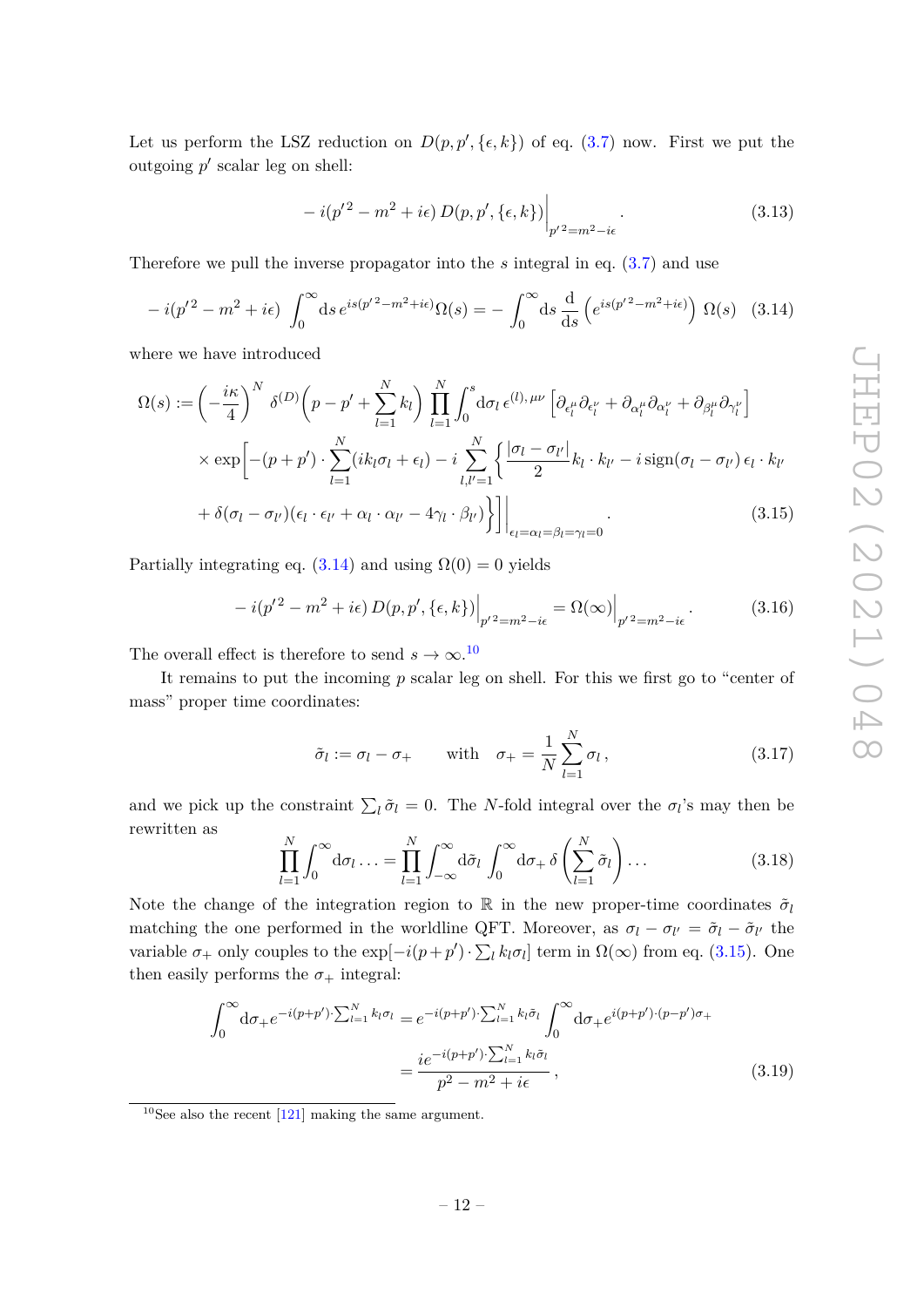Let us perform the LSZ reduction on $D(p,p',\{\epsilon,k\})$ of eq. (3.7) now. First we put the outgoing $p'$ scalar leg on shell:

$$-\,i(p'^2-m^2+i\epsilon)\,D(p,p',\{\epsilon,k\})\Big|_{p'^2=m^2-i\epsilon}\,. \tag{3.13}$$

Therefore we pull the inverse propagator into the $s$ integral in eq. (3.7) and use

$$-\,i(p'^2-m^2+i\epsilon)\int_0^\infty \mathrm{d}s\, e^{is(p'^2-m^2+i\epsilon)}\Omega(s) = -\int_0^\infty \mathrm{d}s\,\frac{\mathrm{d}}{\mathrm{d}s}\left(e^{is(p'^2-m^2+i\epsilon)}\right)\Omega(s) \tag{3.14}$$

where we have introduced

$$\begin{aligned}\Omega(s) := \left(-\frac{i\kappa}{4}\right)^N \delta^{(D)}\Big(p-p'+\sum_{l=1}^N k_l\Big)\prod_{l=1}^N\int_0^s \mathrm{d}\sigma_l\,\epsilon^{(l),\mu\nu}\left[\partial_{\epsilon_l^\mu}\partial_{\epsilon_l^\nu}+\partial_{\alpha_l^\mu}\partial_{\alpha_l^\nu}+\partial_{\beta_l^\mu}\partial_{\gamma_l^\nu}\right]\\ \times\exp\Big[-(p+p')\cdot\sum_{l=1}^N(ik_l\sigma_l+\epsilon_l)-i\sum_{l,l'=1}^N\Big\{\frac{|\sigma_l-\sigma_{l'}|}{2}k_l\cdot k_{l'}-i\,\mathrm{sign}(\sigma_l-\sigma_{l'})\,\epsilon_l\cdot k_{l'}\\ +\delta(\sigma_l-\sigma_{l'})(\epsilon_l\cdot\epsilon_{l'}+\alpha_l\cdot\alpha_{l'}-4\gamma_l\cdot\beta_{l'})\Big\}\Big]\Big|_{\epsilon_l=\alpha_l=\beta_l=\gamma_l=0}\,. \end{aligned}\tag{3.15}$$

Partially integrating eq. (3.14) and using $\Omega(0)=0$ yields

$$-\,i(p'^2-m^2+i\epsilon)\,D(p,p',\{\epsilon,k\})\Big|_{p'^2=m^2-i\epsilon}=\Omega(\infty)\Big|_{p'^2=m^2-i\epsilon}\,. \tag{3.16}$$

The overall effect is therefore to send $s\to\infty$.[10]

It remains to put the incoming $p$ scalar leg on shell. For this we first go to "center of mass" proper time coordinates:

$$\tilde\sigma_l := \sigma_l-\sigma_+ \qquad \text{with} \quad \sigma_+=\frac{1}{N}\sum_{l=1}^N\sigma_l\,, \tag{3.17}$$

and we pick up the constraint $\sum_l\tilde\sigma_l=0$. The $N$-fold integral over the $\sigma_l$'s may then be rewritten as

$$\prod_{l=1}^N\int_0^\infty \mathrm{d}\sigma_l\ldots=\prod_{l=1}^N\int_{-\infty}^\infty \mathrm{d}\tilde\sigma_l\int_0^\infty \mathrm{d}\sigma_+\,\delta\left(\sum_{l=1}^N\tilde\sigma_l\right)\ldots \tag{3.18}$$

Note the change of the integration region to $\mathbb{R}$ in the new proper-time coordinates $\tilde\sigma_l$ matching the one performed in the worldline QFT. Moreover, as $\sigma_l-\sigma_{l'}=\tilde\sigma_l-\tilde\sigma_{l'}$ the variable $\sigma_+$ only couples to the $\exp[-i(p+p')\cdot\sum_l k_l\sigma_l]$ term in $\Omega(\infty)$ from eq. (3.15). One then easily performs the $\sigma_+$ integral:

$$\begin{aligned}\int_0^\infty \mathrm{d}\sigma_+ e^{-i(p+p')\cdot\sum_{l=1}^N k_l\sigma_l}&=e^{-i(p+p')\cdot\sum_{l=1}^N k_l\tilde\sigma_l}\int_0^\infty \mathrm{d}\sigma_+ e^{i(p+p')\cdot(p-p')\sigma_+}\\ &=\frac{ie^{-i(p+p')\cdot\sum_{l=1}^N k_l\tilde\sigma_l}}{p^2-m^2+i\epsilon}\,,\end{aligned}\tag{3.19}$$

[10] See also the recent [121] making the same argument.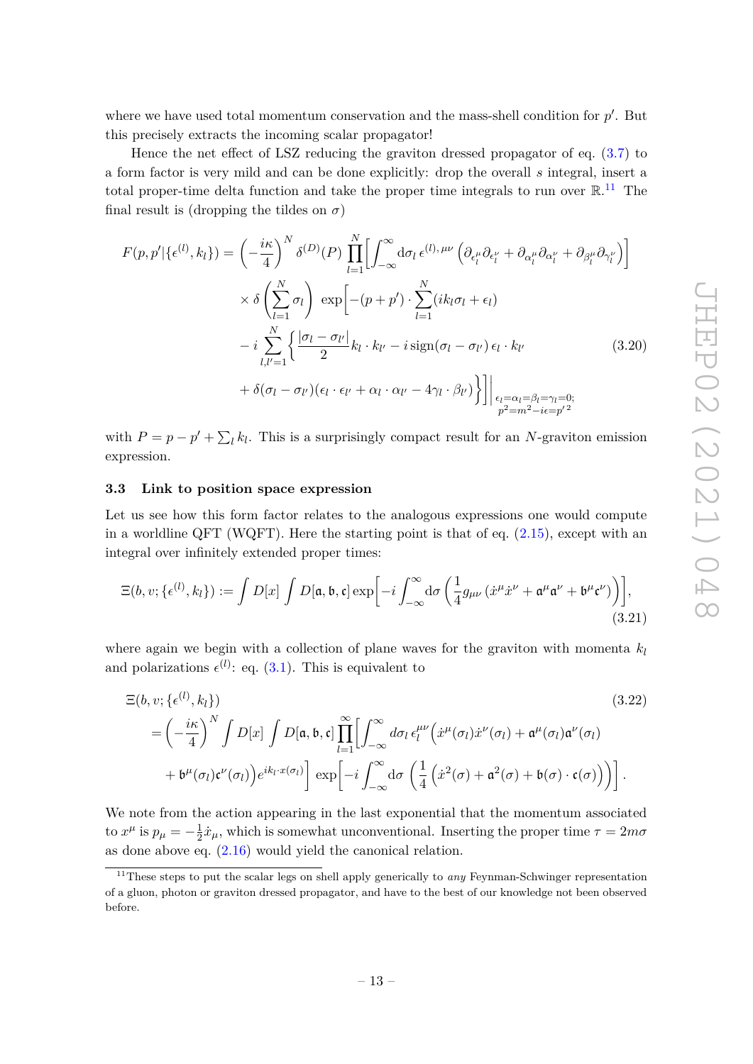where we have used total momentum conservation and the mass-shell condition for $p'$. But this precisely extracts the incoming scalar propagator!

Hence the net effect of LSZ reducing the graviton dressed propagator of eq. (3.7) to a form factor is very mild and can be done explicitly: drop the overall $s$ integral, insert a total proper-time delta function and take the proper time integrals to run over $\mathbb{R}$.[11] The final result is (dropping the tildes on $\sigma$)

$$
\begin{aligned}
F(p,p'|\{\epsilon^{(l)},k_l\}) = &\left(-\frac{i\kappa}{4}\right)^N \delta^{(D)}(P) \prod_{l=1}^{N}\Bigg[\int_{-\infty}^{\infty}\mathrm{d}\sigma_l\, \epsilon^{(l),\mu\nu}\left(\partial_{\epsilon_l^\mu}\partial_{\epsilon_l^\nu}+\partial_{\alpha_l^\mu}\partial_{\alpha_l^\nu}+\partial_{\beta_l^\mu}\partial_{\gamma_l^\nu}\right)\Bigg] \\
&\times \delta\left(\sum_{l=1}^N \sigma_l\right)\, \exp\Bigg[-(p+p')\cdot\sum_{l=1}^N(ik_l\sigma_l+\epsilon_l) \\
&-i\sum_{l,l'=1}^N\bigg\{\frac{|\sigma_l-\sigma_{l'}|}{2}k_l\cdot k_{l'} - i\,\mathrm{sign}(\sigma_l-\sigma_{l'})\,\epsilon_l\cdot k_{l'} \\
&+\delta(\sigma_l-\sigma_{l'})(\epsilon_l\cdot\epsilon_{l'}+\alpha_l\cdot\alpha_{l'}-4\gamma_l\cdot\beta_{l'})\bigg\}\Bigg]\Bigg|_{\substack{\epsilon_l=\alpha_l=\beta_l=\gamma_l=0;\\ p^2=m^2-i\epsilon=p'^2}}
\end{aligned}
\tag{3.20}
$$

with $P=p-p'+\sum_l k_l$. This is a surprisingly compact result for an $N$-graviton emission expression.

### 3.3 Link to position space expression

Let us see how this form factor relates to the analogous expressions one would compute in a worldline QFT (WQFT). Here the starting point is that of eq. (2.15), except with an integral over infinitely extended proper times:

$$
\Xi(b,v;\{\epsilon^{(l)},k_l\}) := \int D[x]\int D[\mathfrak{a},\mathfrak{b},\mathfrak{c}]\exp\Bigg[-i\int_{-\infty}^{\infty}\mathrm{d}\sigma\left(\frac{1}{4}g_{\mu\nu}\left(\dot{x}^\mu\dot{x}^\nu+\mathfrak{a}^\mu\mathfrak{a}^\nu+\mathfrak{b}^\mu\mathfrak{c}^\nu\right)\right)\Bigg],
\tag{3.21}
$$

where again we begin with a collection of plane waves for the graviton with momenta $k_l$ and polarizations $\epsilon^{(l)}$: eq. (3.1). This is equivalent to

$$
\begin{aligned}
&\Xi(b,v;\{\epsilon^{(l)},k_l\}) \\
&=\left(-\frac{i\kappa}{4}\right)^N\int D[x]\int D[\mathfrak{a},\mathfrak{b},\mathfrak{c}]\prod_{l=1}^{\infty}\Bigg[\int_{-\infty}^{\infty}d\sigma_l\,\epsilon_l^{\mu\nu}\Big(\dot{x}^\mu(\sigma_l)\dot{x}^\nu(\sigma_l)+\mathfrak{a}^\mu(\sigma_l)\mathfrak{a}^\nu(\sigma_l) \\
&\quad+\mathfrak{b}^\mu(\sigma_l)\mathfrak{c}^\nu(\sigma_l)\Big)e^{ik_l\cdot x(\sigma_l)}\Bigg]\exp\Bigg[-i\int_{-\infty}^{\infty}\mathrm{d}\sigma\,\left(\frac{1}{4}\left(\dot{x}^2(\sigma)+\mathfrak{a}^2(\sigma)+\mathfrak{b}(\sigma)\cdot\mathfrak{c}(\sigma)\right)\right)\Bigg].
\end{aligned}
\tag{3.22}
$$

We note from the action appearing in the last exponential that the momentum associated to $x^\mu$ is $p_\mu=-\frac{1}{2}\dot{x}_\mu$, which is somewhat unconventional. Inserting the proper time $\tau=2m\sigma$ as done above eq. (2.16) would yield the canonical relation.

[11] These steps to put the scalar legs on shell apply generically to *any* Feynman-Schwinger representation of a gluon, photon or graviton dressed propagator, and have to the best of our knowledge not been observed before.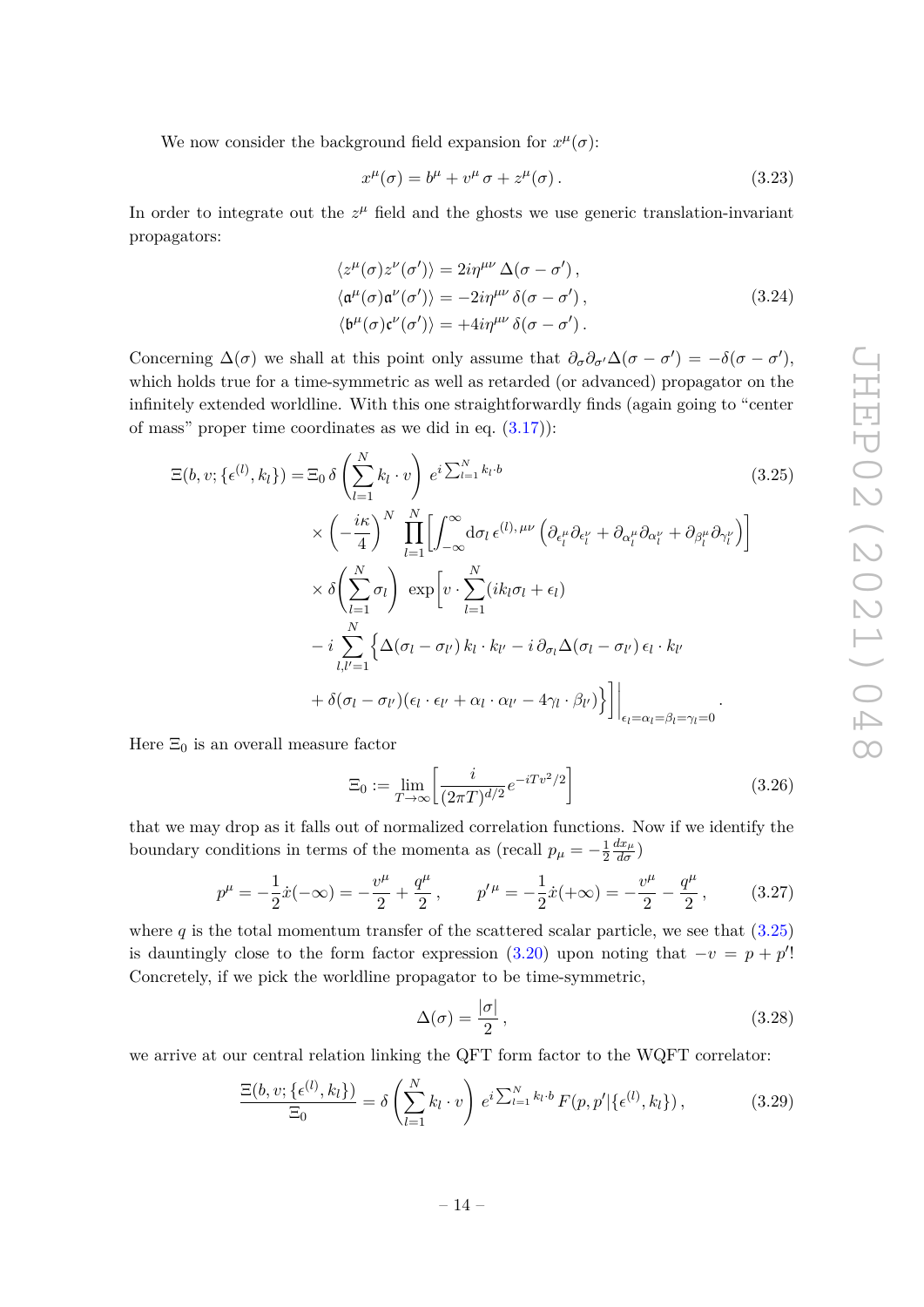We now consider the background field expansion for $x^\mu(\sigma)$:

$$x^\mu(\sigma) = b^\mu + v^\mu \sigma + z^\mu(\sigma)\,. \tag{3.23}$$

In order to integrate out the $z^\mu$ field and the ghosts we use generic translation-invariant propagators:

$$\begin{aligned}
\langle z^\mu(\sigma) z^\nu(\sigma')\rangle &= 2i\eta^{\mu\nu}\,\Delta(\sigma-\sigma')\,,\\
\langle \mathfrak{a}^\mu(\sigma) \mathfrak{a}^\nu(\sigma')\rangle &= -2i\eta^{\mu\nu}\,\delta(\sigma-\sigma')\,,\\
\langle \mathfrak{b}^\mu(\sigma) \mathfrak{c}^\nu(\sigma')\rangle &= +4i\eta^{\mu\nu}\,\delta(\sigma-\sigma')\,.
\end{aligned} \tag{3.24}$$

Concerning $\Delta(\sigma)$ we shall at this point only assume that $\partial_\sigma\partial_{\sigma'}\Delta(\sigma-\sigma') = -\delta(\sigma-\sigma')$, which holds true for a time-symmetric as well as retarded (or advanced) propagator on the infinitely extended worldline. With this one straightforwardly finds (again going to "center of mass" proper time coordinates as we did in eq. (3.17)):

$$\begin{aligned}
\Xi(b,v;\{\epsilon^{(l)},k_l\}) = {}& \Xi_0\,\delta\left(\sum_{l=1}^N k_l\cdot v\right)\,e^{i\sum_{l=1}^N k_l\cdot b}\\
&\times\left(-\frac{i\kappa}{4}\right)^N\prod_{l=1}^N\left[\int_{-\infty}^{\infty}\mathrm{d}\sigma_l\,\epsilon^{(l),\mu\nu}\left(\partial_{\epsilon_l^\mu}\partial_{\epsilon_l^\nu}+\partial_{\alpha_l^\mu}\partial_{\alpha_l^\nu}+\partial_{\beta_l^\mu}\partial_{\gamma_l^\nu}\right)\right]\\
&\times\delta\!\left(\sum_{l=1}^N\sigma_l\right)\,\exp\!\Bigg[v\cdot\sum_{l=1}^N(ik_l\sigma_l+\epsilon_l)\\
&-i\sum_{l,l'=1}^N\Big\{\Delta(\sigma_l-\sigma_{l'})\,k_l\cdot k_{l'} - i\,\partial_{\sigma_l}\Delta(\sigma_l-\sigma_{l'})\,\epsilon_l\cdot k_{l'}\\
&+\delta(\sigma_l-\sigma_{l'})(\epsilon_l\cdot\epsilon_{l'}+\alpha_l\cdot\alpha_{l'}-4\gamma_l\cdot\beta_{l'})\Big\}\Bigg]\Bigg|_{\epsilon_l=\alpha_l=\beta_l=\gamma_l=0}.
\end{aligned} \tag{3.25}$$

Here $\Xi_0$ is an overall measure factor

$$\Xi_0 := \lim_{T\to\infty}\left[\frac{i}{(2\pi T)^{d/2}}e^{-iTv^2/2}\right] \tag{3.26}$$

that we may drop as it falls out of normalized correlation functions. Now if we identify the boundary conditions in terms of the momenta as (recall $p_\mu = -\frac{1}{2}\frac{dx_\mu}{d\sigma}$)

$$p^\mu = -\frac{1}{2}\dot{x}(-\infty) = -\frac{v^\mu}{2}+\frac{q^\mu}{2}\,,\qquad p'^\mu = -\frac{1}{2}\dot{x}(+\infty) = -\frac{v^\mu}{2}-\frac{q^\mu}{2}\,, \tag{3.27}$$

where $q$ is the total momentum transfer of the scattered scalar particle, we see that (3.25) is dauntingly close to the form factor expression (3.20) upon noting that $-v = p+p'$! Concretely, if we pick the worldline propagator to be time-symmetric,

$$\Delta(\sigma) = \frac{|\sigma|}{2}\,, \tag{3.28}$$

we arrive at our central relation linking the QFT form factor to the WQFT correlator:

$$\frac{\Xi(b,v;\{\epsilon^{(l)},k_l\})}{\Xi_0} = \delta\left(\sum_{l=1}^N k_l\cdot v\right)\,e^{i\sum_{l=1}^N k_l\cdot b}\,F(p,p'|\{\epsilon^{(l)},k_l\})\,, \tag{3.29}$$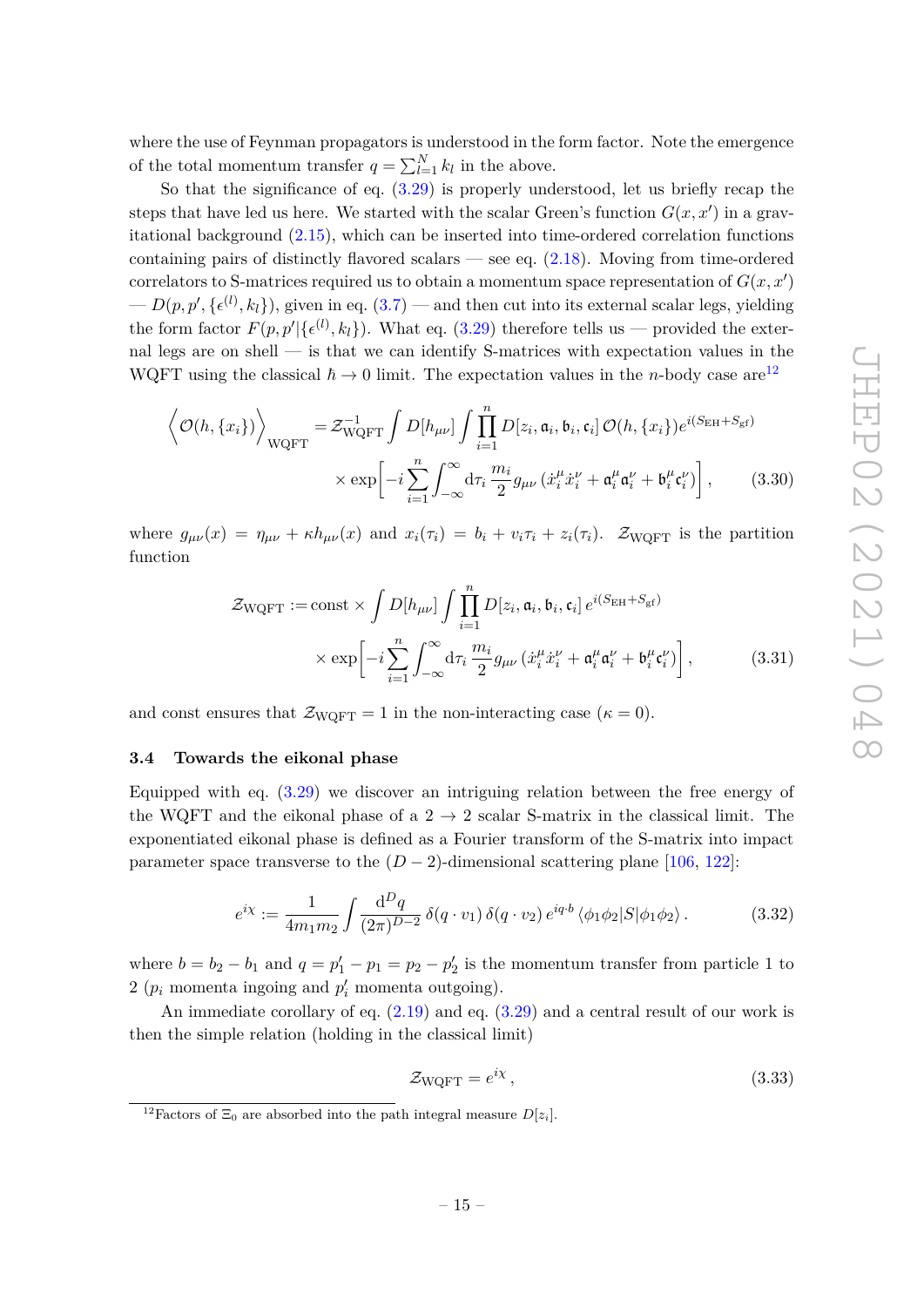where the use of Feynman propagators is understood in the form factor. Note the emergence of the total momentum transfer $q = \sum_{l=1}^{N} k_l$ in the above.

So that the significance of eq. (3.29) is properly understood, let us briefly recap the steps that have led us here. We started with the scalar Green's function $G(x, x')$ in a gravitational background (2.15), which can be inserted into time-ordered correlation functions containing pairs of distinctly flavored scalars — see eq. (2.18). Moving from time-ordered correlators to S-matrices required us to obtain a momentum space representation of $G(x, x')$ — $D(p, p', \{\epsilon^{(l)}, k_l\})$, given in eq. (3.7) — and then cut into its external scalar legs, yielding the form factor $F(p, p'|\{\epsilon^{(l)}, k_l\})$. What eq. (3.29) therefore tells us — provided the external legs are on shell — is that we can identify S-matrices with expectation values in the WQFT using the classical $\hbar \to 0$ limit. The expectation values in the $n$-body case are[12]

$$
\Big\langle \mathcal{O}(h, \{x_i\}) \Big\rangle_{\rm WQFT} = \mathcal{Z}_{\rm WQFT}^{-1} \int D[h_{\mu\nu}] \int \prod_{i=1}^{n} D[z_i, \mathfrak{a}_i, \mathfrak{b}_i, \mathfrak{c}_i]\, \mathcal{O}(h, \{x_i\}) e^{i(S_{\rm EH}+S_{\rm gf})}
$$
$$
\times \exp\!\left[-i \sum_{i=1}^{n} \int_{-\infty}^{\infty} {\rm d}\tau_i\, \frac{m_i}{2} g_{\mu\nu} \left(\dot{x}_i^\mu \dot{x}_i^\nu + \mathfrak{a}_i^\mu \mathfrak{a}_i^\nu + \mathfrak{b}_i^\mu \mathfrak{c}_i^\nu\right)\right], \qquad (3.30)
$$

where $g_{\mu\nu}(x) = \eta_{\mu\nu} + \kappa h_{\mu\nu}(x)$ and $x_i(\tau_i) = b_i + v_i \tau_i + z_i(\tau_i)$. $\mathcal{Z}_{\rm WQFT}$ is the partition function

$$
\mathcal{Z}_{\rm WQFT} := {\rm const} \times \int D[h_{\mu\nu}] \int \prod_{i=1}^{n} D[z_i, \mathfrak{a}_i, \mathfrak{b}_i, \mathfrak{c}_i]\, e^{i(S_{\rm EH}+S_{\rm gf})}
$$
$$
\times \exp\!\left[-i \sum_{i=1}^{n} \int_{-\infty}^{\infty} {\rm d}\tau_i\, \frac{m_i}{2} g_{\mu\nu} \left(\dot{x}_i^\mu \dot{x}_i^\nu + \mathfrak{a}_i^\mu \mathfrak{a}_i^\nu + \mathfrak{b}_i^\mu \mathfrak{c}_i^\nu\right)\right], \qquad (3.31)
$$

and const ensures that $\mathcal{Z}_{\rm WQFT} = 1$ in the non-interacting case ($\kappa = 0$).

### 3.4 Towards the eikonal phase

Equipped with eq. (3.29) we discover an intriguing relation between the free energy of the WQFT and the eikonal phase of a $2 \to 2$ scalar S-matrix in the classical limit. The exponentiated eikonal phase is defined as a Fourier transform of the S-matrix into impact parameter space transverse to the $(D-2)$-dimensional scattering plane [106, 122]:

$$
e^{i\chi} := \frac{1}{4 m_1 m_2} \int \frac{{\rm d}^D q}{(2\pi)^{D-2}}\, \delta(q \cdot v_1)\, \delta(q \cdot v_2)\, e^{iq\cdot b} \,\langle \phi_1 \phi_2 | S | \phi_1 \phi_2 \rangle\,. \qquad (3.32)
$$

where $b = b_2 - b_1$ and $q = p_1' - p_1 = p_2 - p_2'$ is the momentum transfer from particle 1 to 2 ($p_i$ momenta ingoing and $p_i'$ momenta outgoing).

An immediate corollary of eq. (2.19) and eq. (3.29) and a central result of our work is then the simple relation (holding in the classical limit)

$$
\mathcal{Z}_{\rm WQFT} = e^{i\chi}\,, \qquad (3.33)
$$

[12] Factors of $\Xi_0$ are absorbed into the path integral measure $D[z_i]$.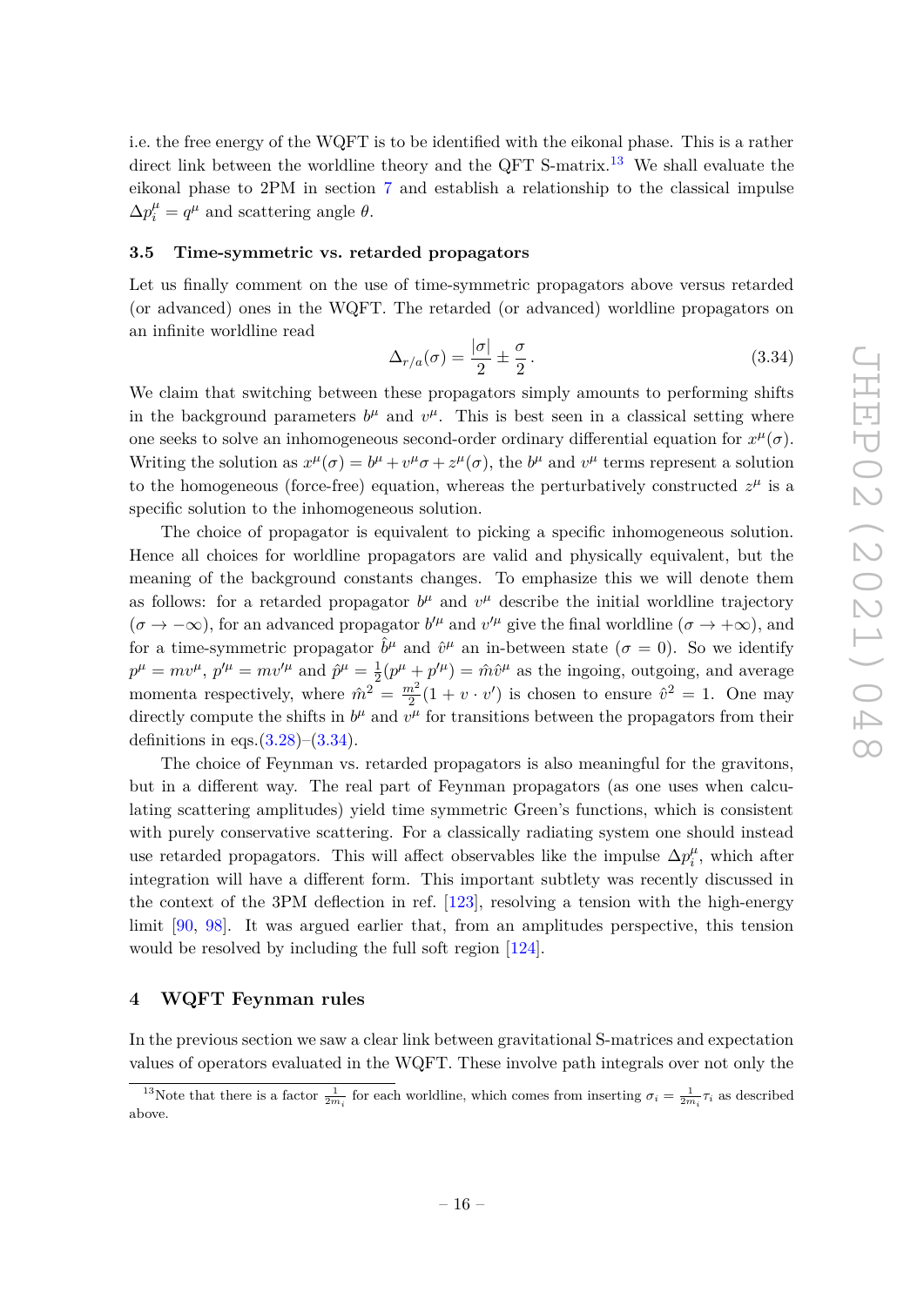i.e. the free energy of the WQFT is to be identified with the eikonal phase. This is a rather direct link between the worldline theory and the QFT S-matrix.[13] We shall evaluate the eikonal phase to 2PM in section 7 and establish a relationship to the classical impulse $\Delta p_i^\mu = q^\mu$ and scattering angle $\theta$.

### 3.5 Time-symmetric vs. retarded propagators

Let us finally comment on the use of time-symmetric propagators above versus retarded (or advanced) ones in the WQFT. The retarded (or advanced) worldline propagators on an infinite worldline read

$$\Delta_{r/a}(\sigma) = \frac{|\sigma|}{2} \pm \frac{\sigma}{2} \,. \tag{3.34}$$

We claim that switching between these propagators simply amounts to performing shifts in the background parameters $b^\mu$ and $v^\mu$. This is best seen in a classical setting where one seeks to solve an inhomogeneous second-order ordinary differential equation for $x^\mu(\sigma)$. Writing the solution as $x^\mu(\sigma) = b^\mu + v^\mu \sigma + z^\mu(\sigma)$, the $b^\mu$ and $v^\mu$ terms represent a solution to the homogeneous (force-free) equation, whereas the perturbatively constructed $z^\mu$ is a specific solution to the inhomogeneous solution.

The choice of propagator is equivalent to picking a specific inhomogeneous solution. Hence all choices for worldline propagators are valid and physically equivalent, but the meaning of the background constants changes. To emphasize this we will denote them as follows: for a retarded propagator $b^\mu$ and $v^\mu$ describe the initial worldline trajectory ($\sigma \to -\infty$), for an advanced propagator $b'^\mu$ and $v'^\mu$ give the final worldline ($\sigma \to +\infty$), and for a time-symmetric propagator $\hat{b}^\mu$ and $\hat{v}^\mu$ an in-between state ($\sigma = 0$). So we identify $p^\mu = m v^\mu$, $p'^\mu = m v'^\mu$ and $\hat{p}^\mu = \frac{1}{2}(p^\mu + p'^\mu) = \hat{m}\hat{v}^\mu$ as the ingoing, outgoing, and average momenta respectively, where $\hat{m}^2 = \frac{m^2}{2}(1 + v \cdot v')$ is chosen to ensure $\hat{v}^2 = 1$. One may directly compute the shifts in $b^\mu$ and $v^\mu$ for transitions between the propagators from their definitions in eqs.(3.28)–(3.34).

The choice of Feynman vs. retarded propagators is also meaningful for the gravitons, but in a different way. The real part of Feynman propagators (as one uses when calculating scattering amplitudes) yield time symmetric Green's functions, which is consistent with purely conservative scattering. For a classically radiating system one should instead use retarded propagators. This will affect observables like the impulse $\Delta p_i^\mu$, which after integration will have a different form. This important subtlety was recently discussed in the context of the 3PM deflection in ref. [123], resolving a tension with the high-energy limit [90, 98]. It was argued earlier that, from an amplitudes perspective, this tension would be resolved by including the full soft region [124].

## 4 WQFT Feynman rules

In the previous section we saw a clear link between gravitational S-matrices and expectation values of operators evaluated in the WQFT. These involve path integrals over not only the

[13] Note that there is a factor $\frac{1}{2m_i}$ for each worldline, which comes from inserting $\sigma_i = \frac{1}{2m_i}\tau_i$ as described above.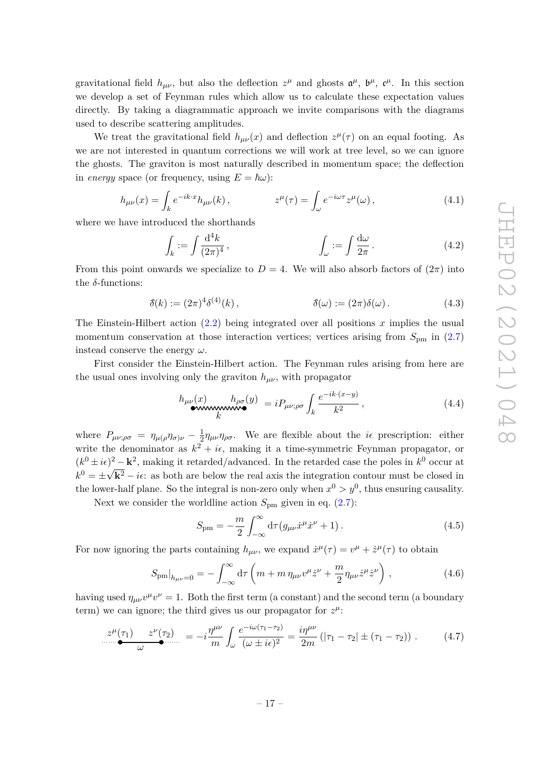gravitational field $h_{\mu\nu}$, but also the deflection $z^\mu$ and ghosts $\mathfrak{a}^\mu$, $\mathfrak{b}^\mu$, $\mathfrak{c}^\mu$. In this section we develop a set of Feynman rules which allow us to calculate these expectation values directly. By taking a diagrammatic approach we invite comparisons with the diagrams used to describe scattering amplitudes.

We treat the gravitational field $h_{\mu\nu}(x)$ and deflection $z^\mu(\tau)$ on an equal footing. As we are not interested in quantum corrections we will work at tree level, so we can ignore the ghosts. The graviton is most naturally described in momentum space; the deflection in *energy* space (or frequency, using $E = \hbar\omega$):

$$h_{\mu\nu}(x) = \int_k e^{-ik\cdot x} h_{\mu\nu}(k)\,, \qquad\qquad z^\mu(\tau) = \int_\omega e^{-i\omega\tau} z^\mu(\omega)\,, \tag{4.1}$$

where we have introduced the shorthands

$$\int_k := \int \frac{\mathrm{d}^4 k}{(2\pi)^4}\,, \qquad\qquad \int_\omega := \int \frac{\mathrm{d}\omega}{2\pi}\,. \tag{4.2}$$

From this point onwards we specialize to $D = 4$. We will also absorb factors of $(2\pi)$ into the $\delta$-functions:

$$\delta\!\!\!{}^-(k) := (2\pi)^4 \delta^{(4)}(k)\,, \qquad\qquad \delta\!\!\!{}^-(\omega) := (2\pi)\delta(\omega)\,. \tag{4.3}$$

The Einstein-Hilbert action (2.2) being integrated over all positions $x$ implies the usual momentum conservation at those interaction vertices; vertices arising from $S_{\rm pm}$ in (2.7) instead conserve the energy $\omega$.

First consider the Einstein-Hilbert action. The Feynman rules arising from here are the usual ones involving only the graviton $h_{\mu\nu}$, with propagator

$$\underset{k}{h_{\mu\nu}(x) \;\text{〰〰}\; h_{\rho\sigma}(y)} = iP_{\mu\nu;\rho\sigma} \int_k \frac{e^{-ik\cdot(x-y)}}{k^2}\,, \tag{4.4}$$

where $P_{\mu\nu;\rho\sigma} = \eta_{\mu(\rho}\eta_{\sigma)\nu} - \frac{1}{2}\eta_{\mu\nu}\eta_{\rho\sigma}$. We are flexible about the $i\epsilon$ prescription: either write the denominator as $k^2 + i\epsilon$, making it a time-symmetric Feynman propagator, or $(k^0 \pm i\epsilon)^2 - \mathbf{k}^2$, making it retarded/advanced. In the retarded case the poles in $k^0$ occur at $k^0 = \pm\sqrt{\mathbf{k}^2} - i\epsilon$: as both are below the real axis the integration contour must be closed in the lower-half plane. So the integral is non-zero only when $x^0 > y^0$, thus ensuring causality.

Next we consider the worldline action $S_{\rm pm}$ given in eq. (2.7):

$$S_{\rm pm} = -\frac{m}{2}\int_{-\infty}^{\infty} \mathrm{d}\tau \left(g_{\mu\nu}\dot{x}^\mu \dot{x}^\nu + 1\right). \tag{4.5}$$

For now ignoring the parts containing $h_{\mu\nu}$, we expand $\dot{x}^\mu(\tau) = v^\mu + \dot{z}^\mu(\tau)$ to obtain

$$S_{\rm pm}\big|_{h_{\mu\nu}=0} = -\int_{-\infty}^{\infty} \mathrm{d}\tau \left(m + m\,\eta_{\mu\nu} v^\mu \dot{z}^\nu + \frac{m}{2}\eta_{\mu\nu}\dot{z}^\mu \dot{z}^\nu\right), \tag{4.6}$$

having used $\eta_{\mu\nu}v^\mu v^\nu = 1$. Both the first term (a constant) and the second term (a boundary term) we can ignore; the third gives us our propagator for $z^\mu$:

$$\underset{\omega}{z^\mu(\tau_1) \;\text{———}\; z^\nu(\tau_2)} = -i\frac{\eta^{\mu\nu}}{m}\int_\omega \frac{e^{-i\omega(\tau_1-\tau_2)}}{(\omega \pm i\epsilon)^2} = \frac{i\eta^{\mu\nu}}{2m}\left(|\tau_1 - \tau_2| \pm (\tau_1 - \tau_2)\right). \tag{4.7}$$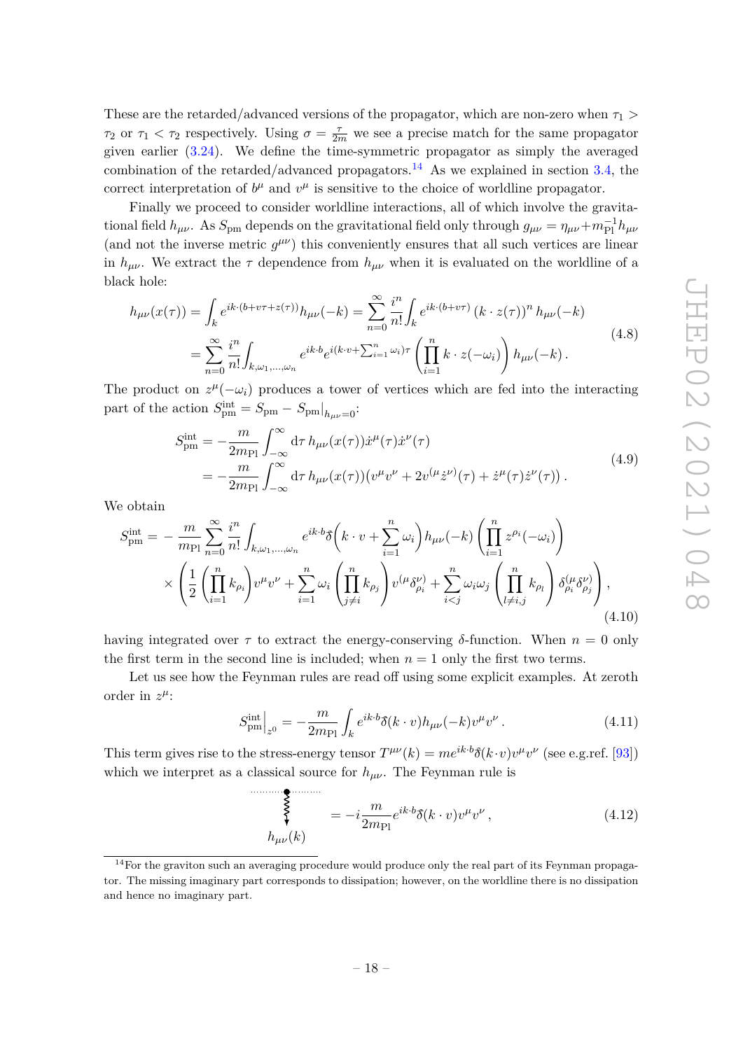These are the retarded/advanced versions of the propagator, which are non-zero when $\tau_1 > \tau_2$ or $\tau_1 < \tau_2$ respectively. Using $\sigma = \frac{\tau}{2m}$ we see a precise match for the same propagator given earlier (3.24). We define the time-symmetric propagator as simply the averaged combination of the retarded/advanced propagators.[14] As we explained in section 3.4, the correct interpretation of $b^\mu$ and $v^\mu$ is sensitive to the choice of worldline propagator.

Finally we proceed to consider worldline interactions, all of which involve the gravitational field $h_{\mu\nu}$. As $S_{\rm pm}$ depends on the gravitational field only through $g_{\mu\nu} = \eta_{\mu\nu} + m_{\rm Pl}^{-1} h_{\mu\nu}$ (and not the inverse metric $g^{\mu\nu}$) this conveniently ensures that all such vertices are linear in $h_{\mu\nu}$. We extract the $\tau$ dependence from $h_{\mu\nu}$ when it is evaluated on the worldline of a black hole:

$$
\begin{aligned}
h_{\mu\nu}(x(\tau)) &= \int_k e^{ik\cdot(b+v\tau+z(\tau))} h_{\mu\nu}(-k) = \sum_{n=0}^{\infty} \frac{i^n}{n!} \int_k e^{ik\cdot(b+v\tau)} \left(k\cdot z(\tau)\right)^n h_{\mu\nu}(-k) \\
&= \sum_{n=0}^{\infty} \frac{i^n}{n!} \int_{k,\omega_1,\ldots,\omega_n} e^{ik\cdot b} e^{i(k\cdot v + \sum_{i=1}^n \omega_i)\tau} \left(\prod_{i=1}^n k\cdot z(-\omega_i)\right) h_{\mu\nu}(-k)\,.
\end{aligned}
\tag{4.8}
$$

The product on $z^\mu(-\omega_i)$ produces a tower of vertices which are fed into the interacting part of the action $S_{\rm pm}^{\rm int} = S_{\rm pm} - S_{\rm pm}|_{h_{\mu\nu}=0}$:

$$
\begin{aligned}
S_{\rm pm}^{\rm int} &= -\frac{m}{2m_{\rm Pl}} \int_{-\infty}^{\infty} \mathrm{d}\tau\, h_{\mu\nu}(x(\tau)) \dot{x}^\mu(\tau)\dot{x}^\nu(\tau) \\
&= -\frac{m}{2m_{\rm Pl}} \int_{-\infty}^{\infty} \mathrm{d}\tau\, h_{\mu\nu}(x(\tau)) \big(v^\mu v^\nu + 2v^{(\mu}\dot{z}^{\nu)}(\tau) + \dot{z}^\mu(\tau)\dot{z}^\nu(\tau)\big)\,.
\end{aligned}
\tag{4.9}
$$

We obtain

$$
\begin{aligned}
S_{\rm pm}^{\rm int} = &-\frac{m}{m_{\rm Pl}} \sum_{n=0}^{\infty} \frac{i^n}{n!} \int_{k,\omega_1,\ldots,\omega_n} e^{ik\cdot b} \hat{\delta}\Big(k\cdot v + \sum_{i=1}^n \omega_i\Big) h_{\mu\nu}(-k) \left(\prod_{i=1}^n z^{\rho_i}(-\omega_i)\right) \\
&\times \left(\frac{1}{2}\left(\prod_{i=1}^n k_{\rho_i}\right) v^\mu v^\nu + \sum_{i=1}^n \omega_i \left(\prod_{j\neq i}^n k_{\rho_j}\right) v^{(\mu}\delta^{\nu)}_{\rho_i} + \sum_{i<j}^n \omega_i\omega_j \left(\prod_{l\neq i,j}^n k_{\rho_l}\right) \delta^{(\mu}_{\rho_i}\delta^{\nu)}_{\rho_j}\right),
\end{aligned}
\tag{4.10}
$$

having integrated over $\tau$ to extract the energy-conserving $\delta$-function. When $n=0$ only the first term in the second line is included; when $n=1$ only the first two terms.

Let us see how the Feynman rules are read off using some explicit examples. At zeroth order in $z^\mu$:

$$
S_{\rm pm}^{\rm int}\Big|_{z^0} = -\frac{m}{2m_{\rm Pl}} \int_k e^{ik\cdot b} \hat{\delta}(k\cdot v) h_{\mu\nu}(-k) v^\mu v^\nu\,.
\tag{4.11}
$$

This term gives rise to the stress-energy tensor $T^{\mu\nu}(k) = m e^{ik\cdot b}\hat{\delta}(k\cdot v) v^\mu v^\nu$ (see e.g.ref. [93]) which we interpret as a classical source for $h_{\mu\nu}$. The Feynman rule is

$$
\underset{h_{\mu\nu}(k)}{\text{(vertex)}} = -i\frac{m}{2m_{\rm Pl}} e^{ik\cdot b} \hat{\delta}(k\cdot v) v^\mu v^\nu\,,
\tag{4.12}
$$

[14] For the graviton such an averaging procedure would produce only the real part of its Feynman propagator. The missing imaginary part corresponds to dissipation; however, on the worldline there is no dissipation and hence no imaginary part.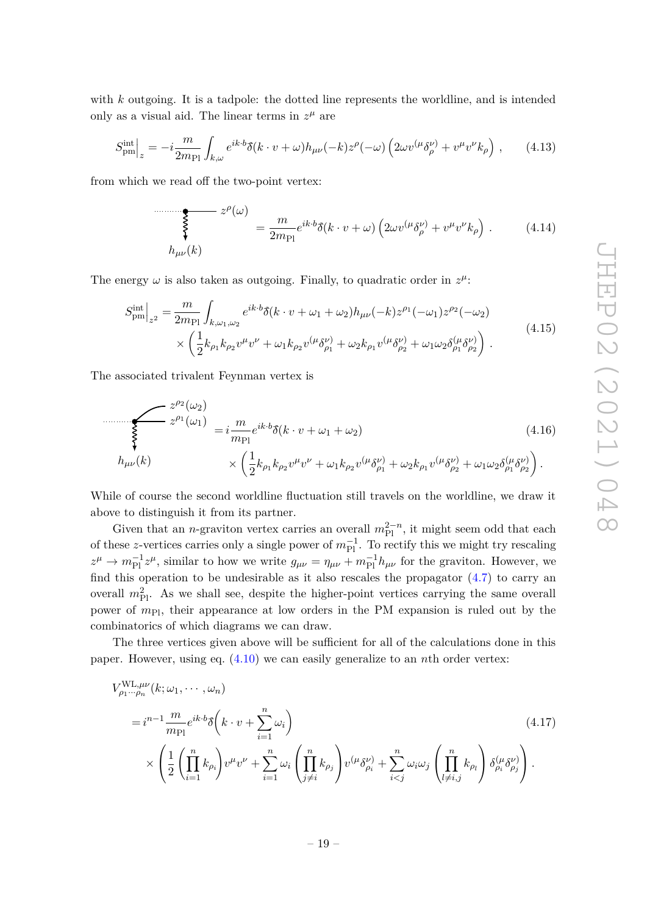with $k$ outgoing. It is a tadpole: the dotted line represents the worldline, and is intended only as a visual aid. The linear terms in $z^\mu$ are

$$S_{\rm pm}^{\rm int}\Big|_z = -i\frac{m}{2m_{\rm Pl}}\int_{k,\omega} e^{ik\cdot b}\hat{\delta}(k\cdot v+\omega)h_{\mu\nu}(-k)z^\rho(-\omega)\left(2\omega v^{(\mu}\delta_\rho^{\nu)}+v^\mu v^\nu k_\rho\right)\,, \tag{4.13}$$

from which we read off the two-point vertex:

$$= \frac{m}{2m_{\rm Pl}}e^{ik\cdot b}\hat{\delta}(k\cdot v+\omega)\left(2\omega v^{(\mu}\delta_\rho^{\nu)}+v^\mu v^\nu k_\rho\right)\,. \tag{4.14}$$

The energy $\omega$ is also taken as outgoing. Finally, to quadratic order in $z^\mu$:

$$\begin{aligned}S_{\rm pm}^{\rm int}\Big|_{z^2} =& \frac{m}{2m_{\rm Pl}}\int_{k,\omega_1,\omega_2} e^{ik\cdot b}\hat{\delta}(k\cdot v+\omega_1+\omega_2)h_{\mu\nu}(-k)z^{\rho_1}(-\omega_1)z^{\rho_2}(-\omega_2)\\ &\times\left(\frac{1}{2}k_{\rho_1}k_{\rho_2}v^\mu v^\nu+\omega_1 k_{\rho_2}v^{(\mu}\delta_{\rho_1}^{\nu)}+\omega_2 k_{\rho_1}v^{(\mu}\delta_{\rho_2}^{\nu)}+\omega_1\omega_2\delta_{\rho_1}^{(\mu}\delta_{\rho_2}^{\nu)}\right)\,.\end{aligned} \tag{4.15}$$

The associated trivalent Feynman vertex is

$$\begin{aligned}&= i\frac{m}{m_{\rm Pl}}e^{ik\cdot b}\hat{\delta}(k\cdot v+\omega_1+\omega_2)\\ &\quad\times\left(\frac{1}{2}k_{\rho_1}k_{\rho_2}v^\mu v^\nu+\omega_1 k_{\rho_2}v^{(\mu}\delta_{\rho_1}^{\nu)}+\omega_2 k_{\rho_1}v^{(\mu}\delta_{\rho_2}^{\nu)}+\omega_1\omega_2\delta_{\rho_1}^{(\mu}\delta_{\rho_2}^{\nu)}\right)\,.\end{aligned} \tag{4.16}$$

While of course the second worldline fluctuation still travels on the worldline, we draw it above to distinguish it from its partner.

Given that an $n$-graviton vertex carries an overall $m_{\rm Pl}^{2-n}$, it might seem odd that each of these $z$-vertices carries only a single power of $m_{\rm Pl}^{-1}$. To rectify this we might try rescaling $z^\mu \to m_{\rm Pl}^{-1}z^\mu$, similar to how we write $g_{\mu\nu}=\eta_{\mu\nu}+m_{\rm Pl}^{-1}h_{\mu\nu}$ for the graviton. However, we find this operation to be undesirable as it also rescales the propagator (4.7) to carry an overall $m_{\rm Pl}^2$. As we shall see, despite the higher-point vertices carrying the same overall power of $m_{\rm Pl}$, their appearance at low orders in the PM expansion is ruled out by the combinatorics of which diagrams we can draw.

The three vertices given above will be sufficient for all of the calculations done in this paper. However, using eq. (4.10) we can easily generalize to an $n$th order vertex:

$$\begin{aligned}&V^{{\rm WL},\mu\nu}_{\rho_1\cdots\rho_n}(k;\omega_1,\cdots,\omega_n)\\ &= i^{n-1}\frac{m}{m_{\rm Pl}}e^{ik\cdot b}\hat{\delta}\bigg(k\cdot v+\sum_{i=1}^n\omega_i\bigg)\\ &\quad\times\left(\frac{1}{2}\left(\prod_{i=1}^n k_{\rho_i}\right)v^\mu v^\nu+\sum_{i=1}^n\omega_i\left(\prod_{j\neq i}^n k_{\rho_j}\right)v^{(\mu}\delta_{\rho_i}^{\nu)}+\sum_{i<j}^n\omega_i\omega_j\left(\prod_{l\neq i,j}^n k_{\rho_l}\right)\delta_{\rho_i}^{(\mu}\delta_{\rho_j}^{\nu)}\right)\,.\end{aligned} \tag{4.17}$$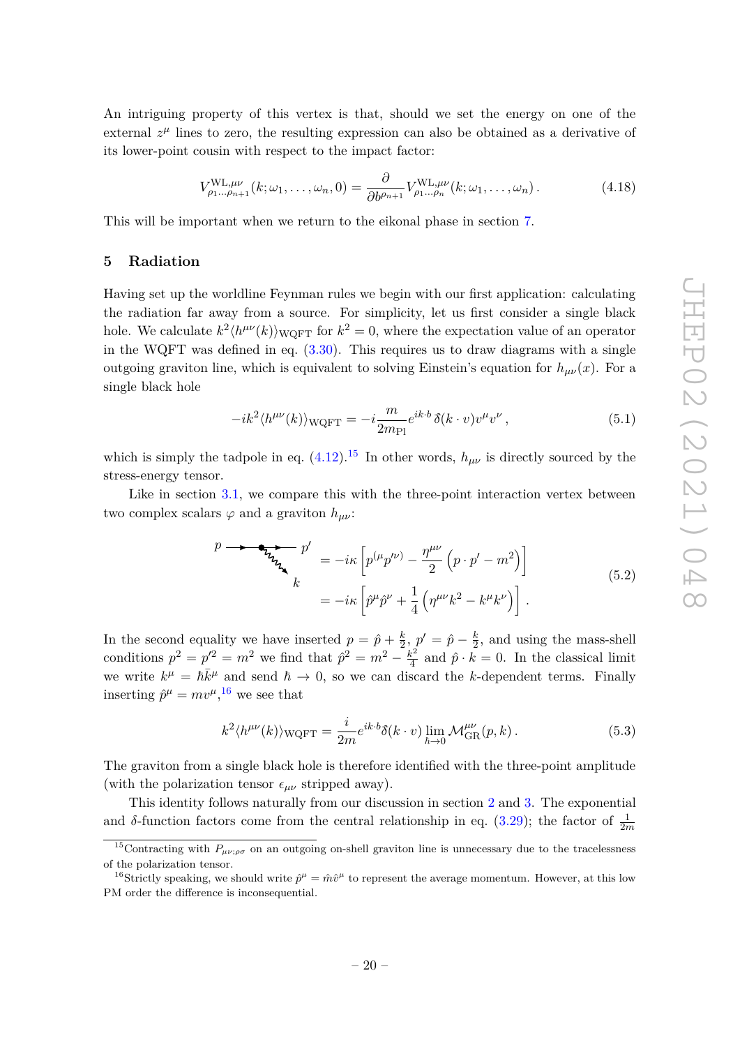An intriguing property of this vertex is that, should we set the energy on one of the external $z^\mu$ lines to zero, the resulting expression can also be obtained as a derivative of its lower-point cousin with respect to the impact factor:

$$V^{\mathrm{WL},\mu\nu}_{\rho_1\cdots\rho_{n+1}}(k;\omega_1,\ldots,\omega_n,0) = \frac{\partial}{\partial b^{\rho_{n+1}}} V^{\mathrm{WL},\mu\nu}_{\rho_1\cdots\rho_n}(k;\omega_1,\ldots,\omega_n)\,. \tag{4.18}$$

This will be important when we return to the eikonal phase in section 7.

## 5 Radiation

Having set up the worldline Feynman rules we begin with our first application: calculating the radiation far away from a source. For simplicity, let us first consider a single black hole. We calculate $k^2\langle h^{\mu\nu}(k)\rangle_{\mathrm{WQFT}}$ for $k^2=0$, where the expectation value of an operator in the WQFT was defined in eq. (3.30). This requires us to draw diagrams with a single outgoing graviton line, which is equivalent to solving Einstein's equation for $h_{\mu\nu}(x)$. For a single black hole

$$-ik^2\langle h^{\mu\nu}(k)\rangle_{\mathrm{WQFT}} = -i\frac{m}{2m_{\mathrm{Pl}}}e^{ik\cdot b}\,\delta\!\!\!{}^-(k\cdot v)v^\mu v^\nu\,, \tag{5.1}$$

which is simply the tadpole in eq. (4.12).[15] In other words, $h_{\mu\nu}$ is directly sourced by the stress-energy tensor.

Like in section 3.1, we compare this with the three-point interaction vertex between two complex scalars $\varphi$ and a graviton $h_{\mu\nu}$:

$$\begin{aligned}
&= -i\kappa\left[p^{(\mu}p'^{\nu)} - \frac{\eta^{\mu\nu}}{2}\left(p\cdot p' - m^2\right)\right] \\
&= -i\kappa\left[\hat{p}^\mu\hat{p}^\nu + \frac{1}{4}\left(\eta^{\mu\nu}k^2 - k^\mu k^\nu\right)\right].
\end{aligned} \tag{5.2}$$

In the second equality we have inserted $p=\hat{p}+\frac{k}{2}$, $p'=\hat{p}-\frac{k}{2}$, and using the mass-shell conditions $p^2=p'^2=m^2$ we find that $\hat{p}^2=m^2-\frac{k^2}{4}$ and $\hat{p}\cdot k=0$. In the classical limit we write $k^\mu=\hbar\bar{k}^\mu$ and send $\hbar\to 0$, so we can discard the $k$-dependent terms. Finally inserting $\hat{p}^\mu=mv^\mu$,[16] we see that

$$k^2\langle h^{\mu\nu}(k)\rangle_{\mathrm{WQFT}} = \frac{i}{2m}e^{ik\cdot b}\delta\!\!\!{}^-(k\cdot v)\lim_{\hbar\to 0}\mathcal{M}^{\mu\nu}_{\mathrm{GR}}(p,k)\,. \tag{5.3}$$

The graviton from a single black hole is therefore identified with the three-point amplitude (with the polarization tensor $\epsilon_{\mu\nu}$ stripped away).

This identity follows naturally from our discussion in section 2 and 3. The exponential and $\delta$-function factors come from the central relationship in eq. (3.29); the factor of $\frac{1}{2m}$

[15] Contracting with $P_{\mu\nu;\rho\sigma}$ on an outgoing on-shell graviton line is unnecessary due to the tracelessness of the polarization tensor.

[16] Strictly speaking, we should write $\hat{p}^\mu=\hat{m}\hat{v}^\mu$ to represent the average momentum. However, at this low PM order the difference is inconsequential.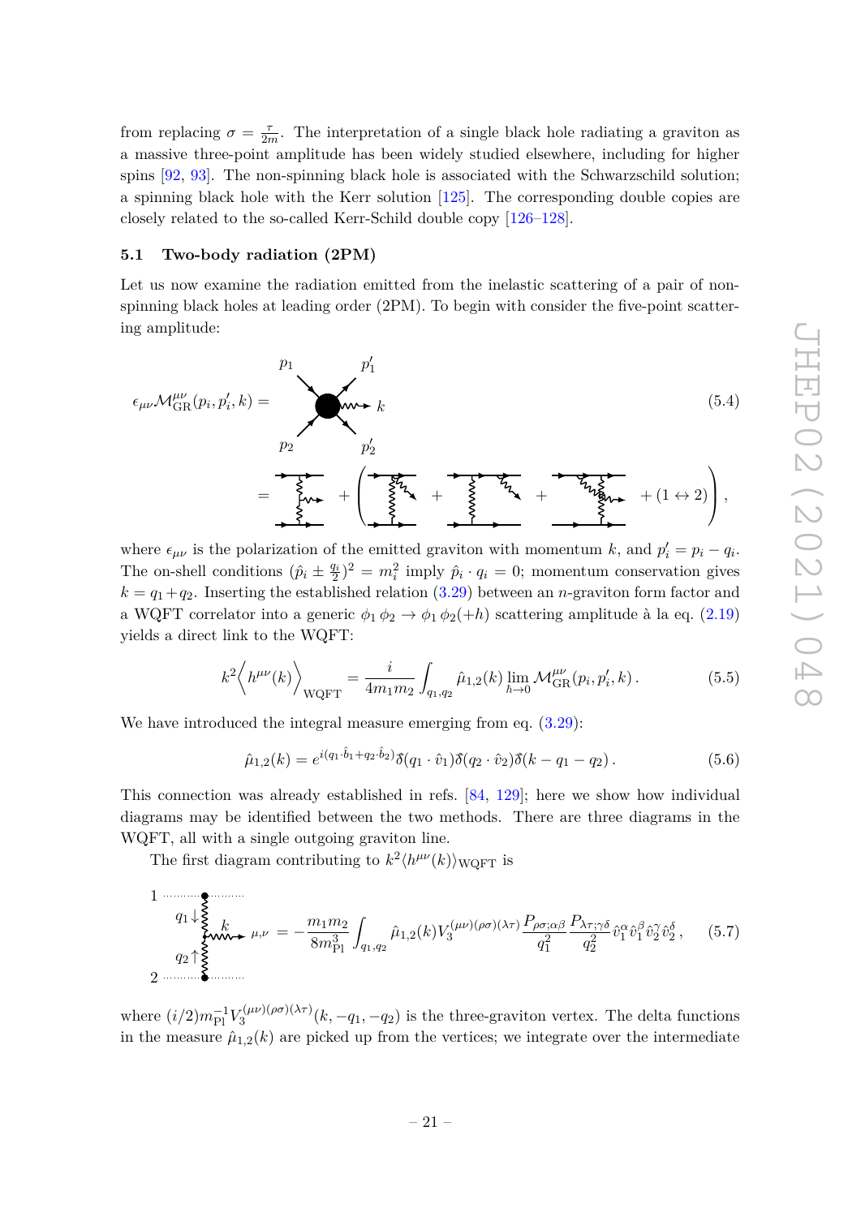from replacing $\sigma = \frac{\tau}{2m}$. The interpretation of a single black hole radiating a graviton as a massive three-point amplitude has been widely studied elsewhere, including for higher spins [92, 93]. The non-spinning black hole is associated with the Schwarzschild solution; a spinning black hole with the Kerr solution [125]. The corresponding double copies are closely related to the so-called Kerr-Schild double copy [126–128].

### 5.1 Two-body radiation (2PM)

Let us now examine the radiation emitted from the inelastic scattering of a pair of non-spinning black holes at leading order (2PM). To begin with consider the five-point scattering amplitude:

$$\epsilon_{\mu\nu}\mathcal{M}^{\mu\nu}_{\rm GR}(p_i, p'_i, k) = [\text{diagram}] = [\text{diagram}] + \left( [\text{diagram}] + [\text{diagram}] + [\text{diagram}] + (1 \leftrightarrow 2) \right), \tag{5.4}$$

where $\epsilon_{\mu\nu}$ is the polarization of the emitted graviton with momentum $k$, and $p'_i = p_i - q_i$. The on-shell conditions $(\hat{p}_i \pm \frac{q_i}{2})^2 = m_i^2$ imply $\hat{p}_i \cdot q_i = 0$; momentum conservation gives $k = q_1 + q_2$. Inserting the established relation (3.29) between an $n$-graviton form factor and a WQFT correlator into a generic $\phi_1\,\phi_2 \to \phi_1\,\phi_2(+h)$ scattering amplitude à la eq. (2.19) yields a direct link to the WQFT:

$$k^2 \Big\langle h^{\mu\nu}(k) \Big\rangle_{\rm WQFT} = \frac{i}{4m_1 m_2} \int_{q_1,q_2} \hat{\mu}_{1,2}(k) \lim_{\hbar \to 0} \mathcal{M}^{\mu\nu}_{\rm GR}(p_i, p'_i, k)\,. \tag{5.5}$$

We have introduced the integral measure emerging from eq. (3.29):

$$\hat{\mu}_{1,2}(k) = e^{i(q_1 \cdot \hat{b}_1 + q_2 \cdot \hat{b}_2)} \hat{\delta}(q_1 \cdot \hat{v}_1) \hat{\delta}(q_2 \cdot \hat{v}_2) \hat{\delta}(k - q_1 - q_2)\,. \tag{5.6}$$

This connection was already established in refs. [84, 129]; here we show how individual diagrams may be identified between the two methods. There are three diagrams in the WQFT, all with a single outgoing graviton line.

The first diagram contributing to $k^2\langle h^{\mu\nu}(k)\rangle_{\rm WQFT}$ is

$$[\text{diagram}] = -\frac{m_1 m_2}{8 m_{\rm Pl}^3} \int_{q_1,q_2} \hat{\mu}_{1,2}(k) V_3^{(\mu\nu)(\rho\sigma)(\lambda\tau)} \frac{P_{\rho\sigma;\alpha\beta}}{q_1^2} \frac{P_{\lambda\tau;\gamma\delta}}{q_2^2} \hat{v}_1^\alpha \hat{v}_1^\beta \hat{v}_2^\gamma \hat{v}_2^\delta\,, \tag{5.7}$$

where $(i/2) m_{\rm Pl}^{-1} V_3^{(\mu\nu)(\rho\sigma)(\lambda\tau)}(k, -q_1, -q_2)$ is the three-graviton vertex. The delta functions in the measure $\hat{\mu}_{1,2}(k)$ are picked up from the vertices; we integrate over the intermediate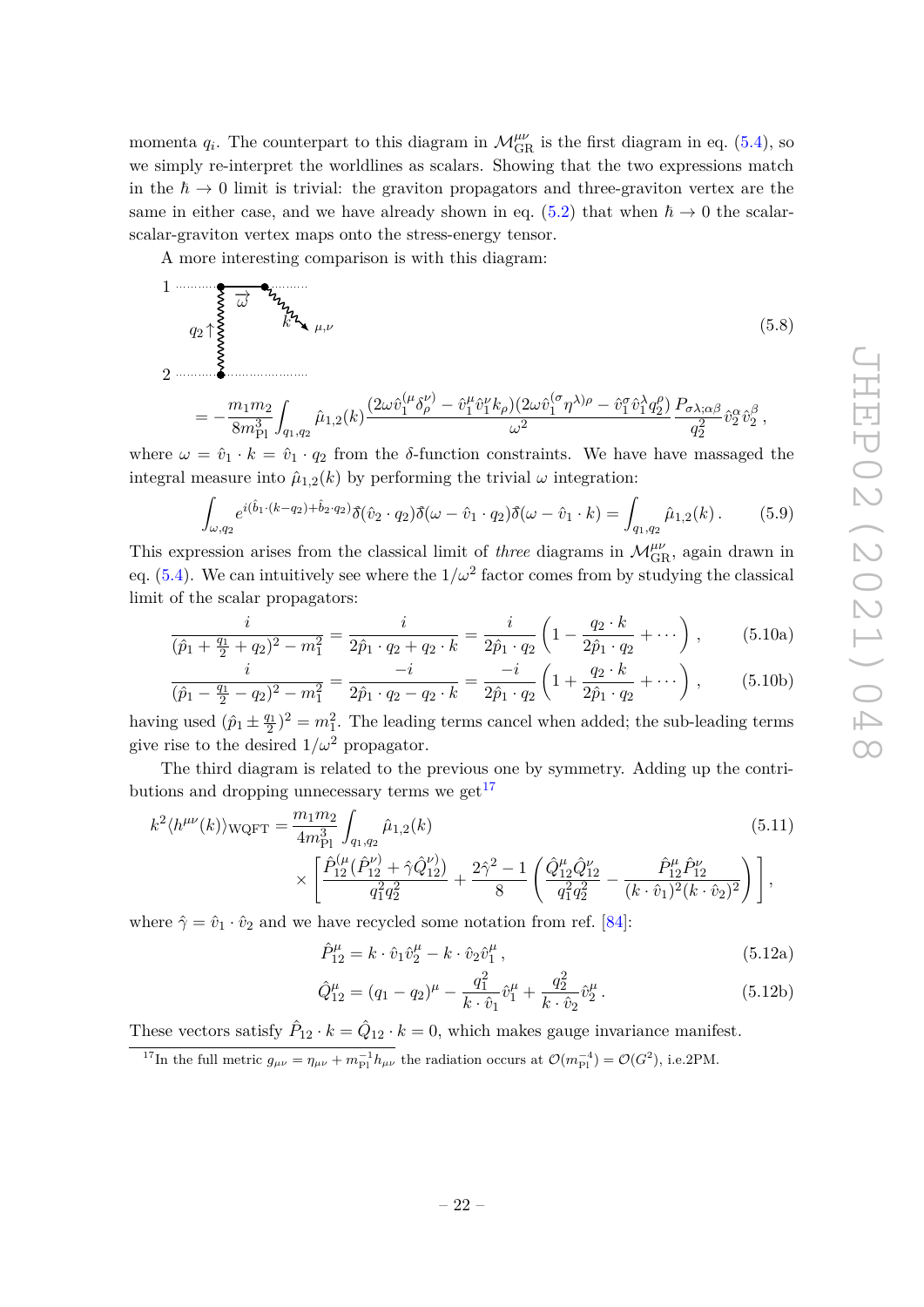momenta $q_i$. The counterpart to this diagram in $\mathcal{M}^{\mu\nu}_{\rm GR}$ is the first diagram in eq. (5.4), so we simply re-interpret the worldlines as scalars. Showing that the two expressions match in the $\hbar \to 0$ limit is trivial: the graviton propagators and three-graviton vertex are the same in either case, and we have already shown in eq. (5.2) that when $\hbar \to 0$ the scalar-scalar-graviton vertex maps onto the stress-energy tensor.

A more interesting comparison is with this diagram:

$$
= -\frac{m_1 m_2}{8 m_{\rm Pl}^3} \int_{q_1,q_2} \hat{\mu}_{1,2}(k) \frac{(2\omega \hat{v}_1^{(\mu}\delta^{\nu)}_\rho - \hat{v}_1^\mu \hat{v}_1^\nu k_\rho)(2\omega \hat{v}_1^{(\sigma}\eta^{\lambda)\rho} - \hat{v}_1^\sigma \hat{v}_1^\lambda q_2^\rho)}{\omega^2} \frac{P_{\sigma\lambda;\alpha\beta}}{q_2^2} \hat{v}_2^\alpha \hat{v}_2^\beta \,, \tag{5.8}
$$

where $\omega = \hat{v}_1 \cdot k = \hat{v}_1 \cdot q_2$ from the $\delta$-function constraints. We have have massaged the integral measure into $\hat{\mu}_{1,2}(k)$ by performing the trivial $\omega$ integration:

$$
\int_{\omega,q_2} e^{i(\hat{b}_1\cdot(k-q_2)+\hat{b}_2\cdot q_2)} \hat{\delta}(\hat{v}_2\cdot q_2)\hat{\delta}(\omega - \hat{v}_1\cdot q_2)\hat{\delta}(\omega - \hat{v}_1 \cdot k) = \int_{q_1,q_2} \hat{\mu}_{1,2}(k) \,. \tag{5.9}
$$

This expression arises from the classical limit of *three* diagrams in $\mathcal{M}^{\mu\nu}_{\rm GR}$, again drawn in eq. (5.4). We can intuitively see where the $1/\omega^2$ factor comes from by studying the classical limit of the scalar propagators:

$$
\frac{i}{(\hat{p}_1 + \frac{q_1}{2} + q_2)^2 - m_1^2} = \frac{i}{2\hat{p}_1\cdot q_2 + q_2\cdot k} = \frac{i}{2\hat{p}_1\cdot q_2}\left(1 - \frac{q_2\cdot k}{2\hat{p}_1\cdot q_2} + \cdots\right), \tag{5.10a}
$$

$$
\frac{i}{(\hat{p}_1 - \frac{q_1}{2} - q_2)^2 - m_1^2} = \frac{-i}{2\hat{p}_1\cdot q_2 - q_2\cdot k} = \frac{-i}{2\hat{p}_1\cdot q_2}\left(1 + \frac{q_2\cdot k}{2\hat{p}_1\cdot q_2} + \cdots\right), \tag{5.10b}
$$

having used $(\hat{p}_1 \pm \frac{q_1}{2})^2 = m_1^2$. The leading terms cancel when added; the sub-leading terms give rise to the desired $1/\omega^2$ propagator.

The third diagram is related to the previous one by symmetry. Adding up the contributions and dropping unnecessary terms we get[17]

$$
\begin{aligned}
k^2 \langle h^{\mu\nu}(k)\rangle_{\rm WQFT} = \frac{m_1 m_2}{4 m_{\rm Pl}^3} \int_{q_1,q_2} \hat{\mu}_{1,2}(k) \\
\times \left[\frac{\hat{P}_{12}^{(\mu}(\hat{P}_{12}^{\nu)} + \hat{\gamma}\hat{Q}_{12}^{\nu)})}{q_1^2 q_2^2} + \frac{2\hat{\gamma}^2 - 1}{8}\left(\frac{\hat{Q}_{12}^\mu \hat{Q}_{12}^\nu}{q_1^2 q_2^2} - \frac{\hat{P}_{12}^\mu \hat{P}_{12}^\nu}{(k\cdot\hat{v}_1)^2 (k\cdot \hat{v}_2)^2}\right)\right],
\end{aligned} \tag{5.11}
$$

where $\hat{\gamma} = \hat{v}_1 \cdot \hat{v}_2$ and we have recycled some notation from ref. [84]:

$$
\hat{P}_{12}^\mu = k\cdot\hat{v}_1 \hat{v}_2^\mu - k\cdot\hat{v}_2 \hat{v}_1^\mu \,, \tag{5.12a}
$$

$$
\hat{Q}_{12}^\mu = (q_1 - q_2)^\mu - \frac{q_1^2}{k\cdot\hat{v}_1}\hat{v}_1^\mu + \frac{q_2^2}{k\cdot\hat{v}_2}\hat{v}_2^\mu \,. \tag{5.12b}
$$

These vectors satisfy $\hat{P}_{12}\cdot k = \hat{Q}_{12}\cdot k = 0$, which makes gauge invariance manifest.

[17] In the full metric $g_{\mu\nu} = \eta_{\mu\nu} + m_{\rm Pl}^{-1} h_{\mu\nu}$ the radiation occurs at $\mathcal{O}(m_{\rm Pl}^{-4}) = \mathcal{O}(G^2)$, i.e.2PM.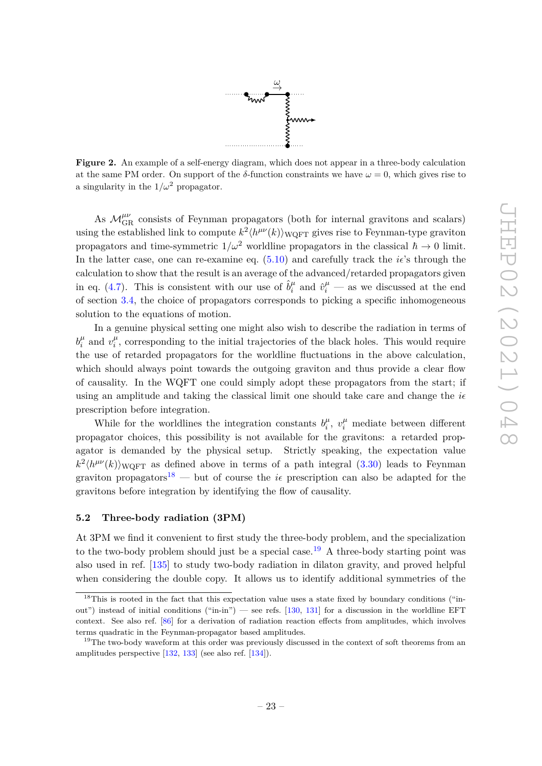**Figure 2.** An example of a self-energy diagram, which does not appear in a three-body calculation at the same PM order. On support of the $\delta$-function constraints we have $\omega = 0$, which gives rise to a singularity in the $1/\omega^2$ propagator.

As $\mathcal{M}^{\mu\nu}_{\rm GR}$ consists of Feynman propagators (both for internal gravitons and scalars) using the established link to compute $k^2 \langle h^{\mu\nu}(k)\rangle_{\rm WQFT}$ gives rise to Feynman-type graviton propagators and time-symmetric $1/\omega^2$ worldline propagators in the classical $\hbar \to 0$ limit. In the latter case, one can re-examine eq. (5.10) and carefully track the $i\epsilon$'s through the calculation to show that the result is an average of the advanced/retarded propagators given in eq. (4.7). This is consistent with our use of $\hat{b}^\mu_i$ and $\hat{v}^\mu_i$ — as we discussed at the end of section 3.4, the choice of propagators corresponds to picking a specific inhomogeneous solution to the equations of motion.

In a genuine physical setting one might also wish to describe the radiation in terms of $b^\mu_i$ and $v^\mu_i$, corresponding to the initial trajectories of the black holes. This would require the use of retarded propagators for the worldline fluctuations in the above calculation, which should always point towards the outgoing graviton and thus provide a clear flow of causality. In the WQFT one could simply adopt these propagators from the start; if using an amplitude and taking the classical limit one should take care and change the $i\epsilon$ prescription before integration.

While for the worldlines the integration constants $b^\mu_i$, $v^\mu_i$ mediate between different propagator choices, this possibility is not available for the gravitons: a retarded propagator is demanded by the physical setup. Strictly speaking, the expectation value $k^2\langle h^{\mu\nu}(k)\rangle_{\rm WQFT}$ as defined above in terms of a path integral (3.30) leads to Feynman graviton propagators[18] — but of course the $i\epsilon$ prescription can also be adapted for the gravitons before integration by identifying the flow of causality.

### 5.2 Three-body radiation (3PM)

At 3PM we find it convenient to first study the three-body problem, and the specialization to the two-body problem should just be a special case.[19] A three-body starting point was also used in ref. [135] to study two-body radiation in dilaton gravity, and proved helpful when considering the double copy. It allows us to identify additional symmetries of the

[18] This is rooted in the fact that this expectation value uses a state fixed by boundary conditions ("in-out") instead of initial conditions ("in-in") — see refs. [130, 131] for a discussion in the worldline EFT context. See also ref. [86] for a derivation of radiation reaction effects from amplitudes, which involves terms quadratic in the Feynman-propagator based amplitudes.

[19] The two-body waveform at this order was previously discussed in the context of soft theorems from an amplitudes perspective [132, 133] (see also ref. [134]).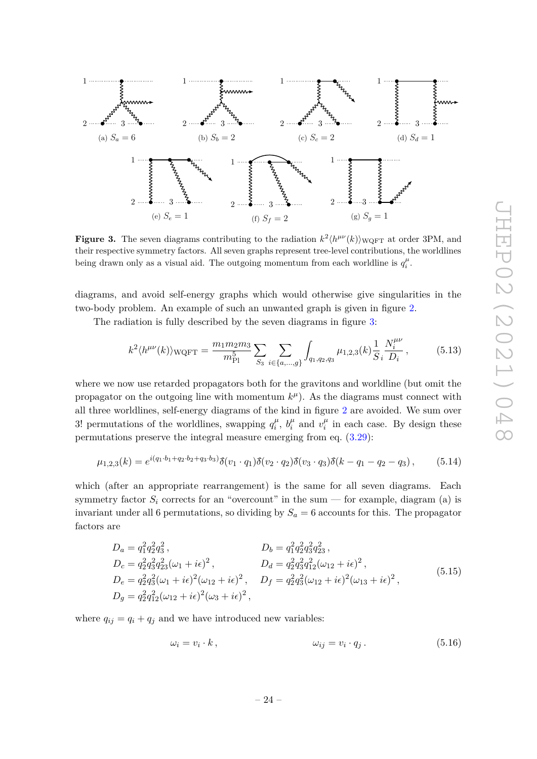(a) $S_a = 6$ (b) $S_b = 2$ (c) $S_c = 2$ (d) $S_d = 1$

(e) $S_e = 1$ (f) $S_f = 2$ (g) $S_g = 1$

**Figure 3.** The seven diagrams contributing to the radiation $k^2\langle h^{\mu\nu}(k)\rangle_{\text{WQFT}}$ at order 3PM, and their respective symmetry factors. All seven graphs represent tree-level contributions, the worldlines being drawn only as a visual aid. The outgoing momentum from each worldline is $q_i^\mu$.

diagrams, and avoid self-energy graphs which would otherwise give singularities in the two-body problem. An example of such an unwanted graph is given in figure 2.

The radiation is fully described by the seven diagrams in figure 3:

$$k^2\langle h^{\mu\nu}(k)\rangle_{\text{WQFT}} = \frac{m_1 m_2 m_3}{m_{\text{Pl}}^5} \sum_{S_3} \sum_{i\in\{a,\ldots,g\}} \int_{q_1,q_2,q_3} \mu_{1,2,3}(k) \frac{1}{S_i} \frac{N_i^{\mu\nu}}{D_i}\,, \tag{5.13}$$

where we now use retarded propagators both for the gravitons and worldline (but omit the propagator on the outgoing line with momentum $k^\mu$). As the diagrams must connect with all three worldlines, self-energy diagrams of the kind in figure 2 are avoided. We sum over 3! permutations of the worldlines, swapping $q_i^\mu$, $b_i^\mu$ and $v_i^\mu$ in each case. By design these permutations preserve the integral measure emerging from eq. (3.29):

$$\mu_{1,2,3}(k) = e^{i(q_1\cdot b_1 + q_2\cdot b_2 + q_3\cdot b_3)} \delta\!\!\!{}^-(v_1\cdot q_1)\delta\!\!\!{}^-(v_2\cdot q_2)\delta\!\!\!{}^-(v_3\cdot q_3)\delta\!\!\!{}^-(k - q_1 - q_2 - q_3)\,, \tag{5.14}$$

which (after an appropriate rearrangement) is the same for all seven diagrams. Each symmetry factor $S_i$ corrects for an "overcount" in the sum — for example, diagram (a) is invariant under all 6 permutations, so dividing by $S_a = 6$ accounts for this. The propagator factors are

$$\begin{aligned}
D_a &= q_1^2 q_2^2 q_3^2\,, & D_b &= q_1^2 q_2^2 q_3^2 q_{23}^2\,, \\
D_c &= q_2^2 q_3^2 q_{23}^2 (\omega_1 + i\epsilon)^2\,, & D_d &= q_2^2 q_3^2 q_{12}^2 (\omega_{12} + i\epsilon)^2\,, \\
D_e &= q_2^2 q_3^2 (\omega_1 + i\epsilon)^2 (\omega_{12} + i\epsilon)^2\,, & D_f &= q_2^2 q_3^2 (\omega_{12} + i\epsilon)^2 (\omega_{13} + i\epsilon)^2\,, \\
D_g &= q_2^2 q_{12}^2 (\omega_{12} + i\epsilon)^2 (\omega_3 + i\epsilon)^2\,,
\end{aligned} \tag{5.15}$$

where $q_{ij} = q_i + q_j$ and we have introduced new variables:

$$\omega_i = v_i \cdot k\,, \qquad\qquad \omega_{ij} = v_i \cdot q_j\,. \tag{5.16}$$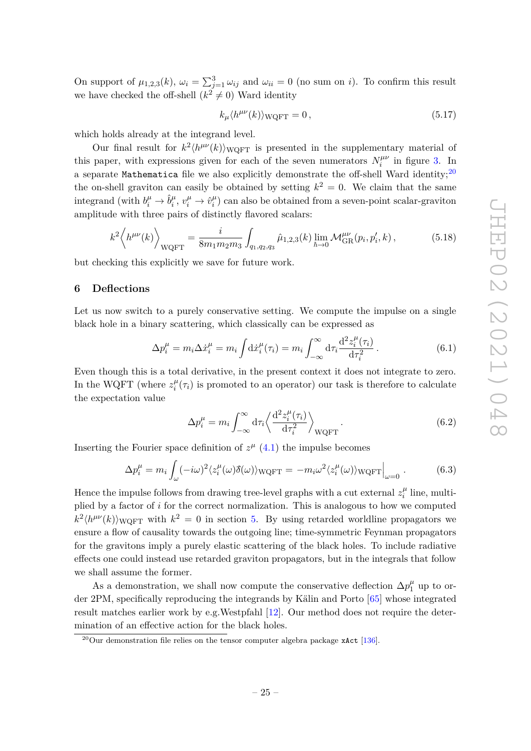On support of $\mu_{1,2,3}(k)$, $\omega_i = \sum_{j=1}^{3} \omega_{ij}$ and $\omega_{ii} = 0$ (no sum on $i$). To confirm this result we have checked the off-shell ($k^2 \neq 0$) Ward identity

$$k_\mu \langle h^{\mu\nu}(k)\rangle_{\rm WQFT} = 0\,, \tag{5.17}$$

which holds already at the integrand level.

Our final result for $k^2\langle h^{\mu\nu}(k)\rangle_{\rm WQFT}$ is presented in the supplementary material of this paper, with expressions given for each of the seven numerators $N_i^{\mu\nu}$ in figure 3. In a separate `Mathematica` file we also explicitly demonstrate the off-shell Ward identity;[20] the on-shell graviton can easily be obtained by setting $k^2 = 0$. We claim that the same integrand (with $b_i^\mu \to \hat{b}_i^\mu$, $v_i^\mu \to \hat{v}_i^\mu$) can also be obtained from a seven-point scalar-graviton amplitude with three pairs of distinctly flavored scalars:

$$k^2\Big\langle h^{\mu\nu}(k)\Big\rangle_{\rm WQFT} = \frac{i}{8m_1m_2m_3}\int_{q_1,q_2,q_3} \hat{\mu}_{1,2,3}(k) \lim_{\hbar\to 0} \mathcal{M}^{\mu\nu}_{\rm GR}(p_i,p_i',k)\,, \tag{5.18}$$

but checking this explicitly we save for future work.

## 6 Deflections

Let us now switch to a purely conservative setting. We compute the impulse on a single black hole in a binary scattering, which classically can be expressed as

$$\Delta p_i^\mu = m_i \Delta \dot{x}_i^\mu = m_i\int {\rm d}\dot{x}_i^\mu(\tau_i) = m_i\int_{-\infty}^{\infty}{\rm d}\tau_i \frac{{\rm d}^2 z_i^\mu(\tau_i)}{{\rm d}\tau_i^2}\,. \tag{6.1}$$

Even though this is a total derivative, in the present context it does not integrate to zero. In the WQFT (where $z_i^\mu(\tau_i)$ is promoted to an operator) our task is therefore to calculate the expectation value

$$\Delta p_i^\mu = m_i\int_{-\infty}^{\infty}{\rm d}\tau_i \Big\langle \frac{{\rm d}^2 z_i^\mu(\tau_i)}{{\rm d}\tau_i^2}\Big\rangle_{\rm WQFT}\,. \tag{6.2}$$

Inserting the Fourier space definition of $z^\mu$ (4.1) the impulse becomes

$$\Delta p_i^\mu = m_i\int_\omega (-i\omega)^2\langle z_i^\mu(\omega)\delta(\omega)\rangle_{\rm WQFT} = -m_i\omega^2\langle z_i^\mu(\omega)\rangle_{\rm WQFT}\Big|_{\omega=0}\,. \tag{6.3}$$

Hence the impulse follows from drawing tree-level graphs with a cut external $z_i^\mu$ line, multiplied by a factor of $i$ for the correct normalization. This is analogous to how we computed $k^2\langle h^{\mu\nu}(k)\rangle_{\rm WQFT}$ with $k^2 = 0$ in section 5. By using retarded worldline propagators we ensure a flow of causality towards the outgoing line; time-symmetric Feynman propagators for the gravitons imply a purely elastic scattering of the black holes. To include radiative effects one could instead use retarded graviton propagators, but in the integrals that follow we shall assume the former.

As a demonstration, we shall now compute the conservative deflection $\Delta p_1^\mu$ up to order 2PM, specifically reproducing the integrands by Kälin and Porto [65] whose integrated result matches earlier work by e.g.Westpfahl [12]. Our method does not require the determination of an effective action for the black holes.

[20] Our demonstration file relies on the tensor computer algebra package `xAct` [136].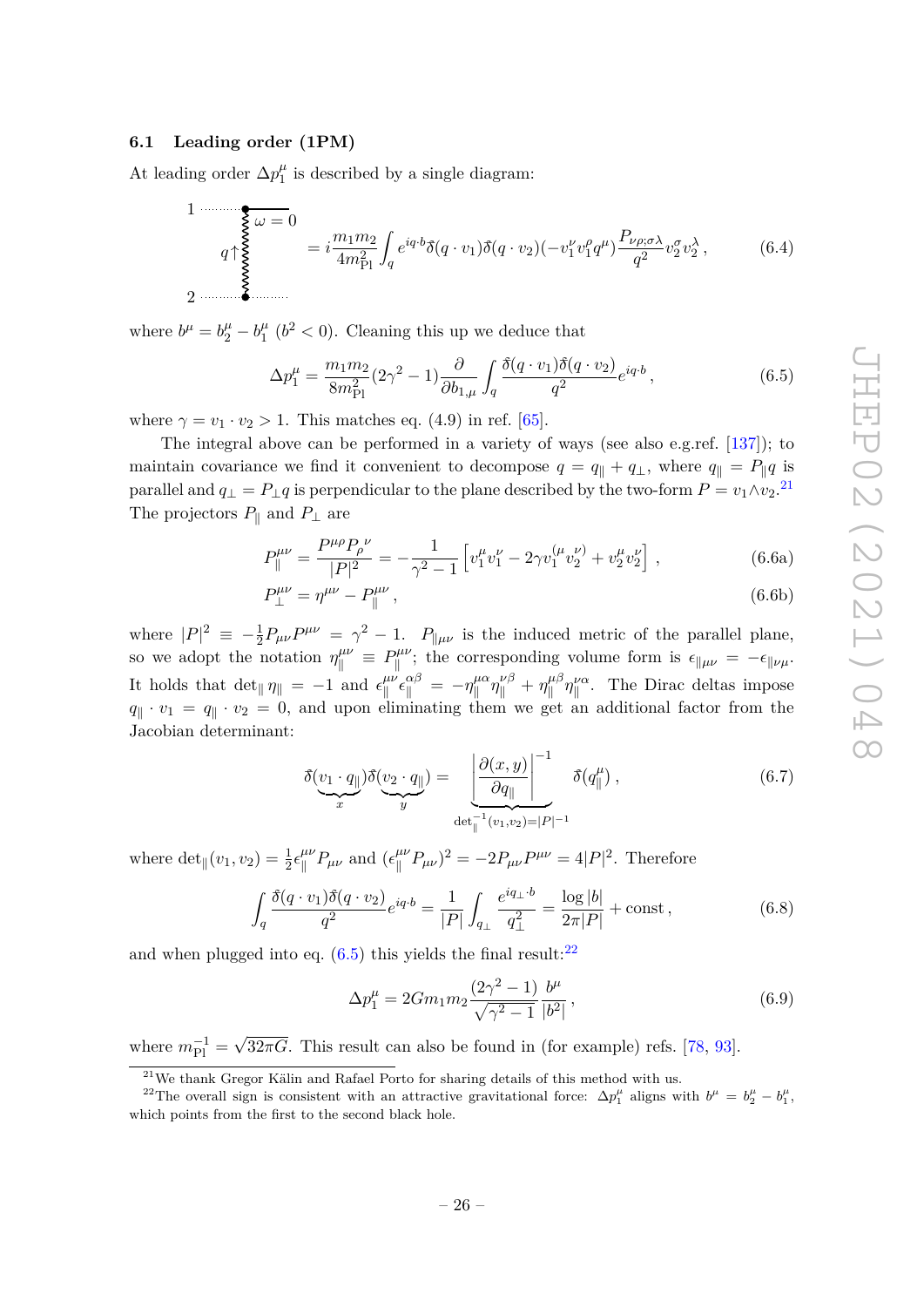### 6.1 Leading order (1PM)

At leading order $\Delta p_1^\mu$ is described by a single diagram:

$$
\text{[diagram: worldlines 1 and 2 connected by graviton with momentum } q\uparrow\text{, } \omega=0\text{]} = i\frac{m_1 m_2}{4m_{\rm Pl}^2}\int_q e^{iq\cdot b}\delta\!\!\!{}^-(q\cdot v_1)\delta\!\!\!{}^-(q\cdot v_2)(-v_1^\nu v_1^\rho q^\mu)\frac{P_{\nu\rho;\sigma\lambda}}{q^2}v_2^\sigma v_2^\lambda\,, \tag{6.4}
$$

where $b^\mu = b_2^\mu - b_1^\mu$ ($b^2<0$). Cleaning this up we deduce that

$$
\Delta p_1^\mu = \frac{m_1 m_2}{8m_{\rm Pl}^2}(2\gamma^2-1)\frac{\partial}{\partial b_{1,\mu}}\int_q \frac{\delta\!\!\!{}^-(q\cdot v_1)\delta\!\!\!{}^-(q\cdot v_2)}{q^2}e^{iq\cdot b}\,, \tag{6.5}
$$

where $\gamma = v_1\cdot v_2 > 1$. This matches eq. (4.9) in ref. [65].

The integral above can be performed in a variety of ways (see also e.g.ref. [137]); to maintain covariance we find it convenient to decompose $q = q_\parallel + q_\perp$, where $q_\parallel = P_\parallel q$ is parallel and $q_\perp = P_\perp q$ is perpendicular to the plane described by the two-form $P = v_1\wedge v_2$.[21] The projectors $P_\parallel$ and $P_\perp$ are

$$
P_\parallel^{\mu\nu} = \frac{P^{\mu\rho}P_\rho{}^\nu}{|P|^2} = -\frac{1}{\gamma^2-1}\left[v_1^\mu v_1^\nu - 2\gamma v_1^{(\mu}v_2^{\nu)} + v_2^\mu v_2^\nu\right]\,, \tag{6.6a}
$$

$$
P_\perp^{\mu\nu} = \eta^{\mu\nu} - P_\parallel^{\mu\nu}\,, \tag{6.6b}
$$

where $|P|^2 \equiv -\frac{1}{2}P_{\mu\nu}P^{\mu\nu} = \gamma^2-1$. $P_{\parallel\mu\nu}$ is the induced metric of the parallel plane, so we adopt the notation $\eta_\parallel^{\mu\nu}\equiv P_\parallel^{\mu\nu}$; the corresponding volume form is $\epsilon_{\parallel\mu\nu} = -\epsilon_{\parallel\nu\mu}$. It holds that $\det_\parallel\eta_\parallel = -1$ and $\epsilon_\parallel^{\mu\nu}\epsilon_\parallel^{\alpha\beta} = -\eta_\parallel^{\mu\alpha}\eta_\parallel^{\nu\beta} + \eta_\parallel^{\mu\beta}\eta_\parallel^{\nu\alpha}$. The Dirac deltas impose $q_\parallel\cdot v_1 = q_\parallel\cdot v_2 = 0$, and upon eliminating them we get an additional factor from the Jacobian determinant:

$$
\delta\!\!\!{}^-(\underbrace{v_1\cdot q_\parallel}_{x})\delta\!\!\!{}^-(\underbrace{v_2\cdot q_\parallel}_{y}) = \underbrace{\left|\frac{\partial(x,y)}{\partial q_\parallel}\right|^{-1}}_{\det_\parallel^{-1}(v_1,v_2)=|P|^{-1}}\delta\!\!\!{}^-(q_\parallel^\mu)\,, \tag{6.7}
$$

where $\det_\parallel(v_1,v_2) = \frac{1}{2}\epsilon_\parallel^{\mu\nu}P_{\mu\nu}$ and $(\epsilon_\parallel^{\mu\nu}P_{\mu\nu})^2 = -2P_{\mu\nu}P^{\mu\nu} = 4|P|^2$. Therefore

$$
\int_q \frac{\delta\!\!\!{}^-(q\cdot v_1)\delta\!\!\!{}^-(q\cdot v_2)}{q^2}e^{iq\cdot b} = \frac{1}{|P|}\int_{q_\perp}\frac{e^{iq_\perp\cdot b}}{q_\perp^2} = \frac{\log|b|}{2\pi|P|} + \text{const}\,, \tag{6.8}
$$

and when plugged into eq. (6.5) this yields the final result:[22]

$$
\Delta p_1^\mu = 2Gm_1m_2\frac{(2\gamma^2-1)}{\sqrt{\gamma^2-1}}\frac{b^\mu}{|b^2|}\,, \tag{6.9}
$$

where $m_{\rm Pl}^{-1} = \sqrt{32\pi G}$. This result can also be found in (for example) refs. [78, 93].

---

[21] We thank Gregor Kälin and Rafael Porto for sharing details of this method with us.

[22] The overall sign is consistent with an attractive gravitational force: $\Delta p_1^\mu$ aligns with $b^\mu = b_2^\mu - b_1^\mu$, which points from the first to the second black hole.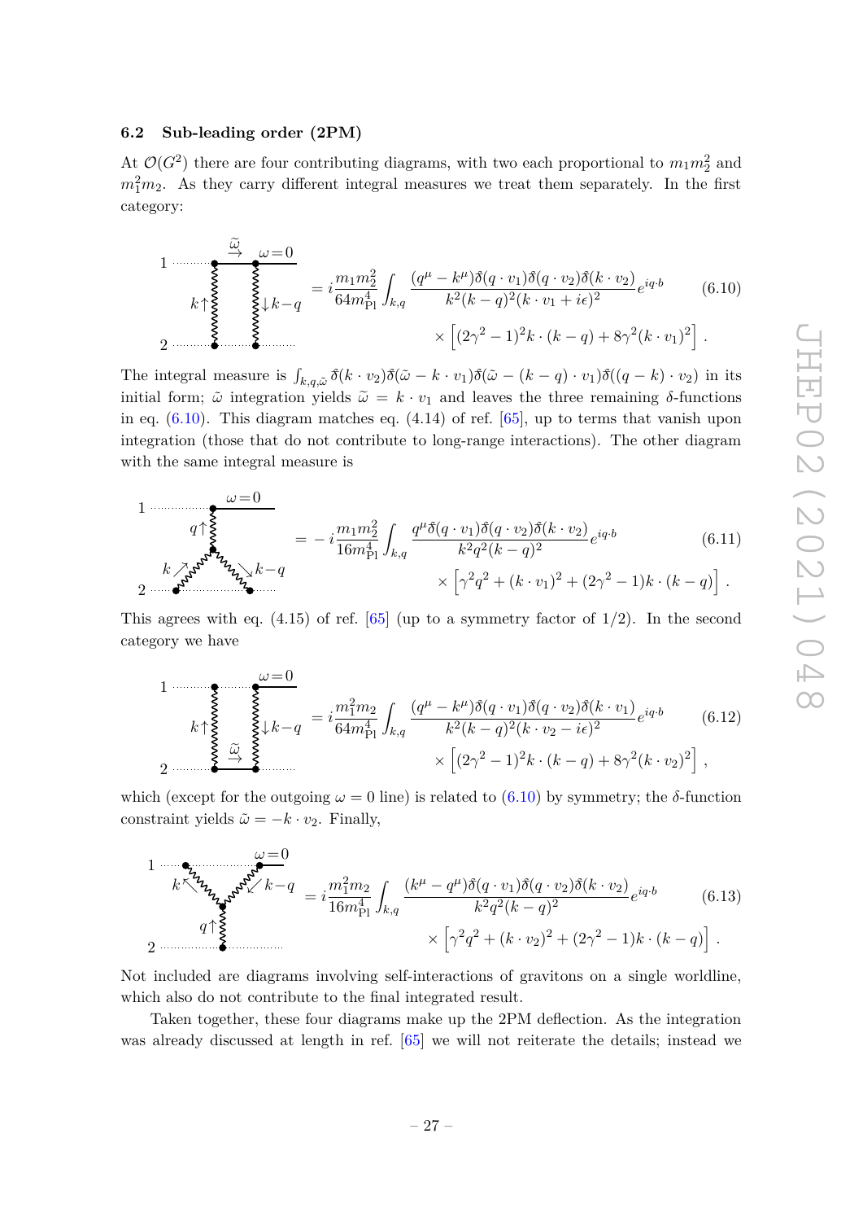### 6.2 Sub-leading order (2PM)

At $\mathcal{O}(G^2)$ there are four contributing diagrams, with two each proportional to $m_1 m_2^2$ and $m_1^2 m_2$. As they carry different integral measures we treat them separately. In the first category:

$$
= i\frac{m_1 m_2^2}{64 m_{\rm Pl}^4}\int_{k,q} \frac{(q^\mu - k^\mu)\tilde{\delta}(q\cdot v_1)\tilde{\delta}(q\cdot v_2)\tilde{\delta}(k\cdot v_2)}{k^2(k-q)^2(k\cdot v_1 + i\epsilon)^2} e^{iq\cdot b} \times \left[(2\gamma^2-1)^2 k\cdot(k-q) + 8\gamma^2 (k\cdot v_1)^2\right] . \tag{6.10}
$$

The integral measure is $\int_{k,q,\tilde{\omega}} \tilde{\delta}(k\cdot v_2)\tilde{\delta}(\tilde{\omega} - k\cdot v_1)\tilde{\delta}(\tilde{\omega}-(k-q)\cdot v_1)\tilde{\delta}((q-k)\cdot v_2)$ in its initial form; $\tilde{\omega}$ integration yields $\tilde{\omega} = k\cdot v_1$ and leaves the three remaining $\delta$-functions in eq. (6.10). This diagram matches eq. (4.14) of ref. [65], up to terms that vanish upon integration (those that do not contribute to long-range interactions). The other diagram with the same integral measure is

$$
= -i\frac{m_1 m_2^2}{16 m_{\rm Pl}^4}\int_{k,q} \frac{q^\mu \tilde{\delta}(q\cdot v_1)\tilde{\delta}(q\cdot v_2)\tilde{\delta}(k\cdot v_2)}{k^2 q^2 (k-q)^2} e^{iq\cdot b} \times \left[\gamma^2 q^2 + (k\cdot v_1)^2 + (2\gamma^2-1) k\cdot(k-q)\right] . \tag{6.11}
$$

This agrees with eq. (4.15) of ref. [65] (up to a symmetry factor of 1/2). In the second category we have

$$
= i\frac{m_1^2 m_2}{64 m_{\rm Pl}^4}\int_{k,q} \frac{(q^\mu - k^\mu)\tilde{\delta}(q\cdot v_1)\tilde{\delta}(q\cdot v_2)\tilde{\delta}(k\cdot v_1)}{k^2(k-q)^2(k\cdot v_2 - i\epsilon)^2} e^{iq\cdot b} \times \left[(2\gamma^2-1)^2 k\cdot(k-q) + 8\gamma^2 (k\cdot v_2)^2\right] , \tag{6.12}
$$

which (except for the outgoing $\omega = 0$ line) is related to (6.10) by symmetry; the $\delta$-function constraint yields $\tilde{\omega} = -k\cdot v_2$. Finally,

$$
= i\frac{m_1^2 m_2}{16 m_{\rm Pl}^4}\int_{k,q} \frac{(k^\mu - q^\mu)\tilde{\delta}(q\cdot v_1)\tilde{\delta}(q\cdot v_2)\tilde{\delta}(k\cdot v_2)}{k^2 q^2 (k-q)^2} e^{iq\cdot b} \times \left[\gamma^2 q^2 + (k\cdot v_2)^2 + (2\gamma^2-1) k\cdot(k-q)\right] . \tag{6.13}
$$

Not included are diagrams involving self-interactions of gravitons on a single worldline, which also do not contribute to the final integrated result.

Taken together, these four diagrams make up the 2PM deflection. As the integration was already discussed at length in ref. [65] we will not reiterate the details; instead we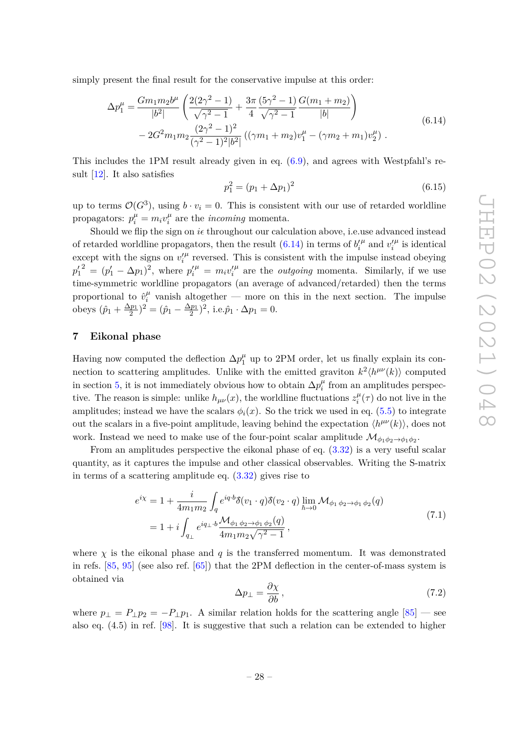simply present the final result for the conservative impulse at this order:

$$
\begin{aligned}
\Delta p_1^\mu = &\frac{G m_1 m_2 b^\mu}{|b^2|}\left(\frac{2(2\gamma^2-1)}{\sqrt{\gamma^2-1}} + \frac{3\pi}{4}\frac{(5\gamma^2-1)}{\sqrt{\gamma^2-1}}\frac{G(m_1+m_2)}{|b|}\right) \\
&- 2G^2 m_1 m_2 \frac{(2\gamma^2-1)^2}{(\gamma^2-1)^2|b^2|}\left((\gamma m_1 + m_2)v_1^\mu - (\gamma m_2 + m_1)v_2^\mu\right).
\end{aligned}
\tag{6.14}
$$

This includes the 1PM result already given in eq. (6.9), and agrees with Westpfahl's result [12]. It also satisfies

$$
p_1^2 = (p_1 + \Delta p_1)^2 \tag{6.15}
$$

up to terms $\mathcal{O}(G^3)$, using $b \cdot v_i = 0$. This is consistent with our use of retarded worldline propagators: $p_i^\mu = m_i v_i^\mu$ are the *incoming* momenta.

Should we flip the sign on $i\epsilon$ throughout our calculation above, i.e.use advanced instead of retarded worldline propagators, then the result (6.14) in terms of $b_i'^\mu$ and $v_i'^\mu$ is identical except with the signs on $v_i'^\mu$ reversed. This is consistent with the impulse instead obeying ${p_1'}^2 = (p_1' - \Delta p_1)^2$, where $p_i'^\mu = m_i v_i'^\mu$ are the *outgoing* momenta. Similarly, if we use time-symmetric worldline propagators (an average of advanced/retarded) then the terms proportional to $\hat{v}_i^\mu$ vanish altogether — more on this in the next section. The impulse obeys $(\hat{p}_1 + \frac{\Delta p_1}{2})^2 = (\hat{p}_1 - \frac{\Delta p_1}{2})^2$, i.e.$\hat{p}_1 \cdot \Delta p_1 = 0$.

## 7 Eikonal phase

Having now computed the deflection $\Delta p_1^\mu$ up to 2PM order, let us finally explain its connection to scattering amplitudes. Unlike with the emitted graviton $k^2\langle h^{\mu\nu}(k)\rangle$ computed in section 5, it is not immediately obvious how to obtain $\Delta p_i^\mu$ from an amplitudes perspective. The reason is simple: unlike $h_{\mu\nu}(x)$, the worldline fluctuations $z_i^\mu(\tau)$ do not live in the amplitudes; instead we have the scalars $\phi_i(x)$. So the trick we used in eq. (5.5) to integrate out the scalars in a five-point amplitude, leaving behind the expectation $\langle h^{\mu\nu}(k)\rangle$, does not work. Instead we need to make use of the four-point scalar amplitude $\mathcal{M}_{\phi_1\phi_2\to\phi_1\phi_2}$.

From an amplitudes perspective the eikonal phase of eq. (3.32) is a very useful scalar quantity, as it captures the impulse and other classical observables. Writing the S-matrix in terms of a scattering amplitude eq. (3.32) gives rise to

$$
\begin{aligned}
e^{i\chi} &= 1 + \frac{i}{4m_1m_2}\int_q e^{iq\cdot b}\hat{\delta}(v_1\cdot q)\hat{\delta}(v_2\cdot q)\lim_{\hbar\to 0}\mathcal{M}_{\phi_1\,\phi_2\to\phi_1\,\phi_2}(q) \\
&= 1 + i\int_{q_\perp} e^{iq_\perp\cdot b}\frac{\mathcal{M}_{\phi_1\,\phi_2\to\phi_1\,\phi_2}(q)}{4m_1m_2\sqrt{\gamma^2-1}},
\end{aligned}
\tag{7.1}
$$

where $\chi$ is the eikonal phase and $q$ is the transferred momentum. It was demonstrated in refs. [85, 95] (see also ref. [65]) that the 2PM deflection in the center-of-mass system is obtained via

$$
\Delta p_\perp = \frac{\partial \chi}{\partial b}, \tag{7.2}
$$

where $p_\perp = P_\perp p_2 = -P_\perp p_1$. A similar relation holds for the scattering angle [85] — see also eq. (4.5) in ref. [98]. It is suggestive that such a relation can be extended to higher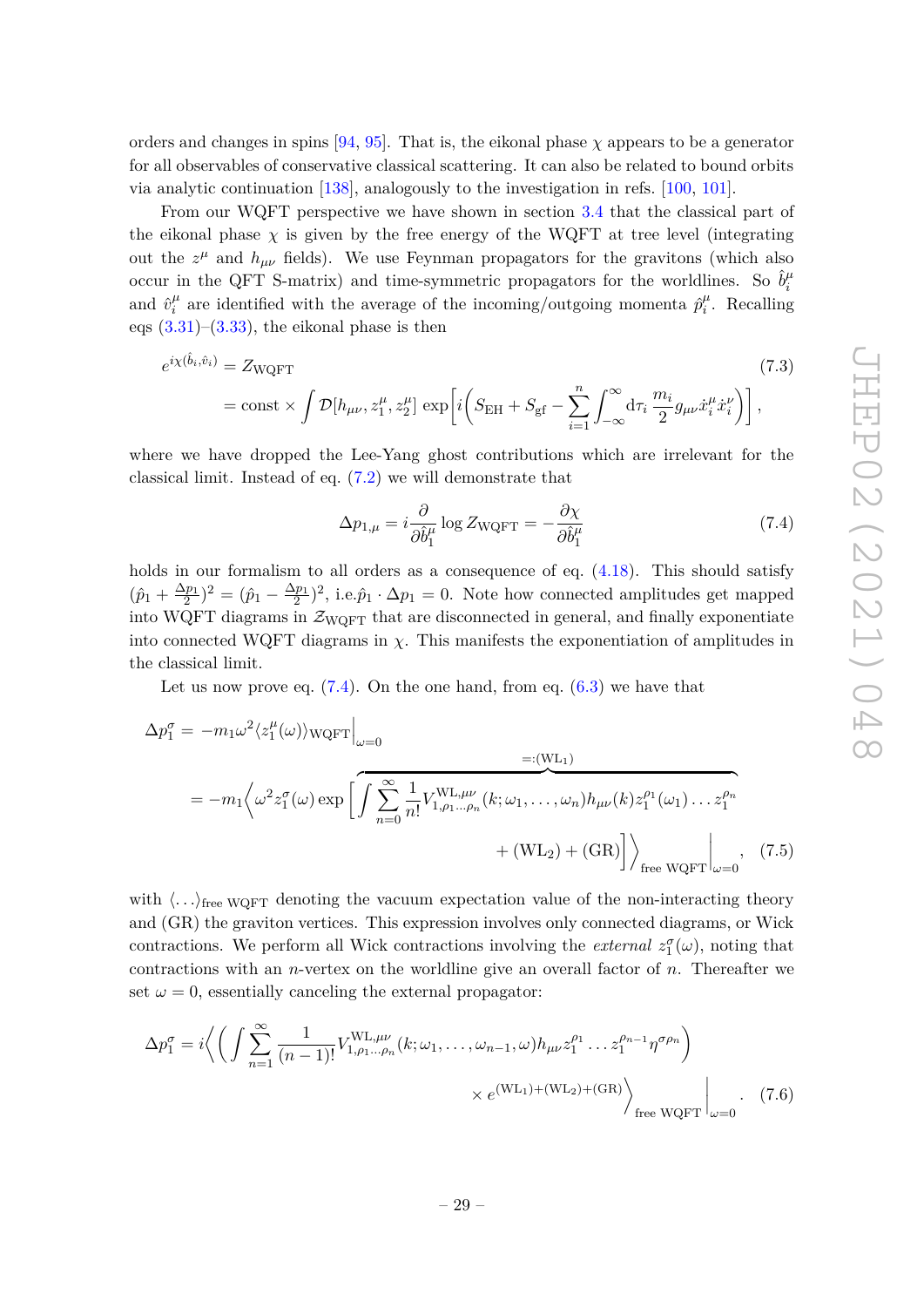orders and changes in spins [94, 95]. That is, the eikonal phase $\chi$ appears to be a generator for all observables of conservative classical scattering. It can also be related to bound orbits via analytic continuation [138], analogously to the investigation in refs. [100, 101].

From our WQFT perspective we have shown in section 3.4 that the classical part of the eikonal phase $\chi$ is given by the free energy of the WQFT at tree level (integrating out the $z^\mu$ and $h_{\mu\nu}$ fields). We use Feynman propagators for the gravitons (which also occur in the QFT S-matrix) and time-symmetric propagators for the worldlines. So $\hat{b}_i^\mu$ and $\hat{v}_i^\mu$ are identified with the average of the incoming/outgoing momenta $\hat{p}_i^\mu$. Recalling eqs (3.31)–(3.33), the eikonal phase is then

$$
\begin{aligned}
e^{i\chi(\hat{b}_i,\hat{v}_i)} &= Z_{\rm WQFT} \\
&= \text{const} \times \int \mathcal{D}[h_{\mu\nu}, z_1^\mu, z_2^\mu] \, \exp\!\left[ i\left( S_{\rm EH} + S_{\rm gf} - \sum_{i=1}^n \int_{-\infty}^{\infty} \mathrm{d}\tau_i \, \frac{m_i}{2} g_{\mu\nu} \dot{x}_i^\mu \dot{x}_i^\nu \right)\right],
\end{aligned}
\tag{7.3}
$$

where we have dropped the Lee-Yang ghost contributions which are irrelevant for the classical limit. Instead of eq. (7.2) we will demonstrate that

$$
\Delta p_{1,\mu} = i \frac{\partial}{\partial \hat{b}_1^\mu} \log Z_{\rm WQFT} = -\frac{\partial \chi}{\partial \hat{b}_1^\mu} \tag{7.4}
$$

holds in our formalism to all orders as a consequence of eq. (4.18). This should satisfy $(\hat{p}_1 + \frac{\Delta p_1}{2})^2 = (\hat{p}_1 - \frac{\Delta p_1}{2})^2$, i.e.$\hat{p}_1 \cdot \Delta p_1 = 0$. Note how connected amplitudes get mapped into WQFT diagrams in $\mathcal{Z}_{\rm WQFT}$ that are disconnected in general, and finally exponentiate into connected WQFT diagrams in $\chi$. This manifests the exponentiation of amplitudes in the classical limit.

Let us now prove eq. (7.4). On the one hand, from eq. (6.3) we have that

$$
\begin{aligned}
\Delta p_1^\sigma &= -m_1 \omega^2 \langle z_1^\mu(\omega) \rangle_{\rm WQFT} \Big|_{\omega=0} \\
&= -m_1 \Big\langle \omega^2 z_1^\sigma(\omega) \exp\Big[ \overbrace{\int \sum_{n=0}^\infty \frac{1}{n!} V^{{\rm WL},\mu\nu}_{1,\rho_1\ldots\rho_n}(k;\omega_1,\ldots,\omega_n) h_{\mu\nu}(k) z_1^{\rho_1}(\omega_1)\ldots z_1^{\rho_n}}^{=:({\rm WL}_1)} \\
&\qquad\qquad + ({\rm WL}_2) + ({\rm GR}) \Big] \Big\rangle_{\text{free WQFT}} \Big|_{\omega=0},
\end{aligned}
\tag{7.5}
$$

with $\langle \ldots \rangle_{\text{free WQFT}}$ denoting the vacuum expectation value of the non-interacting theory and (GR) the graviton vertices. This expression involves only connected diagrams, or Wick contractions. We perform all Wick contractions involving the *external* $z_1^\sigma(\omega)$, noting that contractions with an $n$-vertex on the worldline give an overall factor of $n$. Thereafter we set $\omega = 0$, essentially canceling the external propagator:

$$
\begin{aligned}
\Delta p_1^\sigma = i\Big\langle \Big( \int \sum_{n=1}^\infty \frac{1}{(n-1)!} V^{{\rm WL},\mu\nu}_{1,\rho_1\ldots\rho_n}(k;\omega_1,\ldots,\omega_{n-1},\omega) h_{\mu\nu} z_1^{\rho_1}\ldots z_1^{\rho_{n-1}} \eta^{\sigma\rho_n} \Big) \\
\times e^{({\rm WL}_1)+({\rm WL}_2)+({\rm GR})} \Big\rangle_{\text{free WQFT}} \Big|_{\omega=0}.
\end{aligned}
\tag{7.6}
$$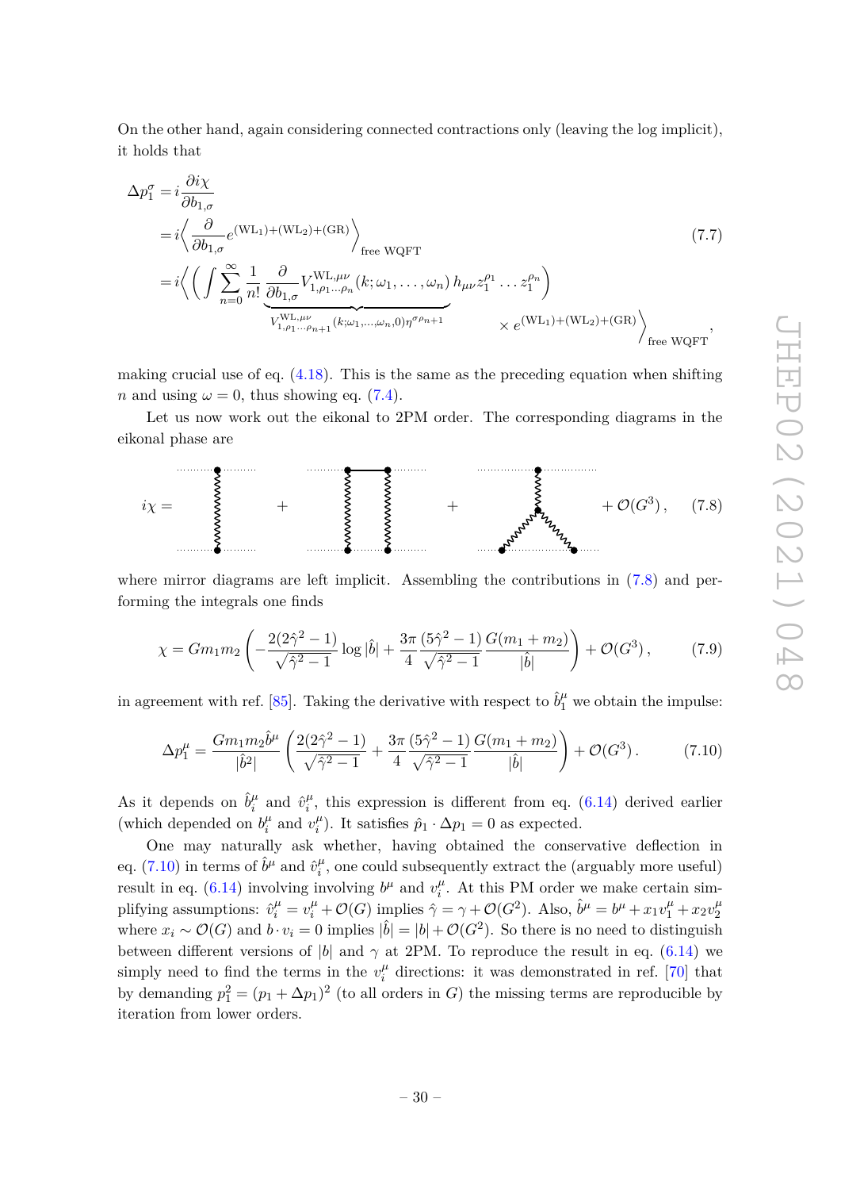On the other hand, again considering connected contractions only (leaving the log implicit), it holds that

$$
\begin{aligned}
\Delta p_1^\sigma &= i\frac{\partial i\chi}{\partial b_{1,\sigma}} \\
&= i\Big\langle \frac{\partial}{\partial b_{1,\sigma}} e^{(\mathrm{WL}_1)+(\mathrm{WL}_2)+(\mathrm{GR})} \Big\rangle_{\text{free WQFT}} \\
&= i\Big\langle \Big( \int \sum_{n=0}^{\infty} \frac{1}{n!} \underbrace{\frac{\partial}{\partial b_{1,\sigma}} V^{\mathrm{WL},\mu\nu}_{1,\rho_1\cdots\rho_n}(k;\omega_1,\ldots,\omega_n)}_{V^{\mathrm{WL},\mu\nu}_{1,\rho_1\cdots\rho_{n+1}}(k;\omega_1,\ldots,\omega_n,0)\eta^{\sigma\rho_{n+1}}} h_{\mu\nu} z_1^{\rho_1}\ldots z_1^{\rho_n}\Big) \times e^{(\mathrm{WL}_1)+(\mathrm{WL}_2)+(\mathrm{GR})} \Big\rangle_{\text{free WQFT}},
\end{aligned}
\tag{7.7}
$$

making crucial use of eq. (4.18). This is the same as the preceding equation when shifting $n$ and using $\omega = 0$, thus showing eq. (7.4).

Let us now work out the eikonal to 2PM order. The corresponding diagrams in the eikonal phase are

$$
i\chi = [\text{diagram}] + [\text{diagram}] + [\text{diagram}] + \mathcal{O}(G^3)\,, \tag{7.8}
$$

where mirror diagrams are left implicit. Assembling the contributions in (7.8) and performing the integrals one finds

$$
\chi = Gm_1m_2\left(-\frac{2(2\hat{\gamma}^2-1)}{\sqrt{\hat{\gamma}^2-1}}\log|\hat{b}| + \frac{3\pi}{4}\frac{(5\hat{\gamma}^2-1)}{\sqrt{\hat{\gamma}^2-1}}\frac{G(m_1+m_2)}{|\hat{b}|}\right) + \mathcal{O}(G^3)\,, \tag{7.9}
$$

in agreement with ref. [85]. Taking the derivative with respect to $\hat{b}_1^\mu$ we obtain the impulse:

$$
\Delta p_1^\mu = \frac{Gm_1m_2\hat{b}^\mu}{|\hat{b}^2|}\left(\frac{2(2\hat{\gamma}^2-1)}{\sqrt{\hat{\gamma}^2-1}} + \frac{3\pi}{4}\frac{(5\hat{\gamma}^2-1)}{\sqrt{\hat{\gamma}^2-1}}\frac{G(m_1+m_2)}{|\hat{b}|}\right) + \mathcal{O}(G^3)\,. \tag{7.10}
$$

As it depends on $\hat{b}_i^\mu$ and $\hat{v}_i^\mu$, this expression is different from eq. (6.14) derived earlier (which depended on $b_i^\mu$ and $v_i^\mu$). It satisfies $\hat{p}_1 \cdot \Delta p_1 = 0$ as expected.

One may naturally ask whether, having obtained the conservative deflection in eq. (7.10) in terms of $\hat{b}^\mu$ and $\hat{v}_i^\mu$, one could subsequently extract the (arguably more useful) result in eq. (6.14) involving involving $b^\mu$ and $v_i^\mu$. At this PM order we make certain simplifying assumptions: $\hat{v}_i^\mu = v_i^\mu + \mathcal{O}(G)$ implies $\hat{\gamma} = \gamma + \mathcal{O}(G^2)$. Also, $\hat{b}^\mu = b^\mu + x_1 v_1^\mu + x_2 v_2^\mu$ where $x_i \sim \mathcal{O}(G)$ and $b \cdot v_i = 0$ implies $|\hat{b}| = |b| + \mathcal{O}(G^2)$. So there is no need to distinguish between different versions of $|b|$ and $\gamma$ at 2PM. To reproduce the result in eq. (6.14) we simply need to find the terms in the $v_i^\mu$ directions: it was demonstrated in ref. [70] that by demanding $p_1^2 = (p_1 + \Delta p_1)^2$ (to all orders in $G$) the missing terms are reproducible by iteration from lower orders.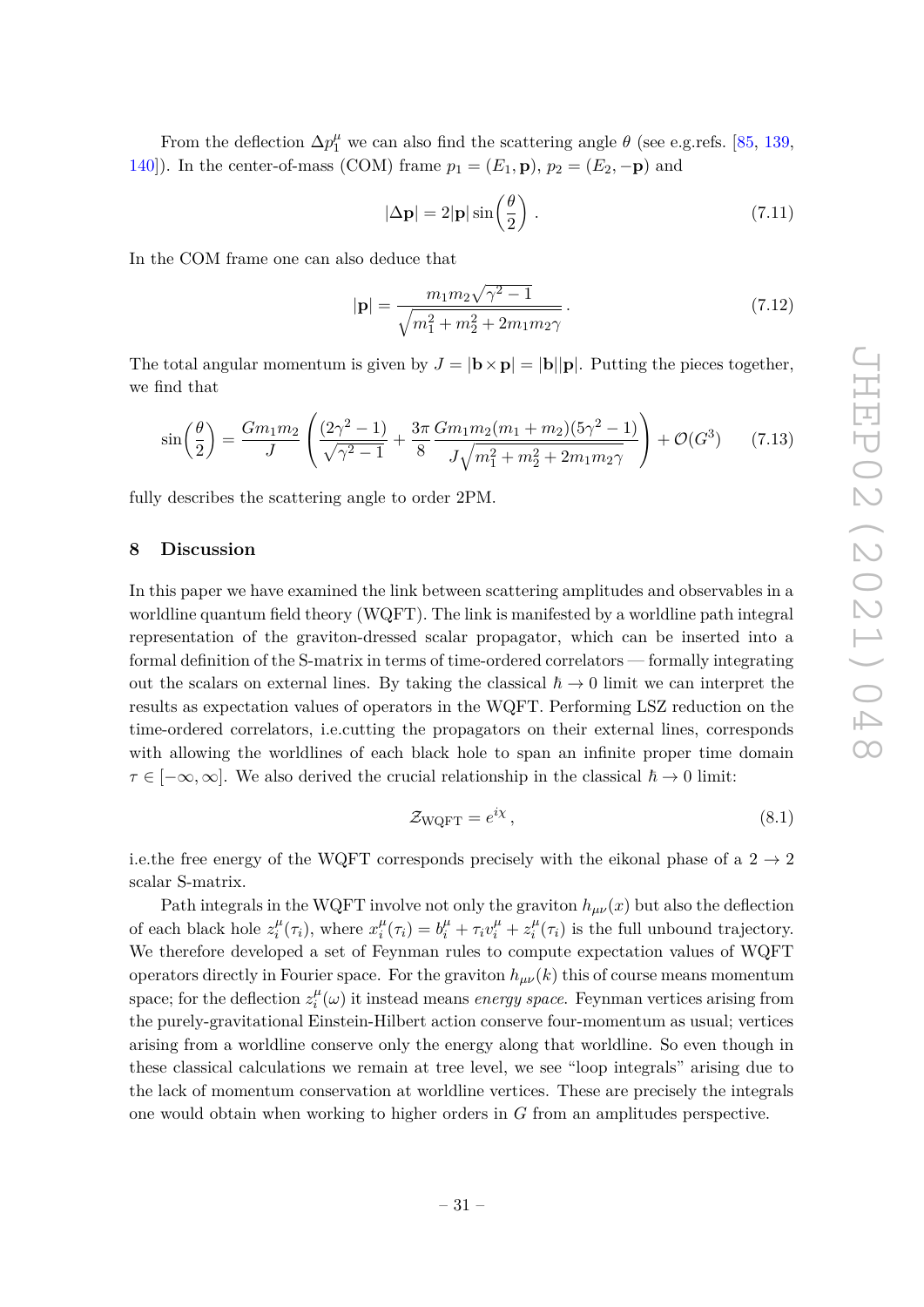From the deflection $\Delta p_1^\mu$ we can also find the scattering angle $\theta$ (see e.g.refs. [85, 139, 140]). In the center-of-mass (COM) frame $p_1 = (E_1, \mathbf{p})$, $p_2 = (E_2, -\mathbf{p})$ and

$$|\Delta \mathbf{p}| = 2|\mathbf{p}| \sin\left(\frac{\theta}{2}\right) . \tag{7.11}$$

In the COM frame one can also deduce that

$$|\mathbf{p}| = \frac{m_1 m_2 \sqrt{\gamma^2 - 1}}{\sqrt{m_1^2 + m_2^2 + 2m_1 m_2 \gamma}} . \tag{7.12}$$

The total angular momentum is given by $J = |\mathbf{b} \times \mathbf{p}| = |\mathbf{b}||\mathbf{p}|$. Putting the pieces together, we find that

$$\sin\left(\frac{\theta}{2}\right) = \frac{G m_1 m_2}{J} \left( \frac{(2\gamma^2 - 1)}{\sqrt{\gamma^2 - 1}} + \frac{3\pi}{8} \frac{G m_1 m_2 (m_1 + m_2)(5\gamma^2 - 1)}{J\sqrt{m_1^2 + m_2^2 + 2m_1 m_2 \gamma}} \right) + \mathcal{O}(G^3) \tag{7.13}$$

fully describes the scattering angle to order 2PM.

## 8 Discussion

In this paper we have examined the link between scattering amplitudes and observables in a worldline quantum field theory (WQFT). The link is manifested by a worldline path integral representation of the graviton-dressed scalar propagator, which can be inserted into a formal definition of the S-matrix in terms of time-ordered correlators — formally integrating out the scalars on external lines. By taking the classical $\hbar \to 0$ limit we can interpret the results as expectation values of operators in the WQFT. Performing LSZ reduction on the time-ordered correlators, i.e.cutting the propagators on their external lines, corresponds with allowing the worldlines of each black hole to span an infinite proper time domain $\tau \in [-\infty, \infty]$. We also derived the crucial relationship in the classical $\hbar \to 0$ limit:

$$\mathcal{Z}_{\text{WQFT}} = e^{i\chi} , \tag{8.1}$$

i.e.the free energy of the WQFT corresponds precisely with the eikonal phase of a $2 \to 2$ scalar S-matrix.

Path integrals in the WQFT involve not only the graviton $h_{\mu\nu}(x)$ but also the deflection of each black hole $z_i^\mu(\tau_i)$, where $x_i^\mu(\tau_i) = b_i^\mu + \tau_i v_i^\mu + z_i^\mu(\tau_i)$ is the full unbound trajectory. We therefore developed a set of Feynman rules to compute expectation values of WQFT operators directly in Fourier space. For the graviton $h_{\mu\nu}(k)$ this of course means momentum space; for the deflection $z_i^\mu(\omega)$ it instead means *energy space*. Feynman vertices arising from the purely-gravitational Einstein-Hilbert action conserve four-momentum as usual; vertices arising from a worldline conserve only the energy along that worldline. So even though in these classical calculations we remain at tree level, we see "loop integrals" arising due to the lack of momentum conservation at worldline vertices. These are precisely the integrals one would obtain when working to higher orders in $G$ from an amplitudes perspective.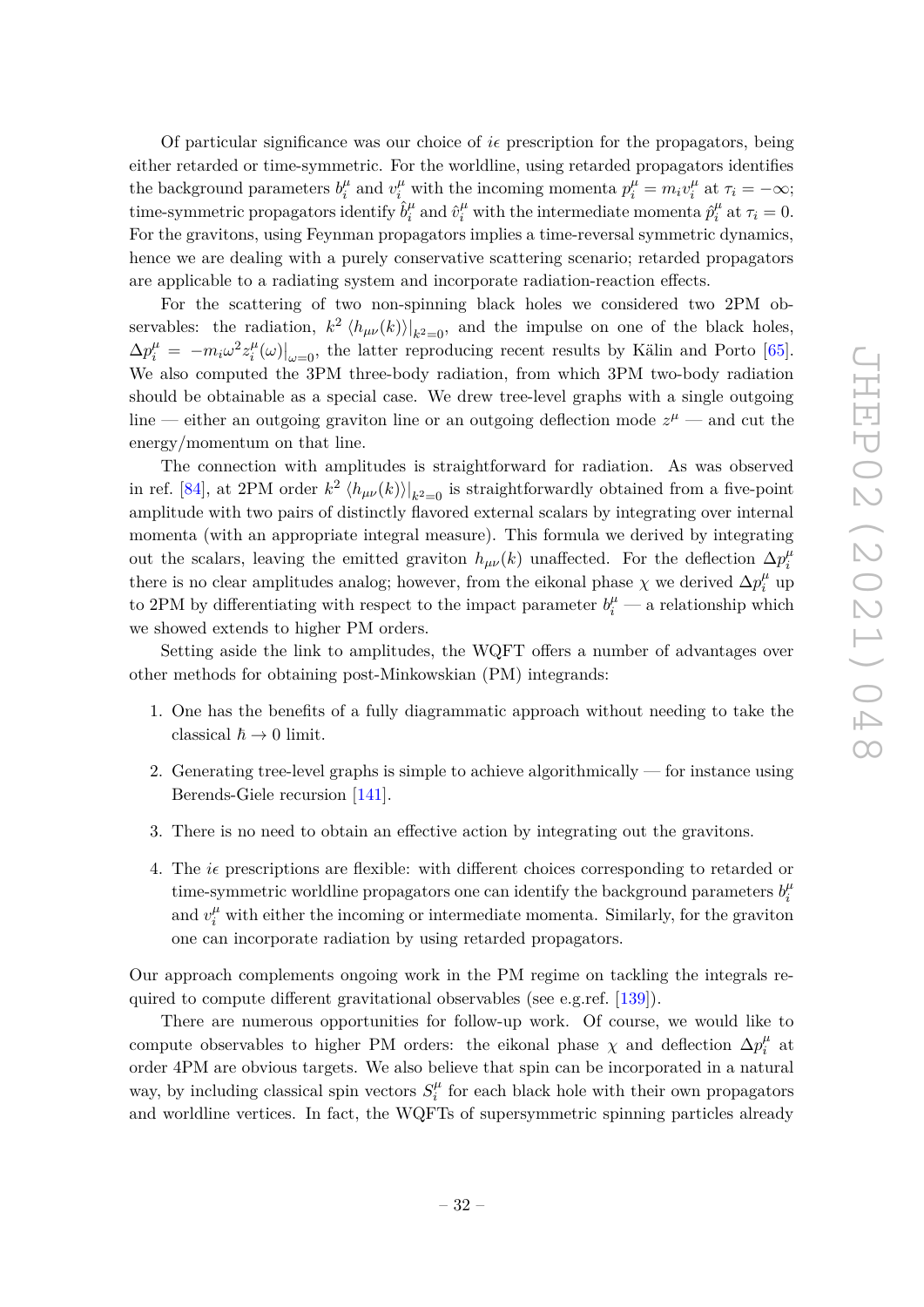Of particular significance was our choice of $i\epsilon$ prescription for the propagators, being either retarded or time-symmetric. For the worldline, using retarded propagators identifies the background parameters $b_i^\mu$ and $v_i^\mu$ with the incoming momenta $p_i^\mu = m_i v_i^\mu$ at $\tau_i = -\infty$; time-symmetric propagators identify $\hat{b}_i^\mu$ and $\hat{v}_i^\mu$ with the intermediate momenta $\hat{p}_i^\mu$ at $\tau_i = 0$. For the gravitons, using Feynman propagators implies a time-reversal symmetric dynamics, hence we are dealing with a purely conservative scattering scenario; retarded propagators are applicable to a radiating system and incorporate radiation-reaction effects.

For the scattering of two non-spinning black holes we considered two 2PM observables: the radiation, $k^2 \langle h_{\mu\nu}(k)\rangle|_{k^2=0}$, and the impulse on one of the black holes, $\Delta p_i^\mu = -m_i \omega^2 z_i^\mu(\omega)\big|_{\omega=0}$, the latter reproducing recent results by Kälin and Porto [65]. We also computed the 3PM three-body radiation, from which 3PM two-body radiation should be obtainable as a special case. We drew tree-level graphs with a single outgoing line — either an outgoing graviton line or an outgoing deflection mode $z^\mu$ — and cut the energy/momentum on that line.

The connection with amplitudes is straightforward for radiation. As was observed in ref. [84], at 2PM order $k^2 \langle h_{\mu\nu}(k)\rangle|_{k^2=0}$ is straightforwardly obtained from a five-point amplitude with two pairs of distinctly flavored external scalars by integrating over internal momenta (with an appropriate integral measure). This formula we derived by integrating out the scalars, leaving the emitted graviton $h_{\mu\nu}(k)$ unaffected. For the deflection $\Delta p_i^\mu$ there is no clear amplitudes analog; however, from the eikonal phase $\chi$ we derived $\Delta p_i^\mu$ up to 2PM by differentiating with respect to the impact parameter $b_i^\mu$ — a relationship which we showed extends to higher PM orders.

Setting aside the link to amplitudes, the WQFT offers a number of advantages over other methods for obtaining post-Minkowskian (PM) integrands:

1. One has the benefits of a fully diagrammatic approach without needing to take the classical $\hbar \to 0$ limit.
2. Generating tree-level graphs is simple to achieve algorithmically — for instance using Berends-Giele recursion [141].
3. There is no need to obtain an effective action by integrating out the gravitons.
4. The $i\epsilon$ prescriptions are flexible: with different choices corresponding to retarded or time-symmetric worldline propagators one can identify the background parameters $b_i^\mu$ and $v_i^\mu$ with either the incoming or intermediate momenta. Similarly, for the graviton one can incorporate radiation by using retarded propagators.

Our approach complements ongoing work in the PM regime on tackling the integrals required to compute different gravitational observables (see e.g.ref. [139]).

There are numerous opportunities for follow-up work. Of course, we would like to compute observables to higher PM orders: the eikonal phase $\chi$ and deflection $\Delta p_i^\mu$ at order 4PM are obvious targets. We also believe that spin can be incorporated in a natural way, by including classical spin vectors $S_i^\mu$ for each black hole with their own propagators and worldline vertices. In fact, the WQFTs of supersymmetric spinning particles already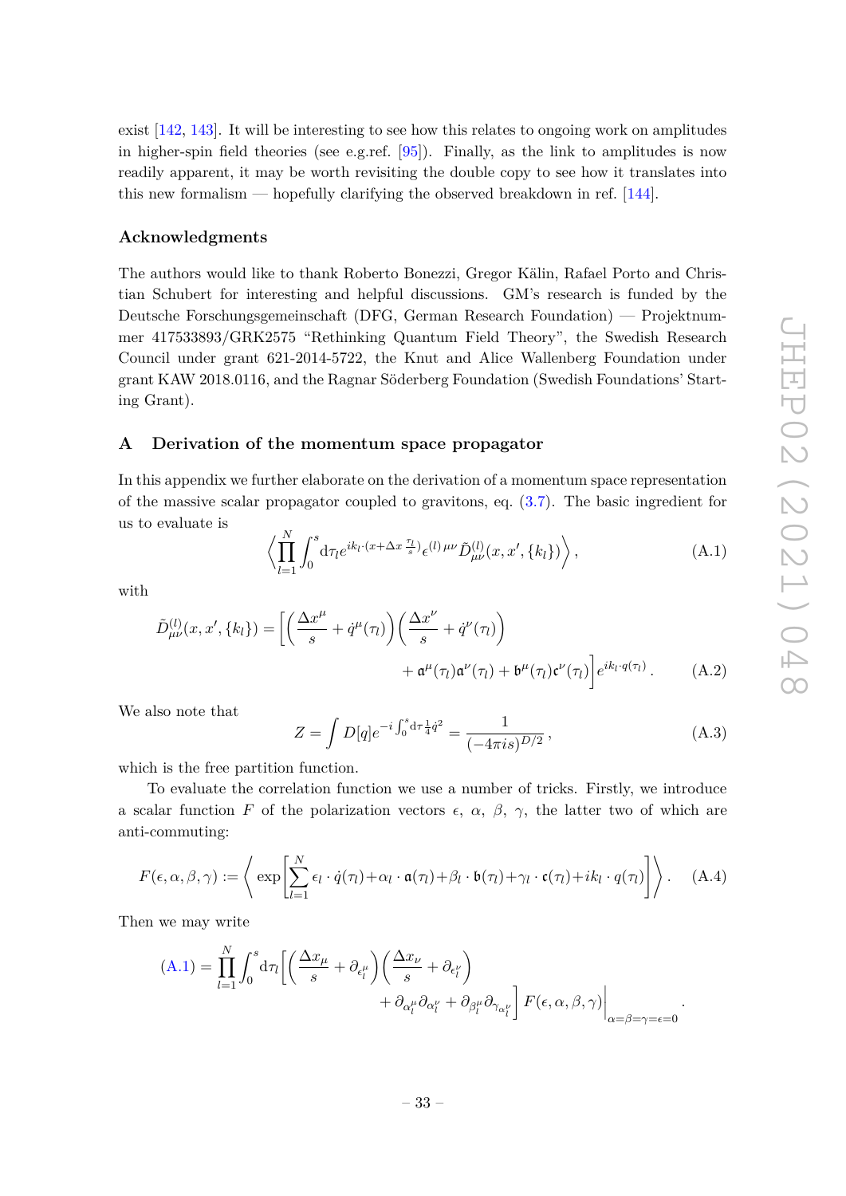exist [142, 143]. It will be interesting to see how this relates to ongoing work on amplitudes in higher-spin field theories (see e.g.ref. [95]). Finally, as the link to amplitudes is now readily apparent, it may be worth revisiting the double copy to see how it translates into this new formalism — hopefully clarifying the observed breakdown in ref. [144].

## Acknowledgments

The authors would like to thank Roberto Bonezzi, Gregor Kälin, Rafael Porto and Christian Schubert for interesting and helpful discussions. GM's research is funded by the Deutsche Forschungsgemeinschaft (DFG, German Research Foundation) — Projektnummer 417533893/GRK2575 "Rethinking Quantum Field Theory", the Swedish Research Council under grant 621-2014-5722, the Knut and Alice Wallenberg Foundation under grant KAW 2018.0116, and the Ragnar Söderberg Foundation (Swedish Foundations' Starting Grant).

## A Derivation of the momentum space propagator

In this appendix we further elaborate on the derivation of a momentum space representation of the massive scalar propagator coupled to gravitons, eq. (3.7). The basic ingredient for us to evaluate is

$$\left\langle \prod_{l=1}^{N} \int_0^s \mathrm{d}\tau_l e^{ik_l\cdot(x+\Delta x\,\frac{\tau_l}{s})} \epsilon^{(l)\,\mu\nu} \tilde{D}^{(l)}_{\mu\nu}(x,x',\{k_l\}) \right\rangle, \tag{A.1}$$

with

$$\tilde{D}^{(l)}_{\mu\nu}(x,x',\{k_l\}) = \left[\left(\frac{\Delta x^\mu}{s} + \dot{q}^\mu(\tau_l)\right)\left(\frac{\Delta x^\nu}{s} + \dot{q}^\nu(\tau_l)\right) + \mathfrak{a}^\mu(\tau_l)\mathfrak{a}^\nu(\tau_l) + \mathfrak{b}^\mu(\tau_l)\mathfrak{c}^\nu(\tau_l)\right] e^{ik_l\cdot q(\tau_l)}\,. \tag{A.2}$$

We also note that

$$Z = \int D[q] e^{-i\int_0^s \mathrm{d}\tau \frac{1}{4}\dot{q}^2} = \frac{1}{(-4\pi i s)^{D/2}}\,, \tag{A.3}$$

which is the free partition function.

To evaluate the correlation function we use a number of tricks. Firstly, we introduce a scalar function $F$ of the polarization vectors $\epsilon$, $\alpha$, $\beta$, $\gamma$, the latter two of which are anti-commuting:

$$F(\epsilon,\alpha,\beta,\gamma) := \left\langle \exp\left[\sum_{l=1}^{N} \epsilon_l\cdot\dot{q}(\tau_l) + \alpha_l\cdot\mathfrak{a}(\tau_l) + \beta_l\cdot\mathfrak{b}(\tau_l) + \gamma_l\cdot\mathfrak{c}(\tau_l) + ik_l\cdot q(\tau_l)\right]\right\rangle. \tag{A.4}$$

Then we may write

$$(\text{A.1}) = \prod_{l=1}^{N} \int_0^s \mathrm{d}\tau_l \left[\left(\frac{\Delta x_\mu}{s} + \partial_{\epsilon_l^\mu}\right)\left(\frac{\Delta x_\nu}{s} + \partial_{\epsilon_l^\nu}\right) + \partial_{\alpha_l^\mu}\partial_{\alpha_l^\nu} + \partial_{\beta_l^\mu}\partial_{\gamma_l^\nu}\right] F(\epsilon,\alpha,\beta,\gamma)\Big|_{\alpha=\beta=\gamma=\epsilon=0}\,.$$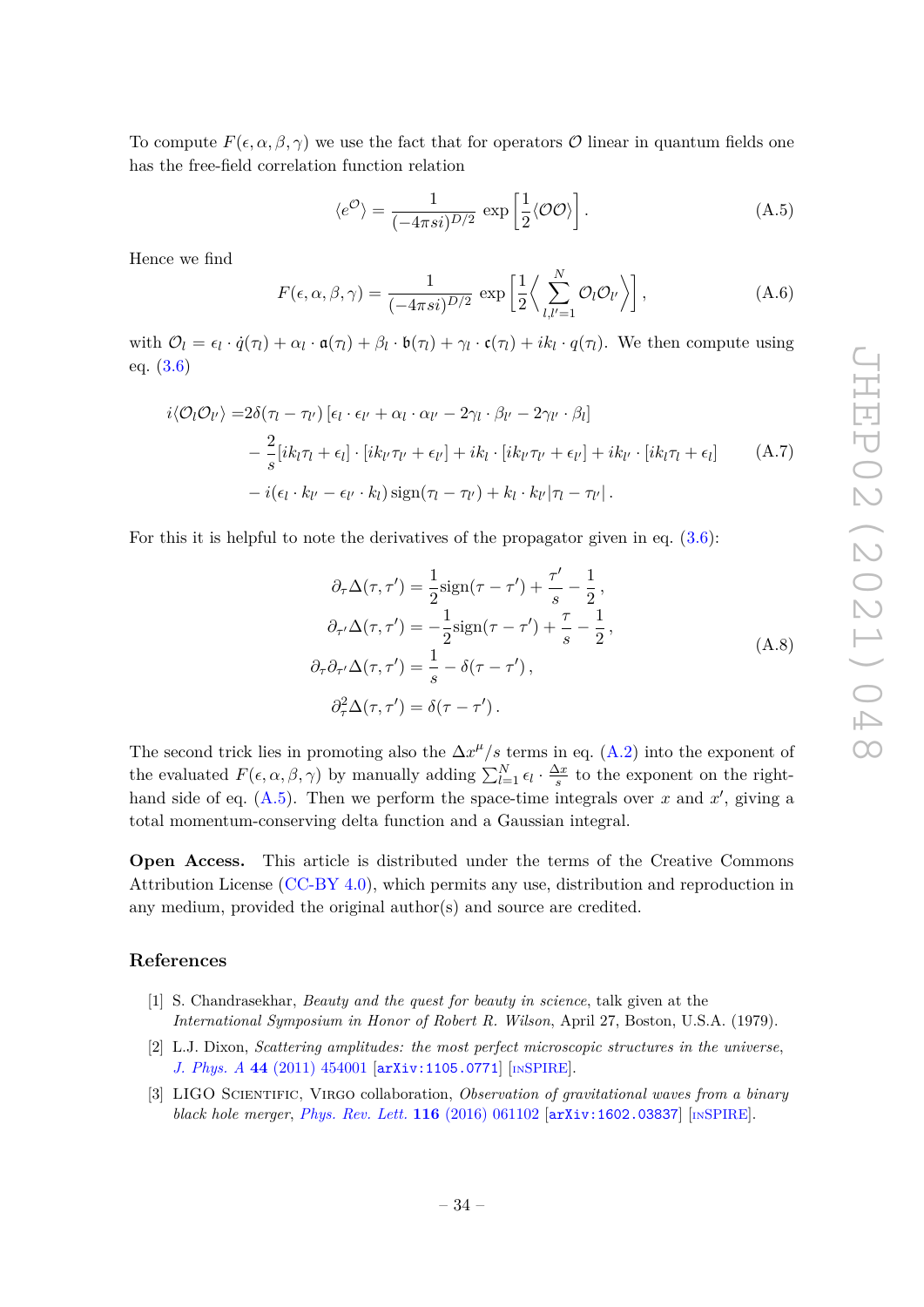To compute $F(\epsilon, \alpha, \beta, \gamma)$ we use the fact that for operators $\mathcal{O}$ linear in quantum fields one has the free-field correlation function relation

$$\langle e^{\mathcal{O}} \rangle = \frac{1}{(-4\pi s i)^{D/2}} \exp\left[\frac{1}{2}\langle \mathcal{O}\mathcal{O}\rangle\right]. \tag{A.5}$$

Hence we find

$$F(\epsilon, \alpha, \beta, \gamma) = \frac{1}{(-4\pi s i)^{D/2}} \exp\left[\frac{1}{2}\Big\langle \sum_{l,l'=1}^{N} \mathcal{O}_l \mathcal{O}_{l'} \Big\rangle\right], \tag{A.6}$$

with $\mathcal{O}_l = \epsilon_l \cdot \dot{q}(\tau_l) + \alpha_l \cdot \mathfrak{a}(\tau_l) + \beta_l \cdot \mathfrak{b}(\tau_l) + \gamma_l \cdot \mathfrak{c}(\tau_l) + i k_l \cdot q(\tau_l)$. We then compute using eq. (3.6)

$$\begin{aligned}
i\langle \mathcal{O}_l \mathcal{O}_{l'} \rangle =& 2\delta(\tau_l - \tau_{l'})\left[\epsilon_l \cdot \epsilon_{l'} + \alpha_l \cdot \alpha_{l'} - 2\gamma_l \cdot \beta_{l'} - 2\gamma_{l'} \cdot \beta_l\right] \\
&- \frac{2}{s}[i k_l \tau_l + \epsilon_l] \cdot [i k_{l'} \tau_{l'} + \epsilon_{l'}] + i k_l \cdot [i k_{l'} \tau_{l'} + \epsilon_{l'}] + i k_{l'} \cdot [i k_l \tau_l + \epsilon_l] \\
&- i(\epsilon_l \cdot k_{l'} - \epsilon_{l'} \cdot k_l)\,\mathrm{sign}(\tau_l - \tau_{l'}) + k_l \cdot k_{l'} |\tau_l - \tau_{l'}|\,.
\end{aligned} \tag{A.7}$$

For this it is helpful to note the derivatives of the propagator given in eq. (3.6):

$$\begin{aligned}
\partial_\tau \Delta(\tau, \tau') &= \frac{1}{2}\mathrm{sign}(\tau - \tau') + \frac{\tau'}{s} - \frac{1}{2}\,, \\
\partial_{\tau'} \Delta(\tau, \tau') &= -\frac{1}{2}\mathrm{sign}(\tau - \tau') + \frac{\tau}{s} - \frac{1}{2}\,, \\
\partial_\tau \partial_{\tau'} \Delta(\tau, \tau') &= \frac{1}{s} - \delta(\tau - \tau')\,, \\
\partial_\tau^2 \Delta(\tau, \tau') &= \delta(\tau - \tau')\,.
\end{aligned} \tag{A.8}$$

The second trick lies in promoting also the $\Delta x^\mu / s$ terms in eq. (A.2) into the exponent of the evaluated $F(\epsilon, \alpha, \beta, \gamma)$ by manually adding $\sum_{l=1}^{N} \epsilon_l \cdot \frac{\Delta x}{s}$ to the exponent on the right-hand side of eq. (A.5). Then we perform the space-time integrals over $x$ and $x'$, giving a total momentum-conserving delta function and a Gaussian integral.

**Open Access.** This article is distributed under the terms of the Creative Commons Attribution License (CC-BY 4.0), which permits any use, distribution and reproduction in any medium, provided the original author(s) and source are credited.

## References

[1] S. Chandrasekhar, *Beauty and the quest for beauty in science*, talk given at the *International Symposium in Honor of Robert R. Wilson*, April 27, Boston, U.S.A. (1979).

[2] L.J. Dixon, *Scattering amplitudes: the most perfect microscopic structures in the universe*, *J. Phys. A* **44** (2011) 454001 [arXiv:1105.0771] [INSPIRE].

[3] LIGO Scientific, Virgo collaboration, *Observation of gravitational waves from a binary black hole merger*, *Phys. Rev. Lett.* **116** (2016) 061102 [arXiv:1602.03837] [INSPIRE].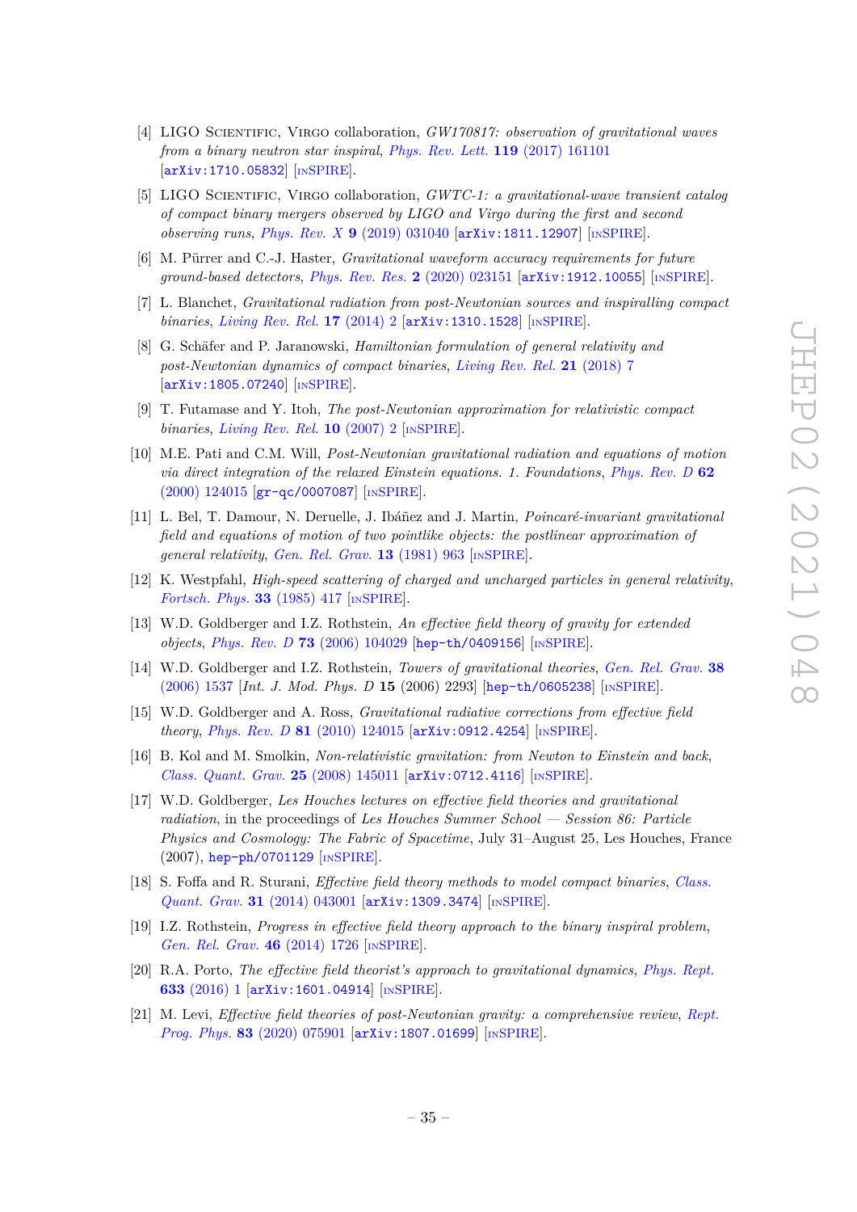[4] LIGO Scientific, Virgo collaboration, *GW170817: observation of gravitational waves from a binary neutron star inspiral*, *Phys. Rev. Lett.* **119** (2017) 161101 [arXiv:1710.05832] [INSPIRE].

[5] LIGO Scientific, Virgo collaboration, *GWTC-1: a gravitational-wave transient catalog of compact binary mergers observed by LIGO and Virgo during the first and second observing runs*, *Phys. Rev. X* **9** (2019) 031040 [arXiv:1811.12907] [INSPIRE].

[6] M. Pürrer and C.-J. Haster, *Gravitational waveform accuracy requirements for future ground-based detectors*, *Phys. Rev. Res.* **2** (2020) 023151 [arXiv:1912.10055] [INSPIRE].

[7] L. Blanchet, *Gravitational radiation from post-Newtonian sources and inspiralling compact binaries*, *Living Rev. Rel.* **17** (2014) 2 [arXiv:1310.1528] [INSPIRE].

[8] G. Schäfer and P. Jaranowski, *Hamiltonian formulation of general relativity and post-Newtonian dynamics of compact binaries*, *Living Rev. Rel.* **21** (2018) 7 [arXiv:1805.07240] [INSPIRE].

[9] T. Futamase and Y. Itoh, *The post-Newtonian approximation for relativistic compact binaries*, *Living Rev. Rel.* **10** (2007) 2 [INSPIRE].

[10] M.E. Pati and C.M. Will, *Post-Newtonian gravitational radiation and equations of motion via direct integration of the relaxed Einstein equations. 1. Foundations*, *Phys. Rev. D* **62** (2000) 124015 [gr-qc/0007087] [INSPIRE].

[11] L. Bel, T. Damour, N. Deruelle, J. Ibáñez and J. Martin, *Poincaré-invariant gravitational field and equations of motion of two pointlike objects: the postlinear approximation of general relativity*, *Gen. Rel. Grav.* **13** (1981) 963 [INSPIRE].

[12] K. Westpfahl, *High-speed scattering of charged and uncharged particles in general relativity*, *Fortsch. Phys.* **33** (1985) 417 [INSPIRE].

[13] W.D. Goldberger and I.Z. Rothstein, *An effective field theory of gravity for extended objects*, *Phys. Rev. D* **73** (2006) 104029 [hep-th/0409156] [INSPIRE].

[14] W.D. Goldberger and I.Z. Rothstein, *Towers of gravitational theories*, *Gen. Rel. Grav.* **38** (2006) 1537 [*Int. J. Mod. Phys. D* **15** (2006) 2293] [hep-th/0605238] [INSPIRE].

[15] W.D. Goldberger and A. Ross, *Gravitational radiative corrections from effective field theory*, *Phys. Rev. D* **81** (2010) 124015 [arXiv:0912.4254] [INSPIRE].

[16] B. Kol and M. Smolkin, *Non-relativistic gravitation: from Newton to Einstein and back*, *Class. Quant. Grav.* **25** (2008) 145011 [arXiv:0712.4116] [INSPIRE].

[17] W.D. Goldberger, *Les Houches lectures on effective field theories and gravitational radiation*, in the proceedings of *Les Houches Summer School — Session 86: Particle Physics and Cosmology: The Fabric of Spacetime*, July 31–August 25, Les Houches, France (2007), hep-ph/0701129 [INSPIRE].

[18] S. Foffa and R. Sturani, *Effective field theory methods to model compact binaries*, *Class. Quant. Grav.* **31** (2014) 043001 [arXiv:1309.3474] [INSPIRE].

[19] I.Z. Rothstein, *Progress in effective field theory approach to the binary inspiral problem*, *Gen. Rel. Grav.* **46** (2014) 1726 [INSPIRE].

[20] R.A. Porto, *The effective field theorist's approach to gravitational dynamics*, *Phys. Rept.* **633** (2016) 1 [arXiv:1601.04914] [INSPIRE].

[21] M. Levi, *Effective field theories of post-Newtonian gravity: a comprehensive review*, *Rept. Prog. Phys.* **83** (2020) 075901 [arXiv:1807.01699] [INSPIRE].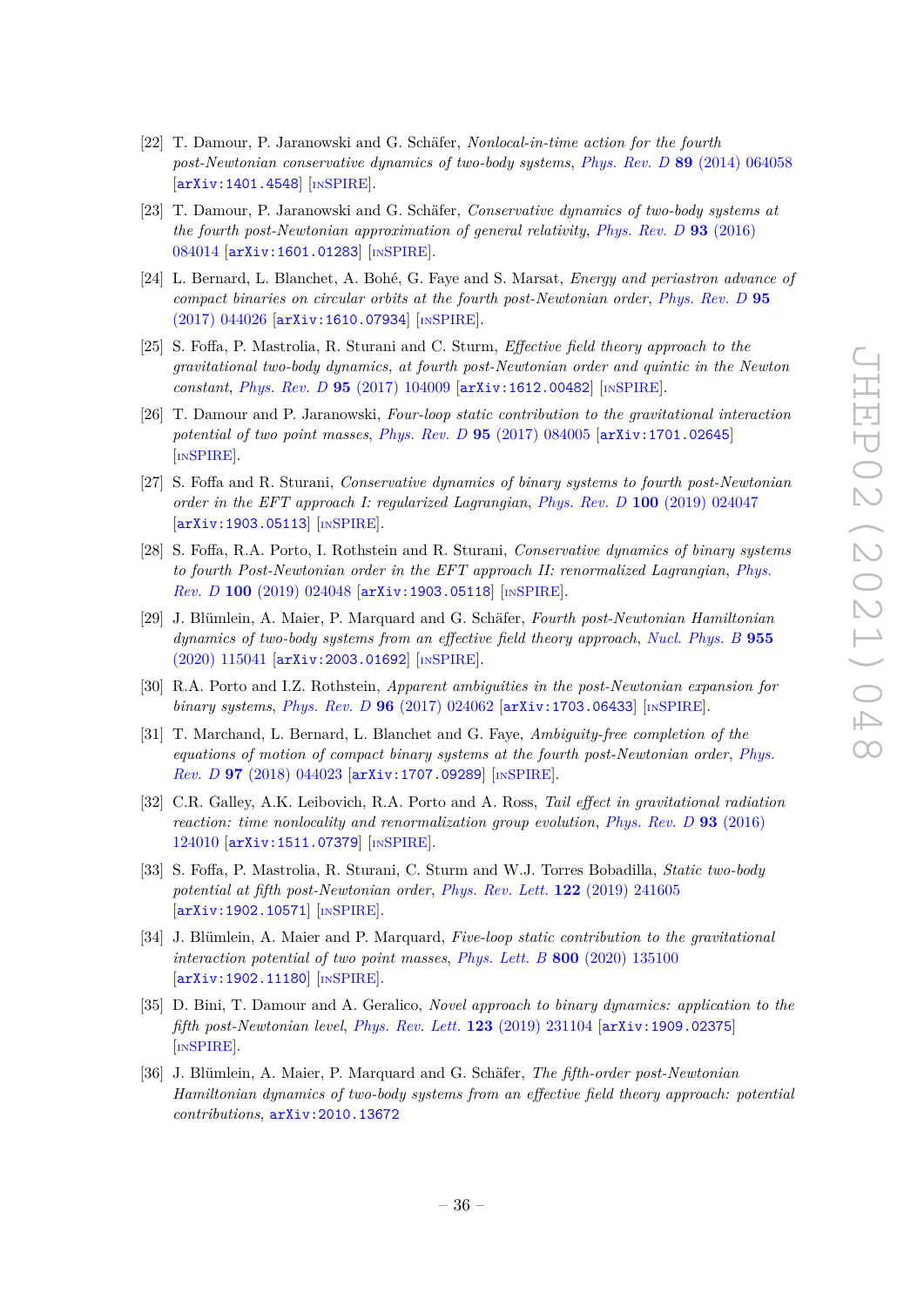[22] T. Damour, P. Jaranowski and G. Schäfer, *Nonlocal-in-time action for the fourth post-Newtonian conservative dynamics of two-body systems*, *Phys. Rev. D* **89** (2014) 064058 [arXiv:1401.4548] [INSPIRE].

[23] T. Damour, P. Jaranowski and G. Schäfer, *Conservative dynamics of two-body systems at the fourth post-Newtonian approximation of general relativity*, *Phys. Rev. D* **93** (2016) 084014 [arXiv:1601.01283] [INSPIRE].

[24] L. Bernard, L. Blanchet, A. Bohé, G. Faye and S. Marsat, *Energy and periastron advance of compact binaries on circular orbits at the fourth post-Newtonian order*, *Phys. Rev. D* **95** (2017) 044026 [arXiv:1610.07934] [INSPIRE].

[25] S. Foffa, P. Mastrolia, R. Sturani and C. Sturm, *Effective field theory approach to the gravitational two-body dynamics, at fourth post-Newtonian order and quintic in the Newton constant*, *Phys. Rev. D* **95** (2017) 104009 [arXiv:1612.00482] [INSPIRE].

[26] T. Damour and P. Jaranowski, *Four-loop static contribution to the gravitational interaction potential of two point masses*, *Phys. Rev. D* **95** (2017) 084005 [arXiv:1701.02645] [INSPIRE].

[27] S. Foffa and R. Sturani, *Conservative dynamics of binary systems to fourth post-Newtonian order in the EFT approach I: regularized Lagrangian*, *Phys. Rev. D* **100** (2019) 024047 [arXiv:1903.05113] [INSPIRE].

[28] S. Foffa, R.A. Porto, I. Rothstein and R. Sturani, *Conservative dynamics of binary systems to fourth Post-Newtonian order in the EFT approach II: renormalized Lagrangian*, *Phys. Rev. D* **100** (2019) 024048 [arXiv:1903.05118] [INSPIRE].

[29] J. Blümlein, A. Maier, P. Marquard and G. Schäfer, *Fourth post-Newtonian Hamiltonian dynamics of two-body systems from an effective field theory approach*, *Nucl. Phys. B* **955** (2020) 115041 [arXiv:2003.01692] [INSPIRE].

[30] R.A. Porto and I.Z. Rothstein, *Apparent ambiguities in the post-Newtonian expansion for binary systems*, *Phys. Rev. D* **96** (2017) 024062 [arXiv:1703.06433] [INSPIRE].

[31] T. Marchand, L. Bernard, L. Blanchet and G. Faye, *Ambiguity-free completion of the equations of motion of compact binary systems at the fourth post-Newtonian order*, *Phys. Rev. D* **97** (2018) 044023 [arXiv:1707.09289] [INSPIRE].

[32] C.R. Galley, A.K. Leibovich, R.A. Porto and A. Ross, *Tail effect in gravitational radiation reaction: time nonlocality and renormalization group evolution*, *Phys. Rev. D* **93** (2016) 124010 [arXiv:1511.07379] [INSPIRE].

[33] S. Foffa, P. Mastrolia, R. Sturani, C. Sturm and W.J. Torres Bobadilla, *Static two-body potential at fifth post-Newtonian order*, *Phys. Rev. Lett.* **122** (2019) 241605 [arXiv:1902.10571] [INSPIRE].

[34] J. Blümlein, A. Maier and P. Marquard, *Five-loop static contribution to the gravitational interaction potential of two point masses*, *Phys. Lett. B* **800** (2020) 135100 [arXiv:1902.11180] [INSPIRE].

[35] D. Bini, T. Damour and A. Geralico, *Novel approach to binary dynamics: application to the fifth post-Newtonian level*, *Phys. Rev. Lett.* **123** (2019) 231104 [arXiv:1909.02375] [INSPIRE].

[36] J. Blümlein, A. Maier, P. Marquard and G. Schäfer, *The fifth-order post-Newtonian Hamiltonian dynamics of two-body systems from an effective field theory approach: potential contributions*, arXiv:2010.13672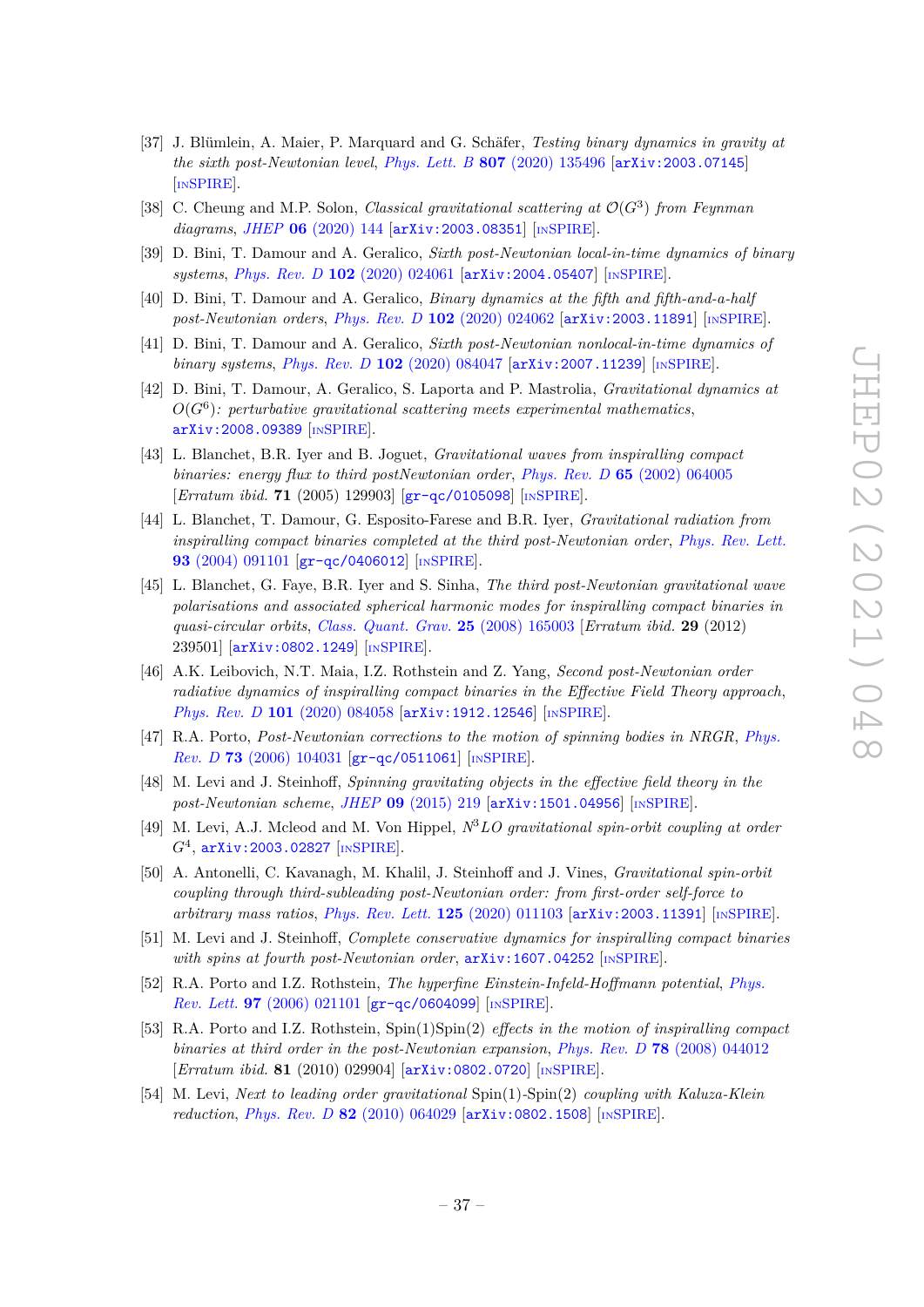- [37] J. Blümlein, A. Maier, P. Marquard and G. Schäfer, *Testing binary dynamics in gravity at the sixth post-Newtonian level*, *Phys. Lett. B* **807** (2020) 135496 [arXiv:2003.07145] [INSPIRE].
- [38] C. Cheung and M.P. Solon, *Classical gravitational scattering at $\mathcal{O}(G^3)$ from Feynman diagrams*, *JHEP* **06** (2020) 144 [arXiv:2003.08351] [INSPIRE].
- [39] D. Bini, T. Damour and A. Geralico, *Sixth post-Newtonian local-in-time dynamics of binary systems*, *Phys. Rev. D* **102** (2020) 024061 [arXiv:2004.05407] [INSPIRE].
- [40] D. Bini, T. Damour and A. Geralico, *Binary dynamics at the fifth and fifth-and-a-half post-Newtonian orders*, *Phys. Rev. D* **102** (2020) 024062 [arXiv:2003.11891] [INSPIRE].
- [41] D. Bini, T. Damour and A. Geralico, *Sixth post-Newtonian nonlocal-in-time dynamics of binary systems*, *Phys. Rev. D* **102** (2020) 084047 [arXiv:2007.11239] [INSPIRE].
- [42] D. Bini, T. Damour, A. Geralico, S. Laporta and P. Mastrolia, *Gravitational dynamics at $O(G^6)$: perturbative gravitational scattering meets experimental mathematics*, arXiv:2008.09389 [INSPIRE].
- [43] L. Blanchet, B.R. Iyer and B. Joguet, *Gravitational waves from inspiralling compact binaries: energy flux to third postNewtonian order*, *Phys. Rev. D* **65** (2002) 064005 [*Erratum ibid.* **71** (2005) 129903] [gr-qc/0105098] [INSPIRE].
- [44] L. Blanchet, T. Damour, G. Esposito-Farese and B.R. Iyer, *Gravitational radiation from inspiralling compact binaries completed at the third post-Newtonian order*, *Phys. Rev. Lett.* **93** (2004) 091101 [gr-qc/0406012] [INSPIRE].
- [45] L. Blanchet, G. Faye, B.R. Iyer and S. Sinha, *The third post-Newtonian gravitational wave polarisations and associated spherical harmonic modes for inspiralling compact binaries in quasi-circular orbits*, *Class. Quant. Grav.* **25** (2008) 165003 [*Erratum ibid.* **29** (2012) 239501] [arXiv:0802.1249] [INSPIRE].
- [46] A.K. Leibovich, N.T. Maia, I.Z. Rothstein and Z. Yang, *Second post-Newtonian order radiative dynamics of inspiralling compact binaries in the Effective Field Theory approach*, *Phys. Rev. D* **101** (2020) 084058 [arXiv:1912.12546] [INSPIRE].
- [47] R.A. Porto, *Post-Newtonian corrections to the motion of spinning bodies in NRGR*, *Phys. Rev. D* **73** (2006) 104031 [gr-qc/0511061] [INSPIRE].
- [48] M. Levi and J. Steinhoff, *Spinning gravitating objects in the effective field theory in the post-Newtonian scheme*, *JHEP* **09** (2015) 219 [arXiv:1501.04956] [INSPIRE].
- [49] M. Levi, A.J. Mcleod and M. Von Hippel, *$N^3LO$ gravitational spin-orbit coupling at order $G^4$*, arXiv:2003.02827 [INSPIRE].
- [50] A. Antonelli, C. Kavanagh, M. Khalil, J. Steinhoff and J. Vines, *Gravitational spin-orbit coupling through third-subleading post-Newtonian order: from first-order self-force to arbitrary mass ratios*, *Phys. Rev. Lett.* **125** (2020) 011103 [arXiv:2003.11391] [INSPIRE].
- [51] M. Levi and J. Steinhoff, *Complete conservative dynamics for inspiralling compact binaries with spins at fourth post-Newtonian order*, arXiv:1607.04252 [INSPIRE].
- [52] R.A. Porto and I.Z. Rothstein, *The hyperfine Einstein-Infeld-Hoffmann potential*, *Phys. Rev. Lett.* **97** (2006) 021101 [gr-qc/0604099] [INSPIRE].
- [53] R.A. Porto and I.Z. Rothstein, Spin(1)Spin(2) *effects in the motion of inspiralling compact binaries at third order in the post-Newtonian expansion*, *Phys. Rev. D* **78** (2008) 044012 [*Erratum ibid.* **81** (2010) 029904] [arXiv:0802.0720] [INSPIRE].
- [54] M. Levi, *Next to leading order gravitational* Spin(1)-Spin(2) *coupling with Kaluza-Klein reduction*, *Phys. Rev. D* **82** (2010) 064029 [arXiv:0802.1508] [INSPIRE].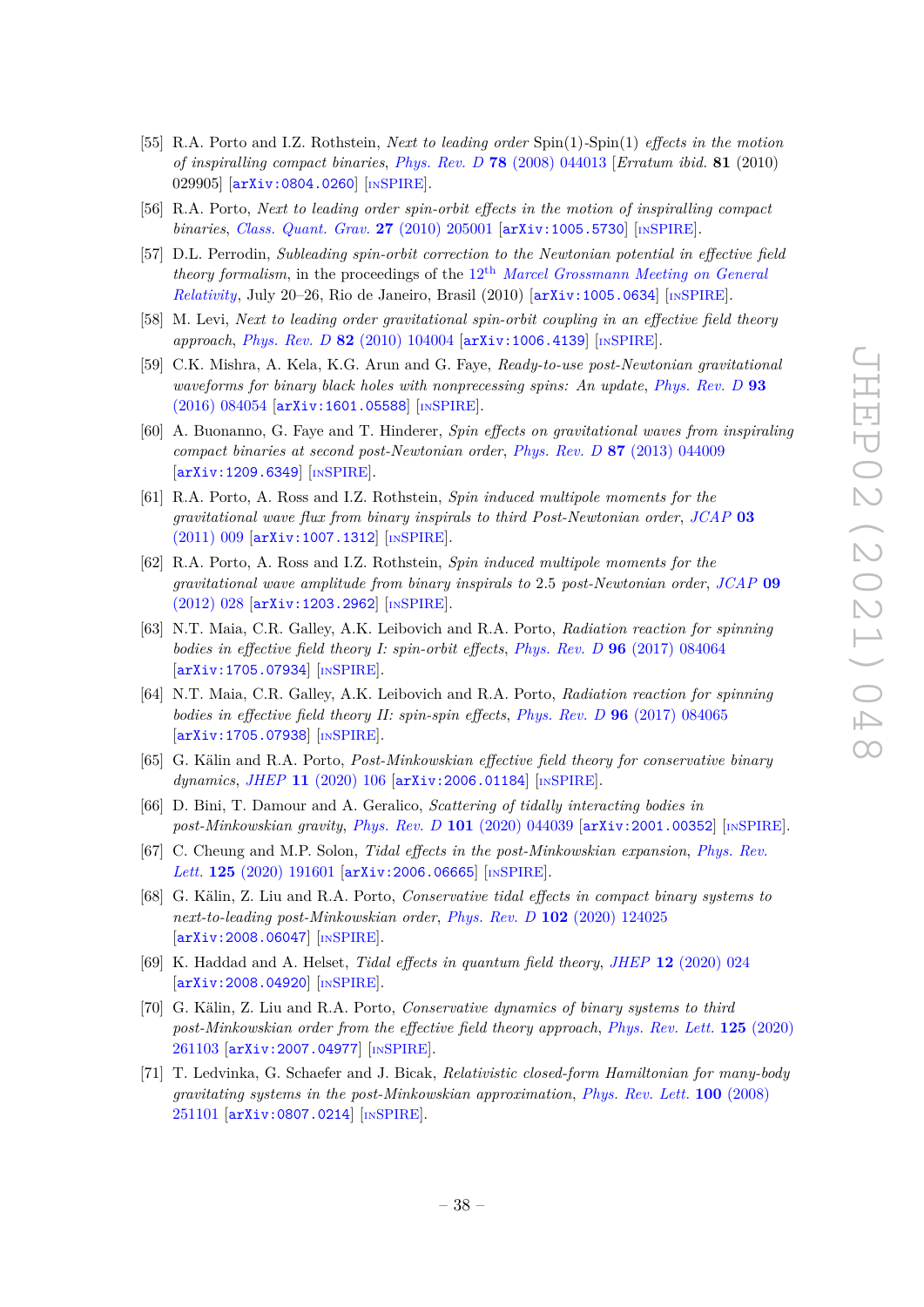[55] R.A. Porto and I.Z. Rothstein, *Next to leading order* Spin(1)-Spin(1) *effects in the motion of inspiralling compact binaries*, *Phys. Rev. D* **78** (2008) 044013 [*Erratum ibid.* **81** (2010) 029905] [arXiv:0804.0260] [INSPIRE].

[56] R.A. Porto, *Next to leading order spin-orbit effects in the motion of inspiralling compact binaries*, *Class. Quant. Grav.* **27** (2010) 205001 [arXiv:1005.5730] [INSPIRE].

[57] D.L. Perrodin, *Subleading spin-orbit correction to the Newtonian potential in effective field theory formalism*, in the proceedings of the $12^{\text{th}}$ *Marcel Grossmann Meeting on General Relativity*, July 20–26, Rio de Janeiro, Brasil (2010) [arXiv:1005.0634] [INSPIRE].

[58] M. Levi, *Next to leading order gravitational spin-orbit coupling in an effective field theory approach*, *Phys. Rev. D* **82** (2010) 104004 [arXiv:1006.4139] [INSPIRE].

[59] C.K. Mishra, A. Kela, K.G. Arun and G. Faye, *Ready-to-use post-Newtonian gravitational waveforms for binary black holes with nonprecessing spins: An update*, *Phys. Rev. D* **93** (2016) 084054 [arXiv:1601.05588] [INSPIRE].

[60] A. Buonanno, G. Faye and T. Hinderer, *Spin effects on gravitational waves from inspiraling compact binaries at second post-Newtonian order*, *Phys. Rev. D* **87** (2013) 044009 [arXiv:1209.6349] [INSPIRE].

[61] R.A. Porto, A. Ross and I.Z. Rothstein, *Spin induced multipole moments for the gravitational wave flux from binary inspirals to third Post-Newtonian order*, *JCAP* **03** (2011) 009 [arXiv:1007.1312] [INSPIRE].

[62] R.A. Porto, A. Ross and I.Z. Rothstein, *Spin induced multipole moments for the gravitational wave amplitude from binary inspirals to* 2.5 *post-Newtonian order*, *JCAP* **09** (2012) 028 [arXiv:1203.2962] [INSPIRE].

[63] N.T. Maia, C.R. Galley, A.K. Leibovich and R.A. Porto, *Radiation reaction for spinning bodies in effective field theory I: spin-orbit effects*, *Phys. Rev. D* **96** (2017) 084064 [arXiv:1705.07934] [INSPIRE].

[64] N.T. Maia, C.R. Galley, A.K. Leibovich and R.A. Porto, *Radiation reaction for spinning bodies in effective field theory II: spin-spin effects*, *Phys. Rev. D* **96** (2017) 084065 [arXiv:1705.07938] [INSPIRE].

[65] G. Kälin and R.A. Porto, *Post-Minkowskian effective field theory for conservative binary dynamics*, *JHEP* **11** (2020) 106 [arXiv:2006.01184] [INSPIRE].

[66] D. Bini, T. Damour and A. Geralico, *Scattering of tidally interacting bodies in post-Minkowskian gravity*, *Phys. Rev. D* **101** (2020) 044039 [arXiv:2001.00352] [INSPIRE].

[67] C. Cheung and M.P. Solon, *Tidal effects in the post-Minkowskian expansion*, *Phys. Rev. Lett.* **125** (2020) 191601 [arXiv:2006.06665] [INSPIRE].

[68] G. Kälin, Z. Liu and R.A. Porto, *Conservative tidal effects in compact binary systems to next-to-leading post-Minkowskian order*, *Phys. Rev. D* **102** (2020) 124025 [arXiv:2008.06047] [INSPIRE].

[69] K. Haddad and A. Helset, *Tidal effects in quantum field theory*, *JHEP* **12** (2020) 024 [arXiv:2008.04920] [INSPIRE].

[70] G. Kälin, Z. Liu and R.A. Porto, *Conservative dynamics of binary systems to third post-Minkowskian order from the effective field theory approach*, *Phys. Rev. Lett.* **125** (2020) 261103 [arXiv:2007.04977] [INSPIRE].

[71] T. Ledvinka, G. Schaefer and J. Bicak, *Relativistic closed-form Hamiltonian for many-body gravitating systems in the post-Minkowskian approximation*, *Phys. Rev. Lett.* **100** (2008) 251101 [arXiv:0807.0214] [INSPIRE].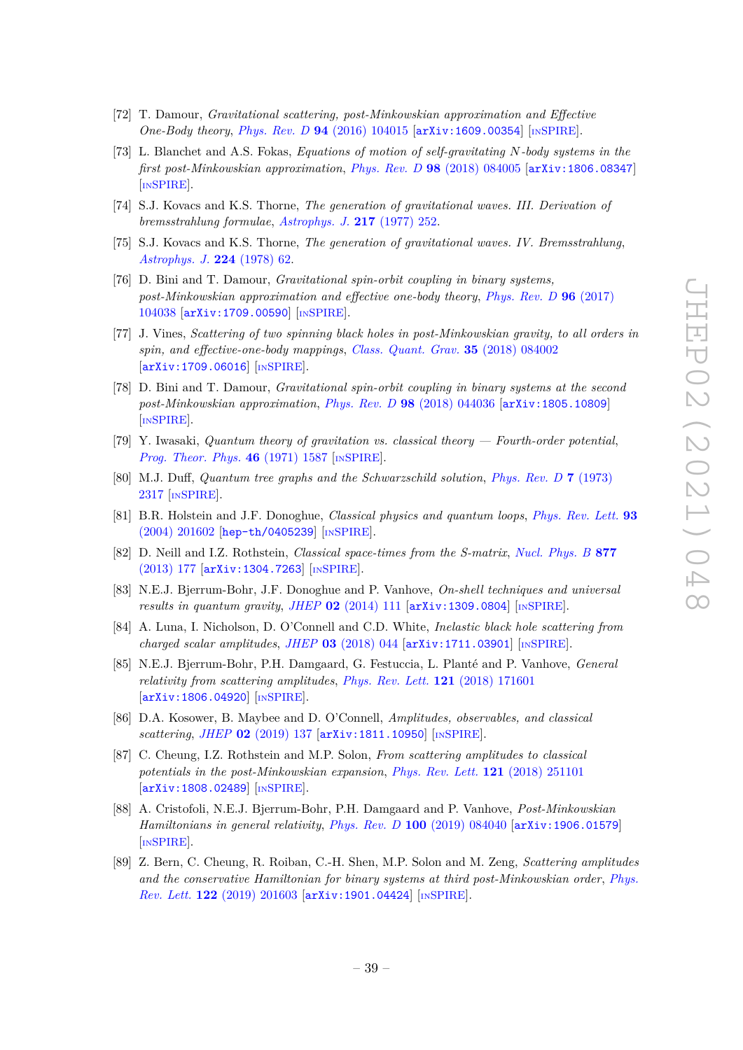[72] T. Damour, *Gravitational scattering, post-Minkowskian approximation and Effective One-Body theory*, *Phys. Rev. D* **94** (2016) 104015 [arXiv:1609.00354] [INSPIRE].

[73] L. Blanchet and A.S. Fokas, *Equations of motion of self-gravitating N-body systems in the first post-Minkowskian approximation*, *Phys. Rev. D* **98** (2018) 084005 [arXiv:1806.08347] [INSPIRE].

[74] S.J. Kovacs and K.S. Thorne, *The generation of gravitational waves. III. Derivation of bremsstrahlung formulae*, *Astrophys. J.* **217** (1977) 252.

[75] S.J. Kovacs and K.S. Thorne, *The generation of gravitational waves. IV. Bremsstrahlung*, *Astrophys. J.* **224** (1978) 62.

[76] D. Bini and T. Damour, *Gravitational spin-orbit coupling in binary systems, post-Minkowskian approximation and effective one-body theory*, *Phys. Rev. D* **96** (2017) 104038 [arXiv:1709.00590] [INSPIRE].

[77] J. Vines, *Scattering of two spinning black holes in post-Minkowskian gravity, to all orders in spin, and effective-one-body mappings*, *Class. Quant. Grav.* **35** (2018) 084002 [arXiv:1709.06016] [INSPIRE].

[78] D. Bini and T. Damour, *Gravitational spin-orbit coupling in binary systems at the second post-Minkowskian approximation*, *Phys. Rev. D* **98** (2018) 044036 [arXiv:1805.10809] [INSPIRE].

[79] Y. Iwasaki, *Quantum theory of gravitation vs. classical theory — Fourth-order potential*, *Prog. Theor. Phys.* **46** (1971) 1587 [INSPIRE].

[80] M.J. Duff, *Quantum tree graphs and the Schwarzschild solution*, *Phys. Rev. D* **7** (1973) 2317 [INSPIRE].

[81] B.R. Holstein and J.F. Donoghue, *Classical physics and quantum loops*, *Phys. Rev. Lett.* **93** (2004) 201602 [hep-th/0405239] [INSPIRE].

[82] D. Neill and I.Z. Rothstein, *Classical space-times from the S-matrix*, *Nucl. Phys. B* **877** (2013) 177 [arXiv:1304.7263] [INSPIRE].

[83] N.E.J. Bjerrum-Bohr, J.F. Donoghue and P. Vanhove, *On-shell techniques and universal results in quantum gravity*, *JHEP* **02** (2014) 111 [arXiv:1309.0804] [INSPIRE].

[84] A. Luna, I. Nicholson, D. O'Connell and C.D. White, *Inelastic black hole scattering from charged scalar amplitudes*, *JHEP* **03** (2018) 044 [arXiv:1711.03901] [INSPIRE].

[85] N.E.J. Bjerrum-Bohr, P.H. Damgaard, G. Festuccia, L. Planté and P. Vanhove, *General relativity from scattering amplitudes*, *Phys. Rev. Lett.* **121** (2018) 171601 [arXiv:1806.04920] [INSPIRE].

[86] D.A. Kosower, B. Maybee and D. O'Connell, *Amplitudes, observables, and classical scattering*, *JHEP* **02** (2019) 137 [arXiv:1811.10950] [INSPIRE].

[87] C. Cheung, I.Z. Rothstein and M.P. Solon, *From scattering amplitudes to classical potentials in the post-Minkowskian expansion*, *Phys. Rev. Lett.* **121** (2018) 251101 [arXiv:1808.02489] [INSPIRE].

[88] A. Cristofoli, N.E.J. Bjerrum-Bohr, P.H. Damgaard and P. Vanhove, *Post-Minkowskian Hamiltonians in general relativity*, *Phys. Rev. D* **100** (2019) 084040 [arXiv:1906.01579] [INSPIRE].

[89] Z. Bern, C. Cheung, R. Roiban, C.-H. Shen, M.P. Solon and M. Zeng, *Scattering amplitudes and the conservative Hamiltonian for binary systems at third post-Minkowskian order*, *Phys. Rev. Lett.* **122** (2019) 201603 [arXiv:1901.04424] [INSPIRE].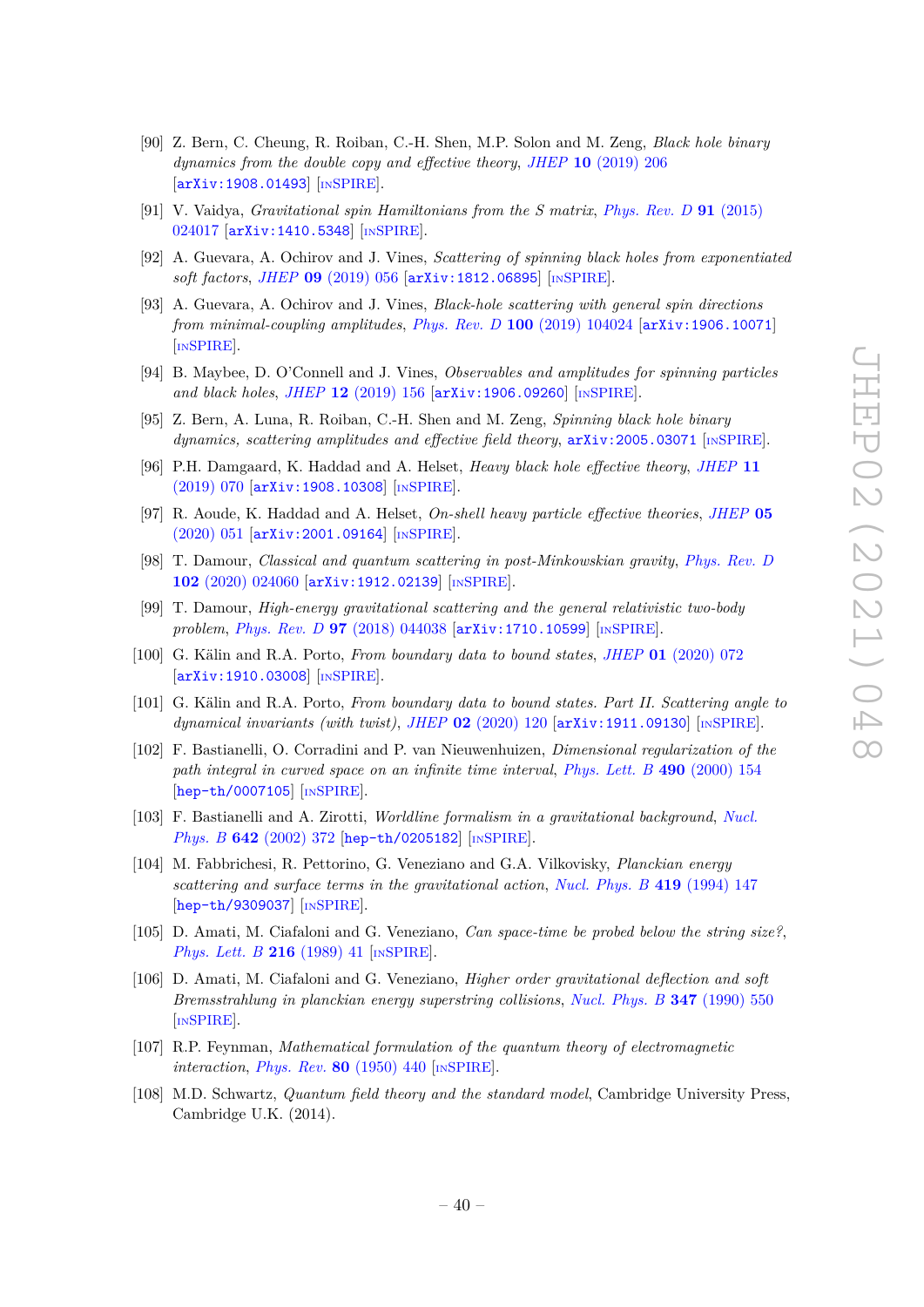[90] Z. Bern, C. Cheung, R. Roiban, C.-H. Shen, M.P. Solon and M. Zeng, *Black hole binary dynamics from the double copy and effective theory*, *JHEP* **10** (2019) 206 [arXiv:1908.01493] [INSPIRE].

[91] V. Vaidya, *Gravitational spin Hamiltonians from the S matrix*, *Phys. Rev. D* **91** (2015) 024017 [arXiv:1410.5348] [INSPIRE].

[92] A. Guevara, A. Ochirov and J. Vines, *Scattering of spinning black holes from exponentiated soft factors*, *JHEP* **09** (2019) 056 [arXiv:1812.06895] [INSPIRE].

[93] A. Guevara, A. Ochirov and J. Vines, *Black-hole scattering with general spin directions from minimal-coupling amplitudes*, *Phys. Rev. D* **100** (2019) 104024 [arXiv:1906.10071] [INSPIRE].

[94] B. Maybee, D. O'Connell and J. Vines, *Observables and amplitudes for spinning particles and black holes*, *JHEP* **12** (2019) 156 [arXiv:1906.09260] [INSPIRE].

[95] Z. Bern, A. Luna, R. Roiban, C.-H. Shen and M. Zeng, *Spinning black hole binary dynamics, scattering amplitudes and effective field theory*, arXiv:2005.03071 [INSPIRE].

[96] P.H. Damgaard, K. Haddad and A. Helset, *Heavy black hole effective theory*, *JHEP* **11** (2019) 070 [arXiv:1908.10308] [INSPIRE].

[97] R. Aoude, K. Haddad and A. Helset, *On-shell heavy particle effective theories*, *JHEP* **05** (2020) 051 [arXiv:2001.09164] [INSPIRE].

[98] T. Damour, *Classical and quantum scattering in post-Minkowskian gravity*, *Phys. Rev. D* **102** (2020) 024060 [arXiv:1912.02139] [INSPIRE].

[99] T. Damour, *High-energy gravitational scattering and the general relativistic two-body problem*, *Phys. Rev. D* **97** (2018) 044038 [arXiv:1710.10599] [INSPIRE].

[100] G. Kälin and R.A. Porto, *From boundary data to bound states*, *JHEP* **01** (2020) 072 [arXiv:1910.03008] [INSPIRE].

[101] G. Kälin and R.A. Porto, *From boundary data to bound states. Part II. Scattering angle to dynamical invariants (with twist)*, *JHEP* **02** (2020) 120 [arXiv:1911.09130] [INSPIRE].

[102] F. Bastianelli, O. Corradini and P. van Nieuwenhuizen, *Dimensional regularization of the path integral in curved space on an infinite time interval*, *Phys. Lett. B* **490** (2000) 154 [hep-th/0007105] [INSPIRE].

[103] F. Bastianelli and A. Zirotti, *Worldline formalism in a gravitational background*, *Nucl. Phys. B* **642** (2002) 372 [hep-th/0205182] [INSPIRE].

[104] M. Fabbrichesi, R. Pettorino, G. Veneziano and G.A. Vilkovisky, *Planckian energy scattering and surface terms in the gravitational action*, *Nucl. Phys. B* **419** (1994) 147 [hep-th/9309037] [INSPIRE].

[105] D. Amati, M. Ciafaloni and G. Veneziano, *Can space-time be probed below the string size?*, *Phys. Lett. B* **216** (1989) 41 [INSPIRE].

[106] D. Amati, M. Ciafaloni and G. Veneziano, *Higher order gravitational deflection and soft Bremsstrahlung in planckian energy superstring collisions*, *Nucl. Phys. B* **347** (1990) 550 [INSPIRE].

[107] R.P. Feynman, *Mathematical formulation of the quantum theory of electromagnetic interaction*, *Phys. Rev.* **80** (1950) 440 [INSPIRE].

[108] M.D. Schwartz, *Quantum field theory and the standard model*, Cambridge University Press, Cambridge U.K. (2014).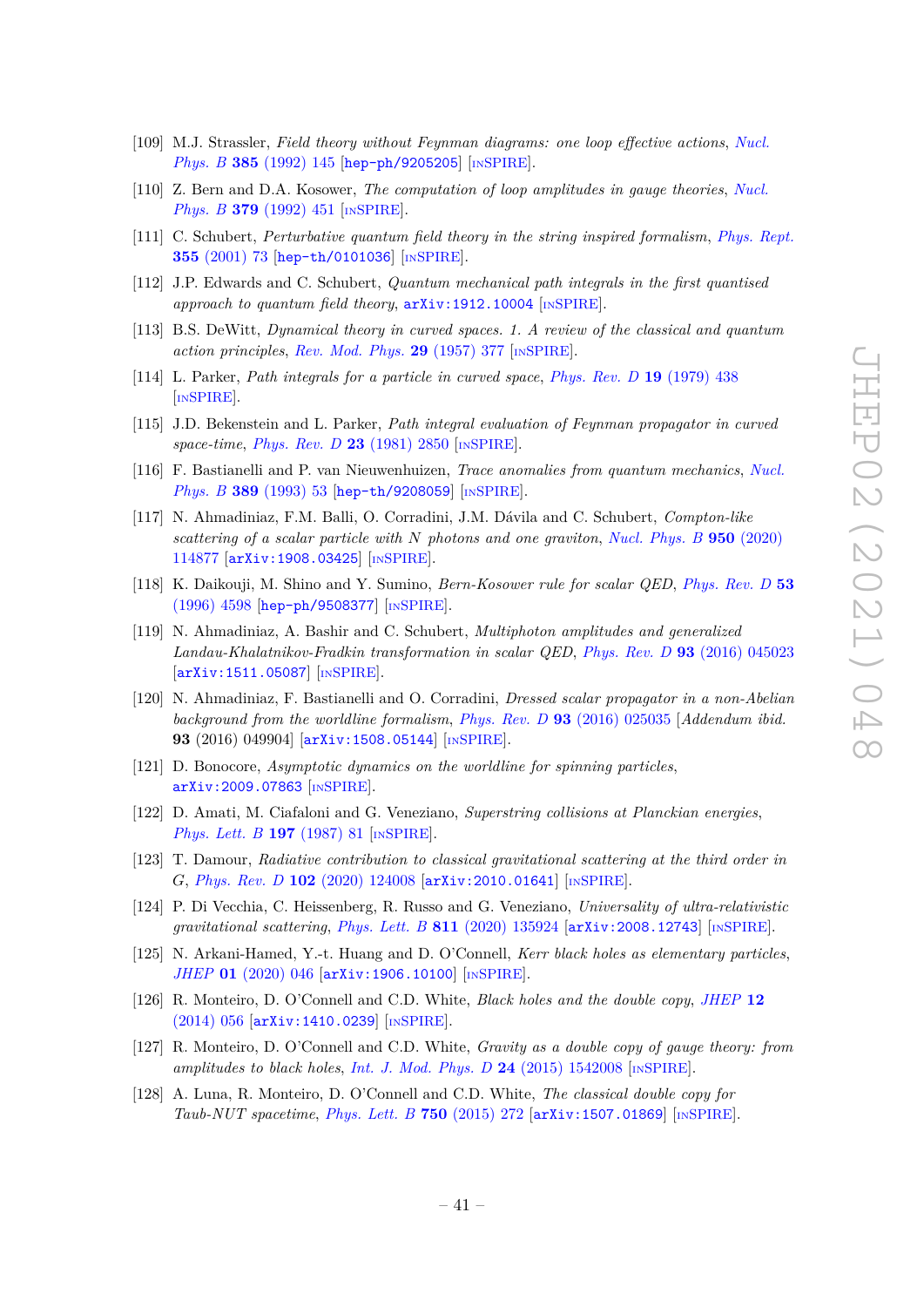[109] M.J. Strassler, *Field theory without Feynman diagrams: one loop effective actions*, *Nucl. Phys. B* **385** (1992) 145 [hep-ph/9205205] [INSPIRE].

[110] Z. Bern and D.A. Kosower, *The computation of loop amplitudes in gauge theories*, *Nucl. Phys. B* **379** (1992) 451 [INSPIRE].

[111] C. Schubert, *Perturbative quantum field theory in the string inspired formalism*, *Phys. Rept.* **355** (2001) 73 [hep-th/0101036] [INSPIRE].

[112] J.P. Edwards and C. Schubert, *Quantum mechanical path integrals in the first quantised approach to quantum field theory*, arXiv:1912.10004 [INSPIRE].

[113] B.S. DeWitt, *Dynamical theory in curved spaces. 1. A review of the classical and quantum action principles*, *Rev. Mod. Phys.* **29** (1957) 377 [INSPIRE].

[114] L. Parker, *Path integrals for a particle in curved space*, *Phys. Rev. D* **19** (1979) 438 [INSPIRE].

[115] J.D. Bekenstein and L. Parker, *Path integral evaluation of Feynman propagator in curved space-time*, *Phys. Rev. D* **23** (1981) 2850 [INSPIRE].

[116] F. Bastianelli and P. van Nieuwenhuizen, *Trace anomalies from quantum mechanics*, *Nucl. Phys. B* **389** (1993) 53 [hep-th/9208059] [INSPIRE].

[117] N. Ahmadiniaz, F.M. Balli, O. Corradini, J.M. Dávila and C. Schubert, *Compton-like scattering of a scalar particle with N photons and one graviton*, *Nucl. Phys. B* **950** (2020) 114877 [arXiv:1908.03425] [INSPIRE].

[118] K. Daikouji, M. Shino and Y. Sumino, *Bern-Kosower rule for scalar QED*, *Phys. Rev. D* **53** (1996) 4598 [hep-ph/9508377] [INSPIRE].

[119] N. Ahmadiniaz, A. Bashir and C. Schubert, *Multiphoton amplitudes and generalized Landau-Khalatnikov-Fradkin transformation in scalar QED*, *Phys. Rev. D* **93** (2016) 045023 [arXiv:1511.05087] [INSPIRE].

[120] N. Ahmadiniaz, F. Bastianelli and O. Corradini, *Dressed scalar propagator in a non-Abelian background from the worldline formalism*, *Phys. Rev. D* **93** (2016) 025035 [*Addendum ibid.* **93** (2016) 049904] [arXiv:1508.05144] [INSPIRE].

[121] D. Bonocore, *Asymptotic dynamics on the worldline for spinning particles*, arXiv:2009.07863 [INSPIRE].

[122] D. Amati, M. Ciafaloni and G. Veneziano, *Superstring collisions at Planckian energies*, *Phys. Lett. B* **197** (1987) 81 [INSPIRE].

[123] T. Damour, *Radiative contribution to classical gravitational scattering at the third order in G*, *Phys. Rev. D* **102** (2020) 124008 [arXiv:2010.01641] [INSPIRE].

[124] P. Di Vecchia, C. Heissenberg, R. Russo and G. Veneziano, *Universality of ultra-relativistic gravitational scattering*, *Phys. Lett. B* **811** (2020) 135924 [arXiv:2008.12743] [INSPIRE].

[125] N. Arkani-Hamed, Y.-t. Huang and D. O'Connell, *Kerr black holes as elementary particles*, *JHEP* **01** (2020) 046 [arXiv:1906.10100] [INSPIRE].

[126] R. Monteiro, D. O'Connell and C.D. White, *Black holes and the double copy*, *JHEP* **12** (2014) 056 [arXiv:1410.0239] [INSPIRE].

[127] R. Monteiro, D. O'Connell and C.D. White, *Gravity as a double copy of gauge theory: from amplitudes to black holes*, *Int. J. Mod. Phys. D* **24** (2015) 1542008 [INSPIRE].

[128] A. Luna, R. Monteiro, D. O'Connell and C.D. White, *The classical double copy for Taub-NUT spacetime*, *Phys. Lett. B* **750** (2015) 272 [arXiv:1507.01869] [INSPIRE].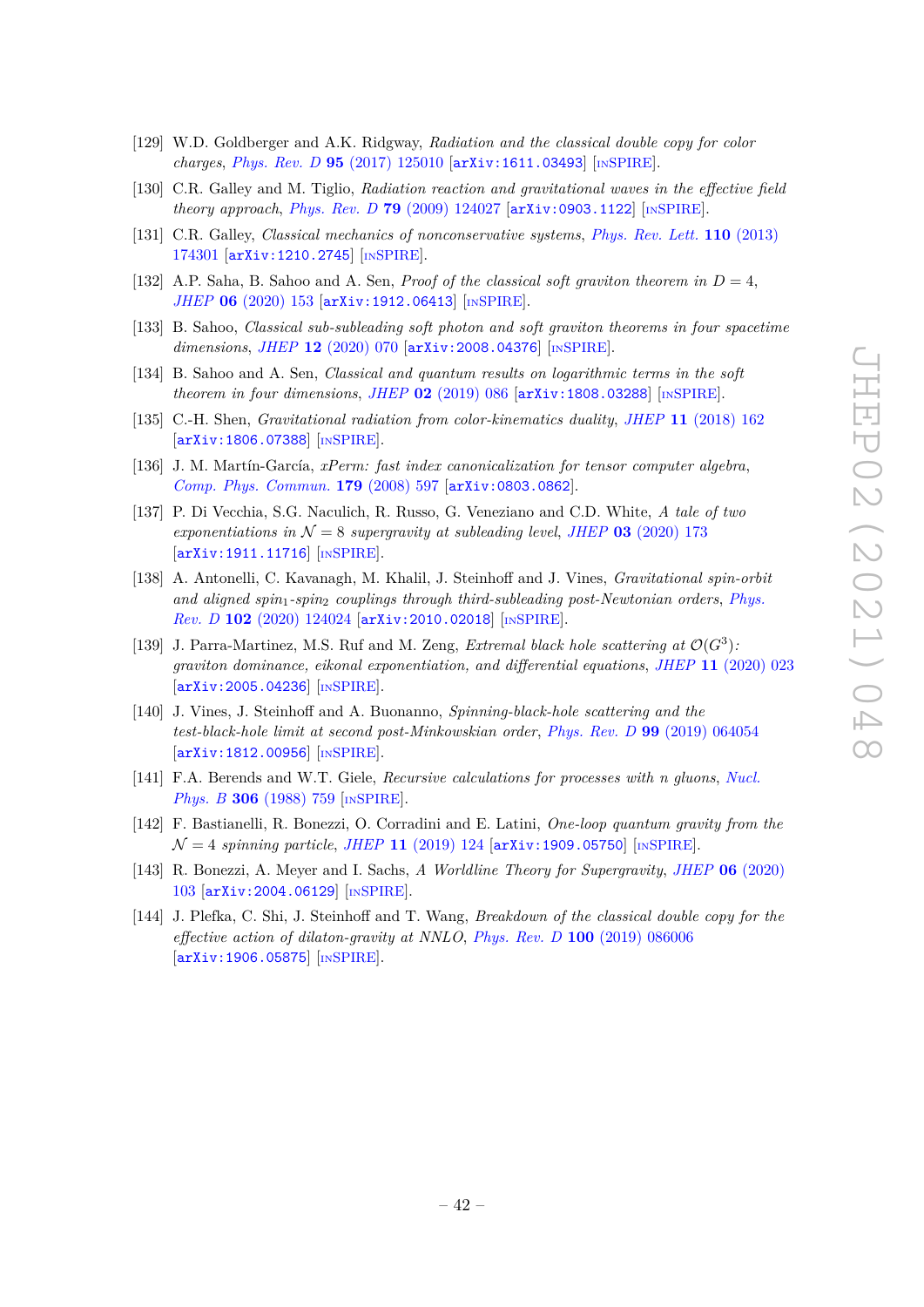[129] W.D. Goldberger and A.K. Ridgway, *Radiation and the classical double copy for color charges*, *Phys. Rev. D* **95** (2017) 125010 [arXiv:1611.03493] [INSPIRE].

[130] C.R. Galley and M. Tiglio, *Radiation reaction and gravitational waves in the effective field theory approach*, *Phys. Rev. D* **79** (2009) 124027 [arXiv:0903.1122] [INSPIRE].

[131] C.R. Galley, *Classical mechanics of nonconservative systems*, *Phys. Rev. Lett.* **110** (2013) 174301 [arXiv:1210.2745] [INSPIRE].

[132] A.P. Saha, B. Sahoo and A. Sen, *Proof of the classical soft graviton theorem in $D = 4$*, *JHEP* **06** (2020) 153 [arXiv:1912.06413] [INSPIRE].

[133] B. Sahoo, *Classical sub-subleading soft photon and soft graviton theorems in four spacetime dimensions*, *JHEP* **12** (2020) 070 [arXiv:2008.04376] [INSPIRE].

[134] B. Sahoo and A. Sen, *Classical and quantum results on logarithmic terms in the soft theorem in four dimensions*, *JHEP* **02** (2019) 086 [arXiv:1808.03288] [INSPIRE].

[135] C.-H. Shen, *Gravitational radiation from color-kinematics duality*, *JHEP* **11** (2018) 162 [arXiv:1806.07388] [INSPIRE].

[136] J. M. Martín-García, *xPerm: fast index canonicalization for tensor computer algebra*, *Comp. Phys. Commun.* **179** (2008) 597 [arXiv:0803.0862].

[137] P. Di Vecchia, S.G. Naculich, R. Russo, G. Veneziano and C.D. White, *A tale of two exponentiations in $\mathcal{N} = 8$ supergravity at subleading level*, *JHEP* **03** (2020) 173 [arXiv:1911.11716] [INSPIRE].

[138] A. Antonelli, C. Kavanagh, M. Khalil, J. Steinhoff and J. Vines, *Gravitational spin-orbit and aligned spin$_1$-spin$_2$ couplings through third-subleading post-Newtonian orders*, *Phys. Rev. D* **102** (2020) 124024 [arXiv:2010.02018] [INSPIRE].

[139] J. Parra-Martinez, M.S. Ruf and M. Zeng, *Extremal black hole scattering at $\mathcal{O}(G^3)$: graviton dominance, eikonal exponentiation, and differential equations*, *JHEP* **11** (2020) 023 [arXiv:2005.04236] [INSPIRE].

[140] J. Vines, J. Steinhoff and A. Buonanno, *Spinning-black-hole scattering and the test-black-hole limit at second post-Minkowskian order*, *Phys. Rev. D* **99** (2019) 064054 [arXiv:1812.00956] [INSPIRE].

[141] F.A. Berends and W.T. Giele, *Recursive calculations for processes with n gluons*, *Nucl. Phys. B* **306** (1988) 759 [INSPIRE].

[142] F. Bastianelli, R. Bonezzi, O. Corradini and E. Latini, *One-loop quantum gravity from the $\mathcal{N} = 4$ spinning particle*, *JHEP* **11** (2019) 124 [arXiv:1909.05750] [INSPIRE].

[143] R. Bonezzi, A. Meyer and I. Sachs, *A Worldline Theory for Supergravity*, *JHEP* **06** (2020) 103 [arXiv:2004.06129] [INSPIRE].

[144] J. Plefka, C. Shi, J. Steinhoff and T. Wang, *Breakdown of the classical double copy for the effective action of dilaton-gravity at NNLO*, *Phys. Rev. D* **100** (2019) 086006 [arXiv:1906.05875] [INSPIRE].